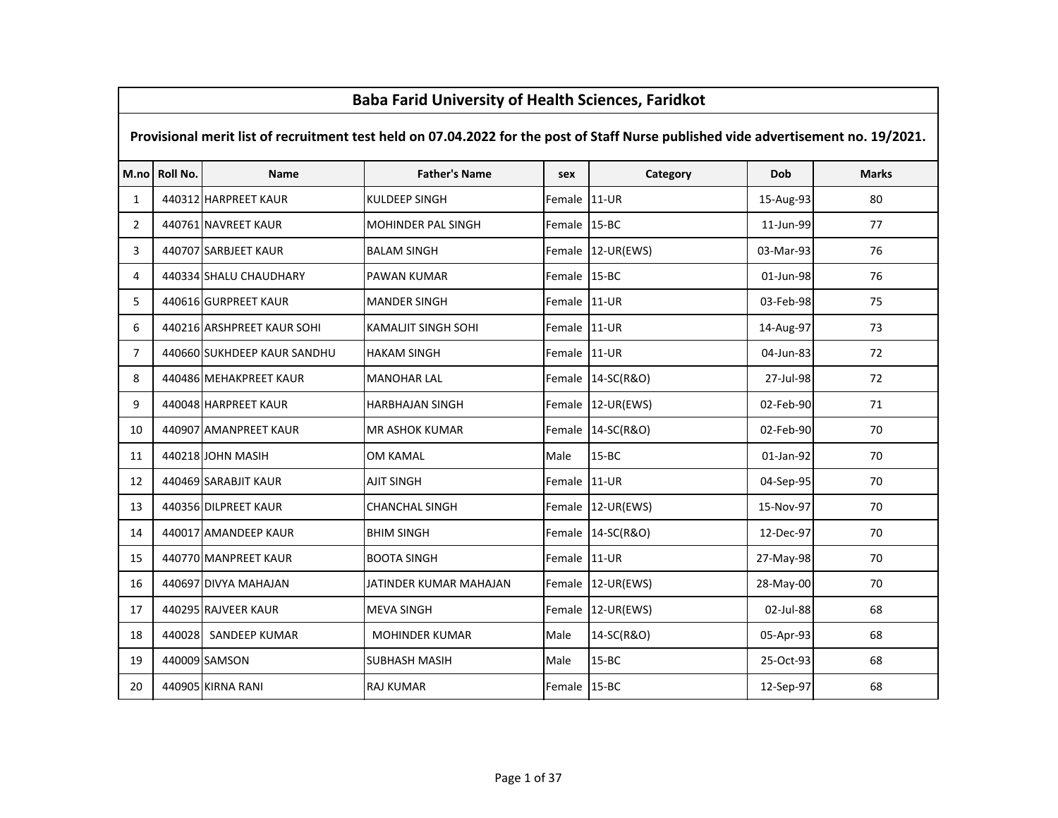# Baba Farid University of Health Sciences, Faridkot

## Provisional merit list of recruitment test held on 07.04.2022 for the post of Staff Nurse published vide advertisement no. 19/2021.

| M.no | Roll No. | Name | Father's Name | sex | Category | Dob | Marks |
|---|---|---|---|---|---|---|---|
| 1 | 440312 | HARPREET KAUR | KULDEEP SINGH | Female | 11-UR | 15-Aug-93 | 80 |
| 2 | 440761 | NAVREET KAUR | MOHINDER PAL SINGH | Female | 15-BC | 11-Jun-99 | 77 |
| 3 | 440707 | SARBJEET KAUR | BALAM SINGH | Female | 12-UR(EWS) | 03-Mar-93 | 76 |
| 4 | 440334 | SHALU CHAUDHARY | PAWAN KUMAR | Female | 15-BC | 01-Jun-98 | 76 |
| 5 | 440616 | GURPREET KAUR | MANDER SINGH | Female | 11-UR | 03-Feb-98 | 75 |
| 6 | 440216 | ARSHPREET KAUR SOHI | KAMALJIT SINGH SOHI | Female | 11-UR | 14-Aug-97 | 73 |
| 7 | 440660 | SUKHDEEP KAUR SANDHU | HAKAM SINGH | Female | 11-UR | 04-Jun-83 | 72 |
| 8 | 440486 | MEHAKPREET KAUR | MANOHAR LAL | Female | 14-SC(R&O) | 27-Jul-98 | 72 |
| 9 | 440048 | HARPREET KAUR | HARBHAJAN SINGH | Female | 12-UR(EWS) | 02-Feb-90 | 71 |
| 10 | 440907 | AMANPREET KAUR | MR ASHOK KUMAR | Female | 14-SC(R&O) | 02-Feb-90 | 70 |
| 11 | 440218 | JOHN MASIH | OM KAMAL | Male | 15-BC | 01-Jan-92 | 70 |
| 12 | 440469 | SARABJIT KAUR | AJIT SINGH | Female | 11-UR | 04-Sep-95 | 70 |
| 13 | 440356 | DILPREET KAUR | CHANCHAL SINGH | Female | 12-UR(EWS) | 15-Nov-97 | 70 |
| 14 | 440017 | AMANDEEP KAUR | BHIM SINGH | Female | 14-SC(R&O) | 12-Dec-97 | 70 |
| 15 | 440770 | MANPREET KAUR | BOOTA SINGH | Female | 11-UR | 27-May-98 | 70 |
| 16 | 440697 | DIVYA MAHAJAN | JATINDER KUMAR MAHAJAN | Female | 12-UR(EWS) | 28-May-00 | 70 |
| 17 | 440295 | RAJVEER KAUR | MEVA SINGH | Female | 12-UR(EWS) | 02-Jul-88 | 68 |
| 18 | 440028 | SANDEEP KUMAR | MOHINDER KUMAR | Male | 14-SC(R&O) | 05-Apr-93 | 68 |
| 19 | 440009 | SAMSON | SUBHASH MASIH | Male | 15-BC | 25-Oct-93 | 68 |
| 20 | 440905 | KIRNA RANI | RAJ KUMAR | Female | 15-BC | 12-Sep-97 | 68 |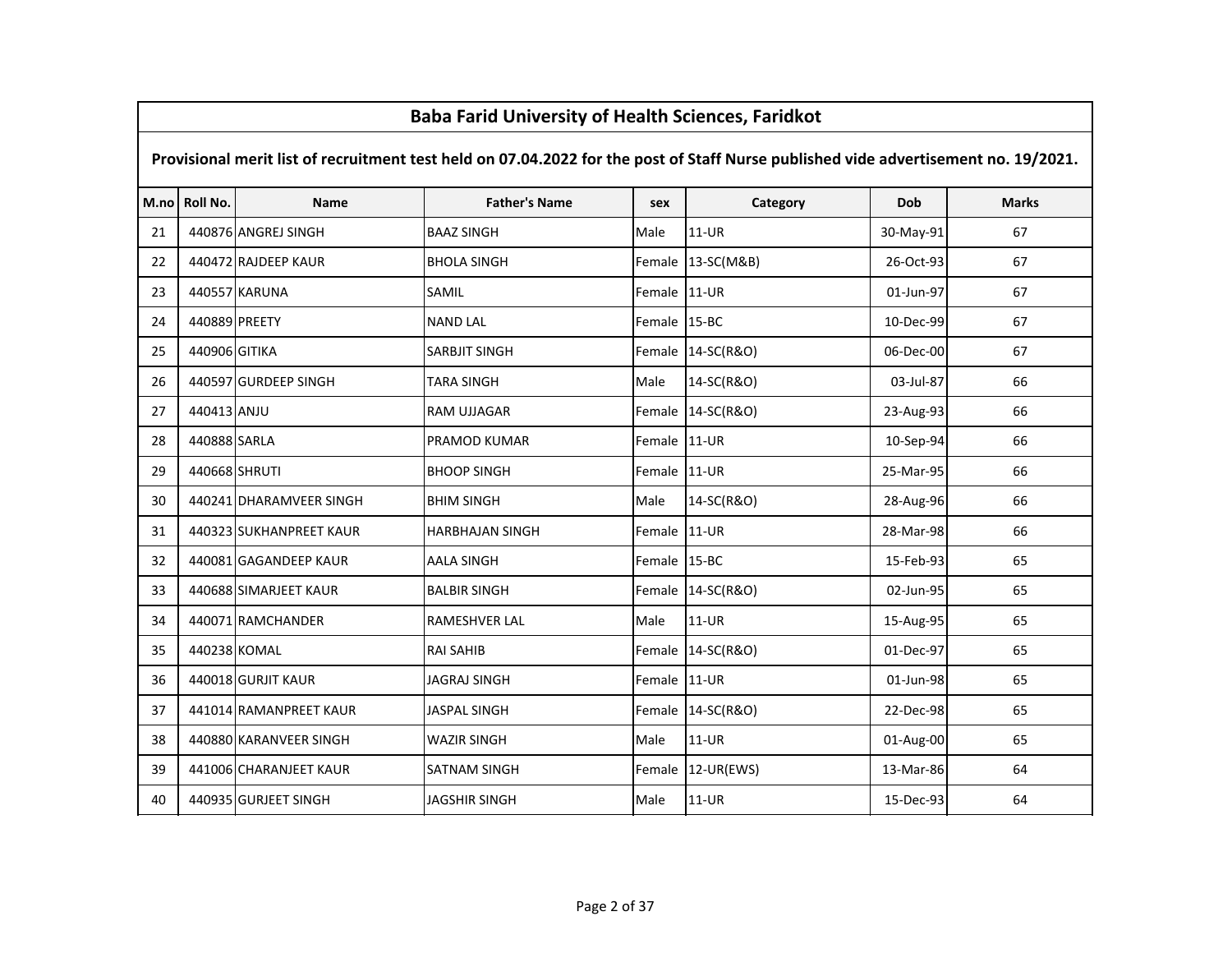# Baba Farid University of Health Sciences, Faridkot

## Provisional merit list of recruitment test held on 07.04.2022 for the post of Staff Nurse published vide advertisement no. 19/2021.

| M.no | Roll No. | Name | Father's Name | sex | Category | Dob | Marks |
|---|---|---|---|---|---|---|---|
| 21 | 440876 | ANGREJ SINGH | BAAZ SINGH | Male | 11-UR | 30-May-91 | 67 |
| 22 | 440472 | RAJDEEP KAUR | BHOLA SINGH | Female | 13-SC(M&B) | 26-Oct-93 | 67 |
| 23 | 440557 | KARUNA | SAMIL | Female | 11-UR | 01-Jun-97 | 67 |
| 24 | 440889 | PREETY | NAND LAL | Female | 15-BC | 10-Dec-99 | 67 |
| 25 | 440906 | GITIKA | SARBJIT SINGH | Female | 14-SC(R&O) | 06-Dec-00 | 67 |
| 26 | 440597 | GURDEEP SINGH | TARA SINGH | Male | 14-SC(R&O) | 03-Jul-87 | 66 |
| 27 | 440413 | ANJU | RAM UJJAGAR | Female | 14-SC(R&O) | 23-Aug-93 | 66 |
| 28 | 440888 | SARLA | PRAMOD KUMAR | Female | 11-UR | 10-Sep-94 | 66 |
| 29 | 440668 | SHRUTI | BHOOP SINGH | Female | 11-UR | 25-Mar-95 | 66 |
| 30 | 440241 | DHARAMVEER SINGH | BHIM SINGH | Male | 14-SC(R&O) | 28-Aug-96 | 66 |
| 31 | 440323 | SUKHANPREET KAUR | HARBHAJAN SINGH | Female | 11-UR | 28-Mar-98 | 66 |
| 32 | 440081 | GAGANDEEP KAUR | AALA SINGH | Female | 15-BC | 15-Feb-93 | 65 |
| 33 | 440688 | SIMARJEET KAUR | BALBIR SINGH | Female | 14-SC(R&O) | 02-Jun-95 | 65 |
| 34 | 440071 | RAMCHANDER | RAMESHVER LAL | Male | 11-UR | 15-Aug-95 | 65 |
| 35 | 440238 | KOMAL | RAI SAHIB | Female | 14-SC(R&O) | 01-Dec-97 | 65 |
| 36 | 440018 | GURJIT KAUR | JAGRAJ SINGH | Female | 11-UR | 01-Jun-98 | 65 |
| 37 | 441014 | RAMANPREET KAUR | JASPAL SINGH | Female | 14-SC(R&O) | 22-Dec-98 | 65 |
| 38 | 440880 | KARANVEER SINGH | WAZIR SINGH | Male | 11-UR | 01-Aug-00 | 65 |
| 39 | 441006 | CHARANJEET KAUR | SATNAM SINGH | Female | 12-UR(EWS) | 13-Mar-86 | 64 |
| 40 | 440935 | GURJEET SINGH | JAGSHIR SINGH | Male | 11-UR | 15-Dec-93 | 64 |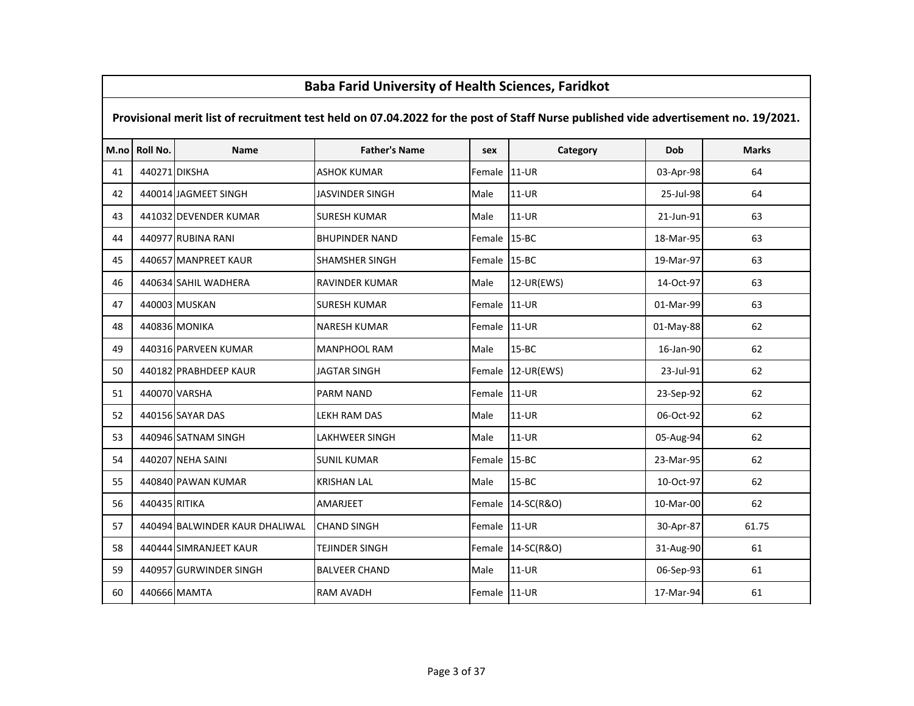# Baba Farid University of Health Sciences, Faridkot

**Provisional merit list of recruitment test held on 07.04.2022 for the post of Staff Nurse published vide advertisement no. 19/2021.**

| M.no | Roll No. | Name | Father's Name | sex | Category | Dob | Marks |
|---|---|---|---|---|---|---|---|
| 41 | 440271 | DIKSHA | ASHOK KUMAR | Female | 11-UR | 03-Apr-98 | 64 |
| 42 | 440014 | JAGMEET SINGH | JASVINDER SINGH | Male | 11-UR | 25-Jul-98 | 64 |
| 43 | 441032 | DEVENDER KUMAR | SURESH KUMAR | Male | 11-UR | 21-Jun-91 | 63 |
| 44 | 440977 | RUBINA RANI | BHUPINDER NAND | Female | 15-BC | 18-Mar-95 | 63 |
| 45 | 440657 | MANPREET KAUR | SHAMSHER SINGH | Female | 15-BC | 19-Mar-97 | 63 |
| 46 | 440634 | SAHIL WADHERA | RAVINDER KUMAR | Male | 12-UR(EWS) | 14-Oct-97 | 63 |
| 47 | 440003 | MUSKAN | SURESH KUMAR | Female | 11-UR | 01-Mar-99 | 63 |
| 48 | 440836 | MONIKA | NARESH KUMAR | Female | 11-UR | 01-May-88 | 62 |
| 49 | 440316 | PARVEEN KUMAR | MANPHOOL RAM | Male | 15-BC | 16-Jan-90 | 62 |
| 50 | 440182 | PRABHDEEP KAUR | JAGTAR SINGH | Female | 12-UR(EWS) | 23-Jul-91 | 62 |
| 51 | 440070 | VARSHA | PARM NAND | Female | 11-UR | 23-Sep-92 | 62 |
| 52 | 440156 | SAYAR DAS | LEKH RAM DAS | Male | 11-UR | 06-Oct-92 | 62 |
| 53 | 440946 | SATNAM SINGH | LAKHWEER SINGH | Male | 11-UR | 05-Aug-94 | 62 |
| 54 | 440207 | NEHA SAINI | SUNIL KUMAR | Female | 15-BC | 23-Mar-95 | 62 |
| 55 | 440840 | PAWAN KUMAR | KRISHAN LAL | Male | 15-BC | 10-Oct-97 | 62 |
| 56 | 440435 | RITIKA | AMARJEET | Female | 14-SC(R&O) | 10-Mar-00 | 62 |
| 57 | 440494 | BALWINDER KAUR DHALIWAL | CHAND SINGH | Female | 11-UR | 30-Apr-87 | 61.75 |
| 58 | 440444 | SIMRANJEET KAUR | TEJINDER SINGH | Female | 14-SC(R&O) | 31-Aug-90 | 61 |
| 59 | 440957 | GURWINDER SINGH | BALVEER CHAND | Male | 11-UR | 06-Sep-93 | 61 |
| 60 | 440666 | MAMTA | RAM AVADH | Female | 11-UR | 17-Mar-94 | 61 |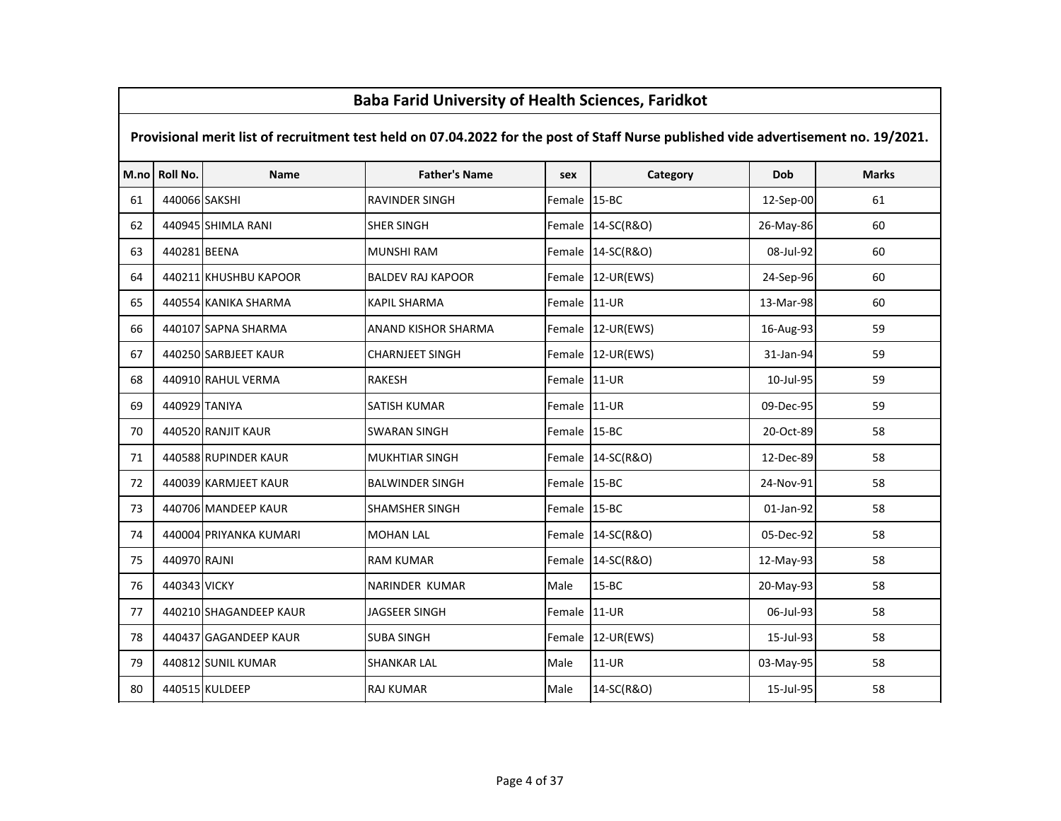## Baba Farid University of Health Sciences, Faridkot

**Provisional merit list of recruitment test held on 07.04.2022 for the post of Staff Nurse published vide advertisement no. 19/2021.**

| M.no | Roll No. | Name | Father's Name | sex | Category | Dob | Marks |
|---|---|---|---|---|---|---|---|
| 61 | 440066 | SAKSHI | RAVINDER SINGH | Female | 15-BC | 12-Sep-00 | 61 |
| 62 | 440945 | SHIMLA RANI | SHER SINGH | Female | 14-SC(R&O) | 26-May-86 | 60 |
| 63 | 440281 | BEENA | MUNSHI RAM | Female | 14-SC(R&O) | 08-Jul-92 | 60 |
| 64 | 440211 | KHUSHBU KAPOOR | BALDEV RAJ KAPOOR | Female | 12-UR(EWS) | 24-Sep-96 | 60 |
| 65 | 440554 | KANIKA SHARMA | KAPIL SHARMA | Female | 11-UR | 13-Mar-98 | 60 |
| 66 | 440107 | SAPNA SHARMA | ANAND KISHOR SHARMA | Female | 12-UR(EWS) | 16-Aug-93 | 59 |
| 67 | 440250 | SARBJEET KAUR | CHARNJEET SINGH | Female | 12-UR(EWS) | 31-Jan-94 | 59 |
| 68 | 440910 | RAHUL VERMA | RAKESH | Female | 11-UR | 10-Jul-95 | 59 |
| 69 | 440929 | TANIYA | SATISH KUMAR | Female | 11-UR | 09-Dec-95 | 59 |
| 70 | 440520 | RANJIT KAUR | SWARAN SINGH | Female | 15-BC | 20-Oct-89 | 58 |
| 71 | 440588 | RUPINDER KAUR | MUKHTIAR SINGH | Female | 14-SC(R&O) | 12-Dec-89 | 58 |
| 72 | 440039 | KARMJEET KAUR | BALWINDER SINGH | Female | 15-BC | 24-Nov-91 | 58 |
| 73 | 440706 | MANDEEP KAUR | SHAMSHER SINGH | Female | 15-BC | 01-Jan-92 | 58 |
| 74 | 440004 | PRIYANKA KUMARI | MOHAN LAL | Female | 14-SC(R&O) | 05-Dec-92 | 58 |
| 75 | 440970 | RAJNI | RAM KUMAR | Female | 14-SC(R&O) | 12-May-93 | 58 |
| 76 | 440343 | VICKY | NARINDER KUMAR | Male | 15-BC | 20-May-93 | 58 |
| 77 | 440210 | SHAGANDEEP KAUR | JAGSEER SINGH | Female | 11-UR | 06-Jul-93 | 58 |
| 78 | 440437 | GAGANDEEP KAUR | SUBA SINGH | Female | 12-UR(EWS) | 15-Jul-93 | 58 |
| 79 | 440812 | SUNIL KUMAR | SHANKAR LAL | Male | 11-UR | 03-May-95 | 58 |
| 80 | 440515 | KULDEEP | RAJ KUMAR | Male | 14-SC(R&O) | 15-Jul-95 | 58 |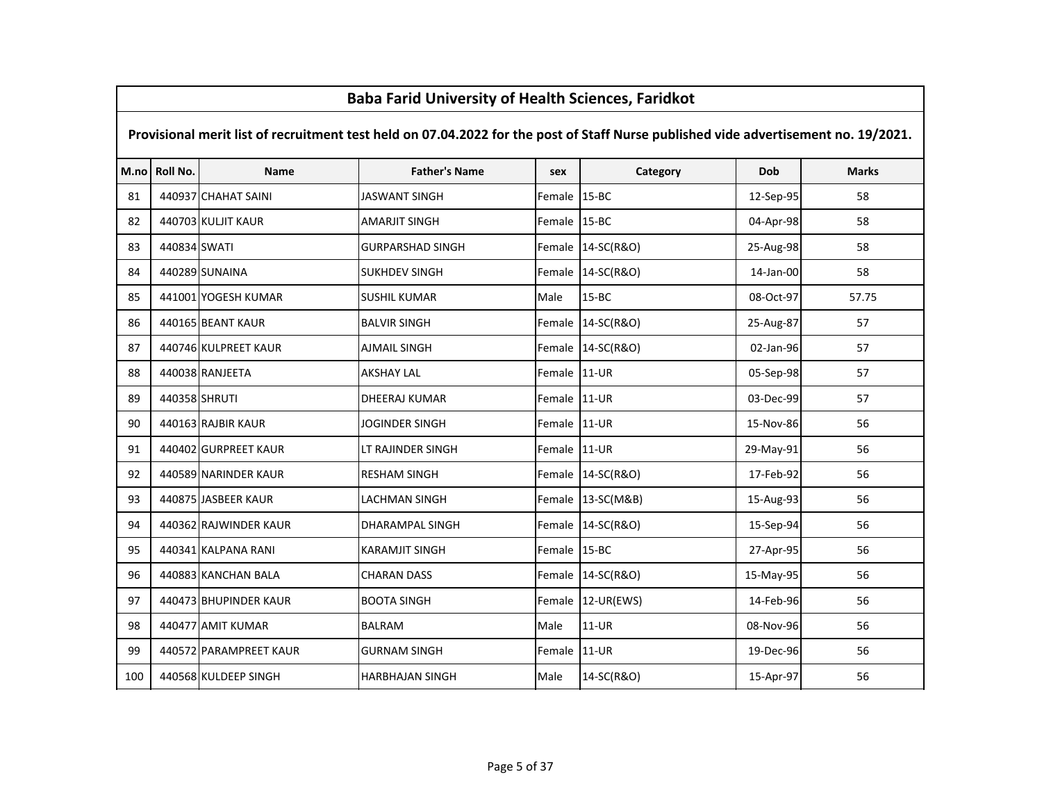# Baba Farid University of Health Sciences, Faridkot

## Provisional merit list of recruitment test held on 07.04.2022 for the post of Staff Nurse published vide advertisement no. 19/2021.

| M.no | Roll No. | Name | Father's Name | sex | Category | Dob | Marks |
|---|---|---|---|---|---|---|---|
| 81 | 440937 | CHAHAT SAINI | JASWANT SINGH | Female | 15-BC | 12-Sep-95 | 58 |
| 82 | 440703 | KULJIT KAUR | AMARJIT SINGH | Female | 15-BC | 04-Apr-98 | 58 |
| 83 | 440834 | SWATI | GURPARSHAD SINGH | Female | 14-SC(R&O) | 25-Aug-98 | 58 |
| 84 | 440289 | SUNAINA | SUKHDEV SINGH | Female | 14-SC(R&O) | 14-Jan-00 | 58 |
| 85 | 441001 | YOGESH KUMAR | SUSHIL KUMAR | Male | 15-BC | 08-Oct-97 | 57.75 |
| 86 | 440165 | BEANT KAUR | BALVIR SINGH | Female | 14-SC(R&O) | 25-Aug-87 | 57 |
| 87 | 440746 | KULPREET KAUR | AJMAIL SINGH | Female | 14-SC(R&O) | 02-Jan-96 | 57 |
| 88 | 440038 | RANJEETA | AKSHAY LAL | Female | 11-UR | 05-Sep-98 | 57 |
| 89 | 440358 | SHRUTI | DHEERAJ KUMAR | Female | 11-UR | 03-Dec-99 | 57 |
| 90 | 440163 | RAJBIR KAUR | JOGINDER SINGH | Female | 11-UR | 15-Nov-86 | 56 |
| 91 | 440402 | GURPREET KAUR | LT RAJINDER SINGH | Female | 11-UR | 29-May-91 | 56 |
| 92 | 440589 | NARINDER KAUR | RESHAM SINGH | Female | 14-SC(R&O) | 17-Feb-92 | 56 |
| 93 | 440875 | JASBEER KAUR | LACHMAN SINGH | Female | 13-SC(M&B) | 15-Aug-93 | 56 |
| 94 | 440362 | RAJWINDER KAUR | DHARAMPAL SINGH | Female | 14-SC(R&O) | 15-Sep-94 | 56 |
| 95 | 440341 | KALPANA RANI | KARAMJIT SINGH | Female | 15-BC | 27-Apr-95 | 56 |
| 96 | 440883 | KANCHAN BALA | CHARAN DASS | Female | 14-SC(R&O) | 15-May-95 | 56 |
| 97 | 440473 | BHUPINDER KAUR | BOOTA SINGH | Female | 12-UR(EWS) | 14-Feb-96 | 56 |
| 98 | 440477 | AMIT KUMAR | BALRAM | Male | 11-UR | 08-Nov-96 | 56 |
| 99 | 440572 | PARAMPREET KAUR | GURNAM SINGH | Female | 11-UR | 19-Dec-96 | 56 |
| 100 | 440568 | KULDEEP SINGH | HARBHAJAN SINGH | Male | 14-SC(R&O) | 15-Apr-97 | 56 |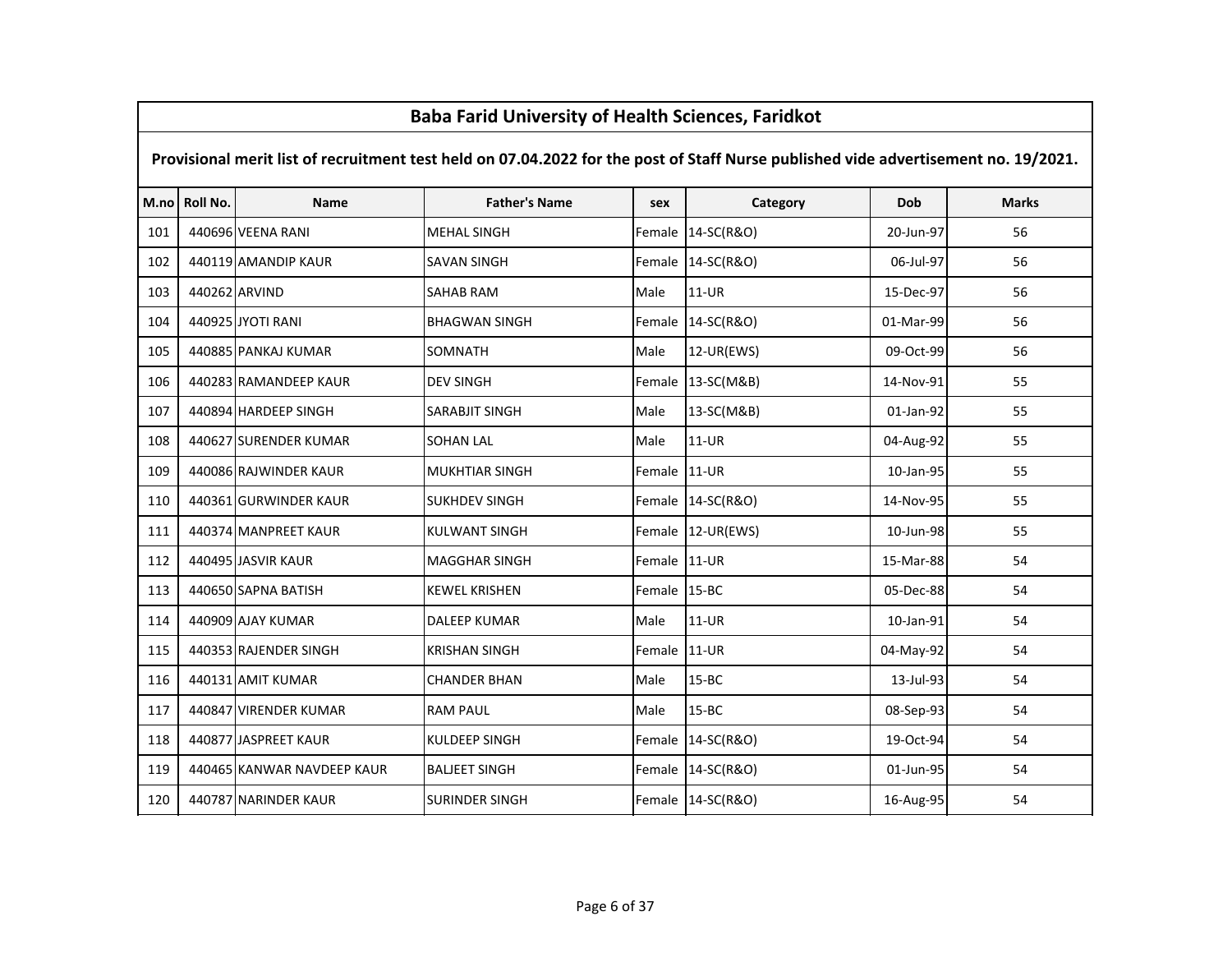## Baba Farid University of Health Sciences, Faridkot

**Provisional merit list of recruitment test held on 07.04.2022 for the post of Staff Nurse published vide advertisement no. 19/2021.**

| M.no | Roll No. | Name | Father's Name | sex | Category | Dob | Marks |
|---|---|---|---|---|---|---|---|
| 101 | 440696 | VEENA RANI | MEHAL SINGH | Female | 14-SC(R&O) | 20-Jun-97 | 56 |
| 102 | 440119 | AMANDIP KAUR | SAVAN SINGH | Female | 14-SC(R&O) | 06-Jul-97 | 56 |
| 103 | 440262 | ARVIND | SAHAB RAM | Male | 11-UR | 15-Dec-97 | 56 |
| 104 | 440925 | JYOTI RANI | BHAGWAN SINGH | Female | 14-SC(R&O) | 01-Mar-99 | 56 |
| 105 | 440885 | PANKAJ KUMAR | SOMNATH | Male | 12-UR(EWS) | 09-Oct-99 | 56 |
| 106 | 440283 | RAMANDEEP KAUR | DEV SINGH | Female | 13-SC(M&B) | 14-Nov-91 | 55 |
| 107 | 440894 | HARDEEP SINGH | SARABJIT SINGH | Male | 13-SC(M&B) | 01-Jan-92 | 55 |
| 108 | 440627 | SURENDER KUMAR | SOHAN LAL | Male | 11-UR | 04-Aug-92 | 55 |
| 109 | 440086 | RAJWINDER KAUR | MUKHTIAR SINGH | Female | 11-UR | 10-Jan-95 | 55 |
| 110 | 440361 | GURWINDER KAUR | SUKHDEV SINGH | Female | 14-SC(R&O) | 14-Nov-95 | 55 |
| 111 | 440374 | MANPREET KAUR | KULWANT SINGH | Female | 12-UR(EWS) | 10-Jun-98 | 55 |
| 112 | 440495 | JASVIR KAUR | MAGGHAR SINGH | Female | 11-UR | 15-Mar-88 | 54 |
| 113 | 440650 | SAPNA BATISH | KEWEL KRISHEN | Female | 15-BC | 05-Dec-88 | 54 |
| 114 | 440909 | AJAY KUMAR | DALEEP KUMAR | Male | 11-UR | 10-Jan-91 | 54 |
| 115 | 440353 | RAJENDER SINGH | KRISHAN SINGH | Female | 11-UR | 04-May-92 | 54 |
| 116 | 440131 | AMIT KUMAR | CHANDER BHAN | Male | 15-BC | 13-Jul-93 | 54 |
| 117 | 440847 | VIRENDER KUMAR | RAM PAUL | Male | 15-BC | 08-Sep-93 | 54 |
| 118 | 440877 | JASPREET KAUR | KULDEEP SINGH | Female | 14-SC(R&O) | 19-Oct-94 | 54 |
| 119 | 440465 | KANWAR NAVDEEP KAUR | BALJEET SINGH | Female | 14-SC(R&O) | 01-Jun-95 | 54 |
| 120 | 440787 | NARINDER KAUR | SURINDER SINGH | Female | 14-SC(R&O) | 16-Aug-95 | 54 |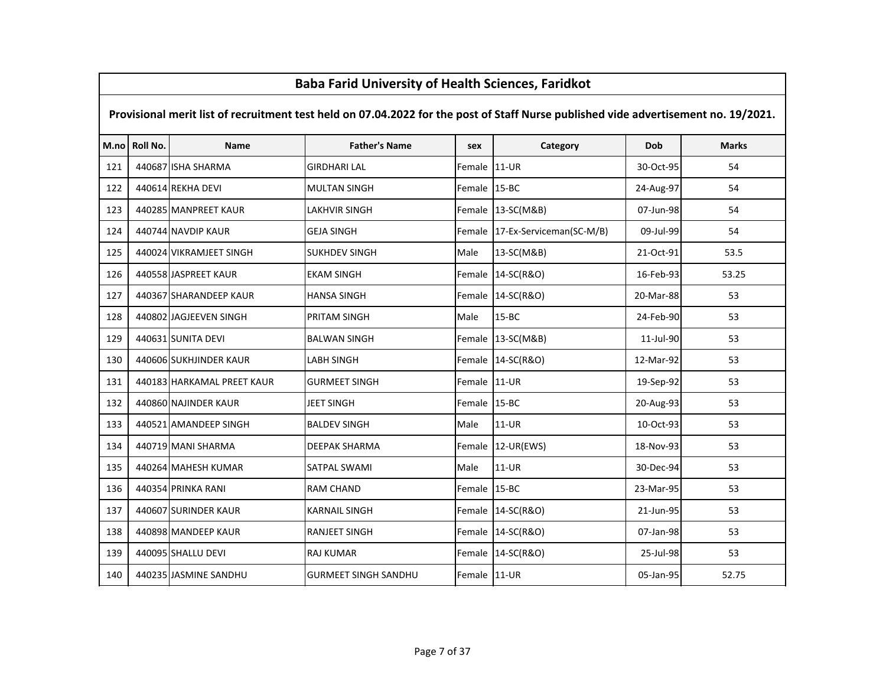# Baba Farid University of Health Sciences, Faridkot

## Provisional merit list of recruitment test held on 07.04.2022 for the post of Staff Nurse published vide advertisement no. 19/2021.

| M.no | Roll No. | Name | Father's Name | sex | Category | Dob | Marks |
|---|---|---|---|---|---|---|---|
| 121 | 440687 | ISHA SHARMA | GIRDHARI LAL | Female | 11-UR | 30-Oct-95 | 54 |
| 122 | 440614 | REKHA DEVI | MULTAN SINGH | Female | 15-BC | 24-Aug-97 | 54 |
| 123 | 440285 | MANPREET KAUR | LAKHVIR SINGH | Female | 13-SC(M&B) | 07-Jun-98 | 54 |
| 124 | 440744 | NAVDIP KAUR | GEJA SINGH | Female | 17-Ex-Serviceman(SC-M/B) | 09-Jul-99 | 54 |
| 125 | 440024 | VIKRAMJEET SINGH | SUKHDEV SINGH | Male | 13-SC(M&B) | 21-Oct-91 | 53.5 |
| 126 | 440558 | JASPREET KAUR | EKAM SINGH | Female | 14-SC(R&O) | 16-Feb-93 | 53.25 |
| 127 | 440367 | SHARANDEEP KAUR | HANSA SINGH | Female | 14-SC(R&O) | 20-Mar-88 | 53 |
| 128 | 440802 | JAGJEEVEN SINGH | PRITAM SINGH | Male | 15-BC | 24-Feb-90 | 53 |
| 129 | 440631 | SUNITA DEVI | BALWAN SINGH | Female | 13-SC(M&B) | 11-Jul-90 | 53 |
| 130 | 440606 | SUKHJINDER KAUR | LABH SINGH | Female | 14-SC(R&O) | 12-Mar-92 | 53 |
| 131 | 440183 | HARKAMAL PREET KAUR | GURMEET SINGH | Female | 11-UR | 19-Sep-92 | 53 |
| 132 | 440860 | NAJINDER KAUR | JEET SINGH | Female | 15-BC | 20-Aug-93 | 53 |
| 133 | 440521 | AMANDEEP SINGH | BALDEV SINGH | Male | 11-UR | 10-Oct-93 | 53 |
| 134 | 440719 | MANI SHARMA | DEEPAK SHARMA | Female | 12-UR(EWS) | 18-Nov-93 | 53 |
| 135 | 440264 | MAHESH KUMAR | SATPAL SWAMI | Male | 11-UR | 30-Dec-94 | 53 |
| 136 | 440354 | PRINKA RANI | RAM CHAND | Female | 15-BC | 23-Mar-95 | 53 |
| 137 | 440607 | SURINDER KAUR | KARNAIL SINGH | Female | 14-SC(R&O) | 21-Jun-95 | 53 |
| 138 | 440898 | MANDEEP KAUR | RANJEET SINGH | Female | 14-SC(R&O) | 07-Jan-98 | 53 |
| 139 | 440095 | SHALLU DEVI | RAJ KUMAR | Female | 14-SC(R&O) | 25-Jul-98 | 53 |
| 140 | 440235 | JASMINE SANDHU | GURMEET SINGH SANDHU | Female | 11-UR | 05-Jan-95 | 52.75 |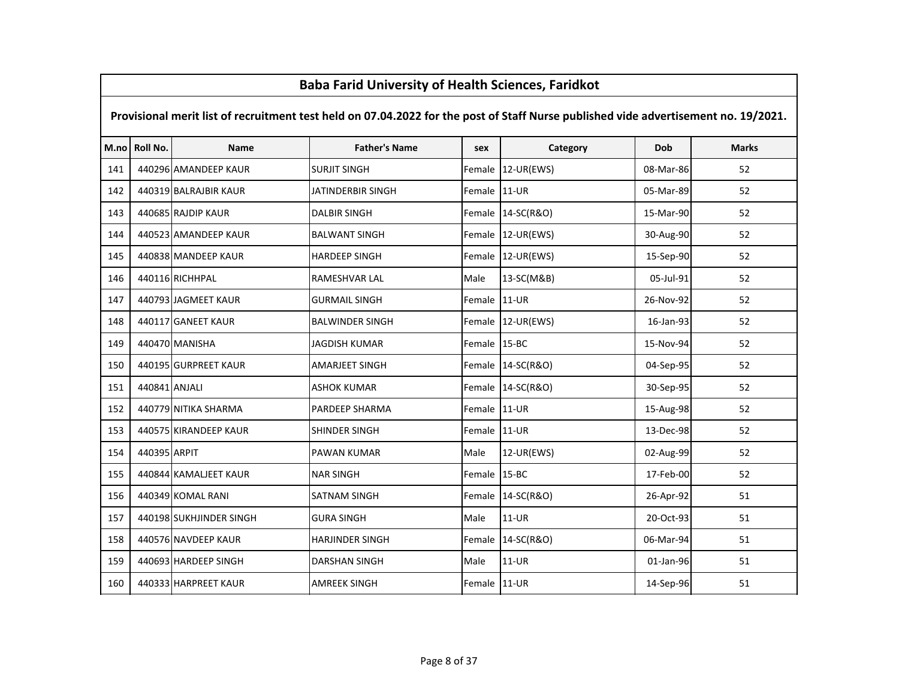## Baba Farid University of Health Sciences, Faridkot

**Provisional merit list of recruitment test held on 07.04.2022 for the post of Staff Nurse published vide advertisement no. 19/2021.**

| M.no | Roll No. | Name | Father's Name | sex | Category | Dob | Marks |
|---|---|---|---|---|---|---|---|
| 141 | 440296 | AMANDEEP KAUR | SURJIT SINGH | Female | 12-UR(EWS) | 08-Mar-86 | 52 |
| 142 | 440319 | BALRAJBIR KAUR | JATINDERBIR SINGH | Female | 11-UR | 05-Mar-89 | 52 |
| 143 | 440685 | RAJDIP KAUR | DALBIR SINGH | Female | 14-SC(R&O) | 15-Mar-90 | 52 |
| 144 | 440523 | AMANDEEP KAUR | BALWANT SINGH | Female | 12-UR(EWS) | 30-Aug-90 | 52 |
| 145 | 440838 | MANDEEP KAUR | HARDEEP SINGH | Female | 12-UR(EWS) | 15-Sep-90 | 52 |
| 146 | 440116 | RICHHPAL | RAMESHVAR LAL | Male | 13-SC(M&B) | 05-Jul-91 | 52 |
| 147 | 440793 | JAGMEET KAUR | GURMAIL SINGH | Female | 11-UR | 26-Nov-92 | 52 |
| 148 | 440117 | GANEET KAUR | BALWINDER SINGH | Female | 12-UR(EWS) | 16-Jan-93 | 52 |
| 149 | 440470 | MANISHA | JAGDISH KUMAR | Female | 15-BC | 15-Nov-94 | 52 |
| 150 | 440195 | GURPREET KAUR | AMARJEET SINGH | Female | 14-SC(R&O) | 04-Sep-95 | 52 |
| 151 | 440841 | ANJALI | ASHOK KUMAR | Female | 14-SC(R&O) | 30-Sep-95 | 52 |
| 152 | 440779 | NITIKA SHARMA | PARDEEP SHARMA | Female | 11-UR | 15-Aug-98 | 52 |
| 153 | 440575 | KIRANDEEP KAUR | SHINDER SINGH | Female | 11-UR | 13-Dec-98 | 52 |
| 154 | 440395 | ARPIT | PAWAN KUMAR | Male | 12-UR(EWS) | 02-Aug-99 | 52 |
| 155 | 440844 | KAMALJEET KAUR | NAR SINGH | Female | 15-BC | 17-Feb-00 | 52 |
| 156 | 440349 | KOMAL RANI | SATNAM SINGH | Female | 14-SC(R&O) | 26-Apr-92 | 51 |
| 157 | 440198 | SUKHJINDER SINGH | GURA SINGH | Male | 11-UR | 20-Oct-93 | 51 |
| 158 | 440576 | NAVDEEP KAUR | HARJINDER SINGH | Female | 14-SC(R&O) | 06-Mar-94 | 51 |
| 159 | 440693 | HARDEEP SINGH | DARSHAN SINGH | Male | 11-UR | 01-Jan-96 | 51 |
| 160 | 440333 | HARPREET KAUR | AMREEK SINGH | Female | 11-UR | 14-Sep-96 | 51 |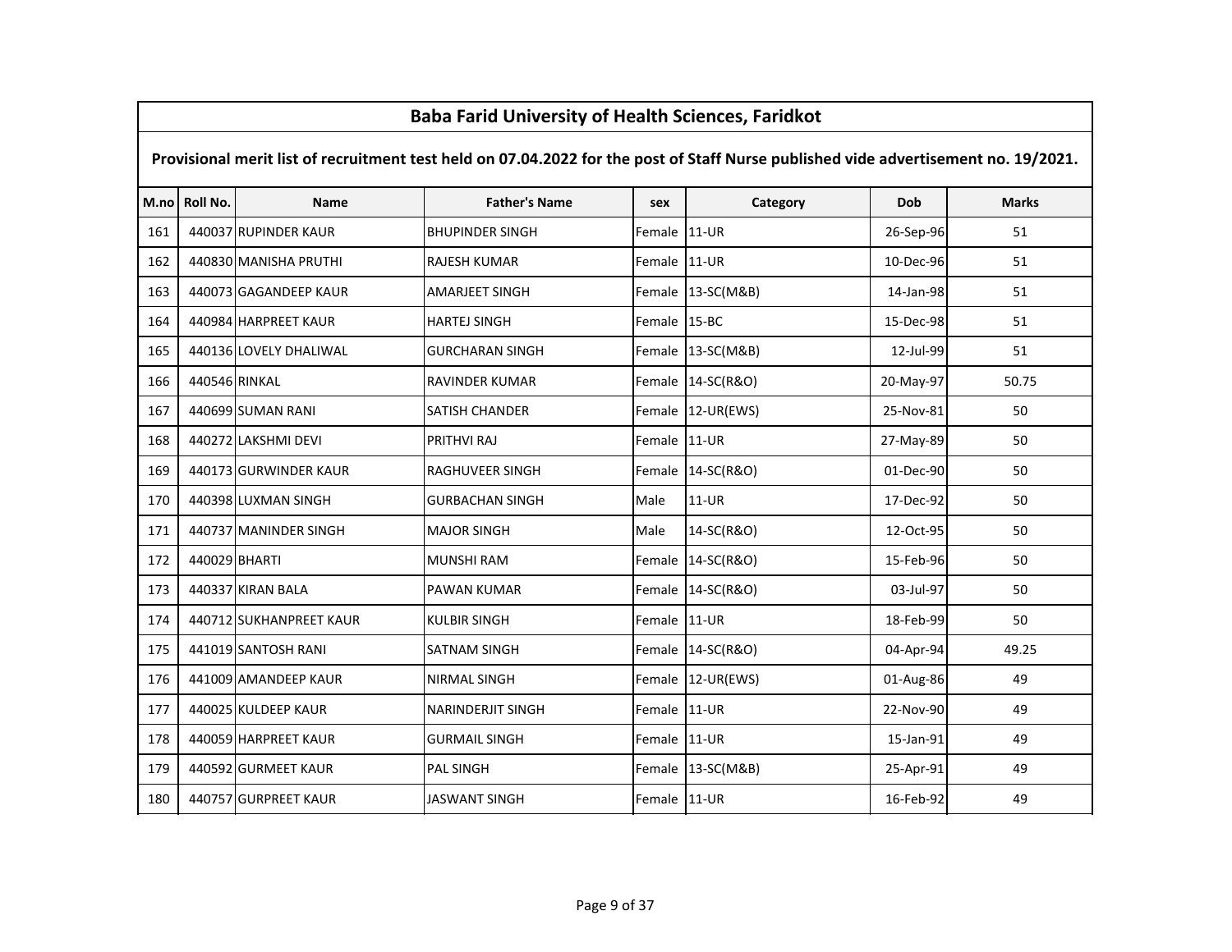# Baba Farid University of Health Sciences, Faridkot

## Provisional merit list of recruitment test held on 07.04.2022 for the post of Staff Nurse published vide advertisement no. 19/2021.

| M.no | Roll No. | Name | Father's Name | sex | Category | Dob | Marks |
|---|---|---|---|---|---|---|---|
| 161 | 440037 | RUPINDER KAUR | BHUPINDER SINGH | Female | 11-UR | 26-Sep-96 | 51 |
| 162 | 440830 | MANISHA PRUTHI | RAJESH KUMAR | Female | 11-UR | 10-Dec-96 | 51 |
| 163 | 440073 | GAGANDEEP KAUR | AMARJEET SINGH | Female | 13-SC(M&B) | 14-Jan-98 | 51 |
| 164 | 440984 | HARPREET KAUR | HARTEJ SINGH | Female | 15-BC | 15-Dec-98 | 51 |
| 165 | 440136 | LOVELY DHALIWAL | GURCHARAN SINGH | Female | 13-SC(M&B) | 12-Jul-99 | 51 |
| 166 | 440546 | RINKAL | RAVINDER KUMAR | Female | 14-SC(R&O) | 20-May-97 | 50.75 |
| 167 | 440699 | SUMAN RANI | SATISH CHANDER | Female | 12-UR(EWS) | 25-Nov-81 | 50 |
| 168 | 440272 | LAKSHMI DEVI | PRITHVI RAJ | Female | 11-UR | 27-May-89 | 50 |
| 169 | 440173 | GURWINDER KAUR | RAGHUVEER SINGH | Female | 14-SC(R&O) | 01-Dec-90 | 50 |
| 170 | 440398 | LUXMAN SINGH | GURBACHAN SINGH | Male | 11-UR | 17-Dec-92 | 50 |
| 171 | 440737 | MANINDER SINGH | MAJOR SINGH | Male | 14-SC(R&O) | 12-Oct-95 | 50 |
| 172 | 440029 | BHARTI | MUNSHI RAM | Female | 14-SC(R&O) | 15-Feb-96 | 50 |
| 173 | 440337 | KIRAN BALA | PAWAN KUMAR | Female | 14-SC(R&O) | 03-Jul-97 | 50 |
| 174 | 440712 | SUKHANPREET KAUR | KULBIR SINGH | Female | 11-UR | 18-Feb-99 | 50 |
| 175 | 441019 | SANTOSH RANI | SATNAM SINGH | Female | 14-SC(R&O) | 04-Apr-94 | 49.25 |
| 176 | 441009 | AMANDEEP KAUR | NIRMAL SINGH | Female | 12-UR(EWS) | 01-Aug-86 | 49 |
| 177 | 440025 | KULDEEP KAUR | NARINDERJIT SINGH | Female | 11-UR | 22-Nov-90 | 49 |
| 178 | 440059 | HARPREET KAUR | GURMAIL SINGH | Female | 11-UR | 15-Jan-91 | 49 |
| 179 | 440592 | GURMEET KAUR | PAL SINGH | Female | 13-SC(M&B) | 25-Apr-91 | 49 |
| 180 | 440757 | GURPREET KAUR | JASWANT SINGH | Female | 11-UR | 16-Feb-92 | 49 |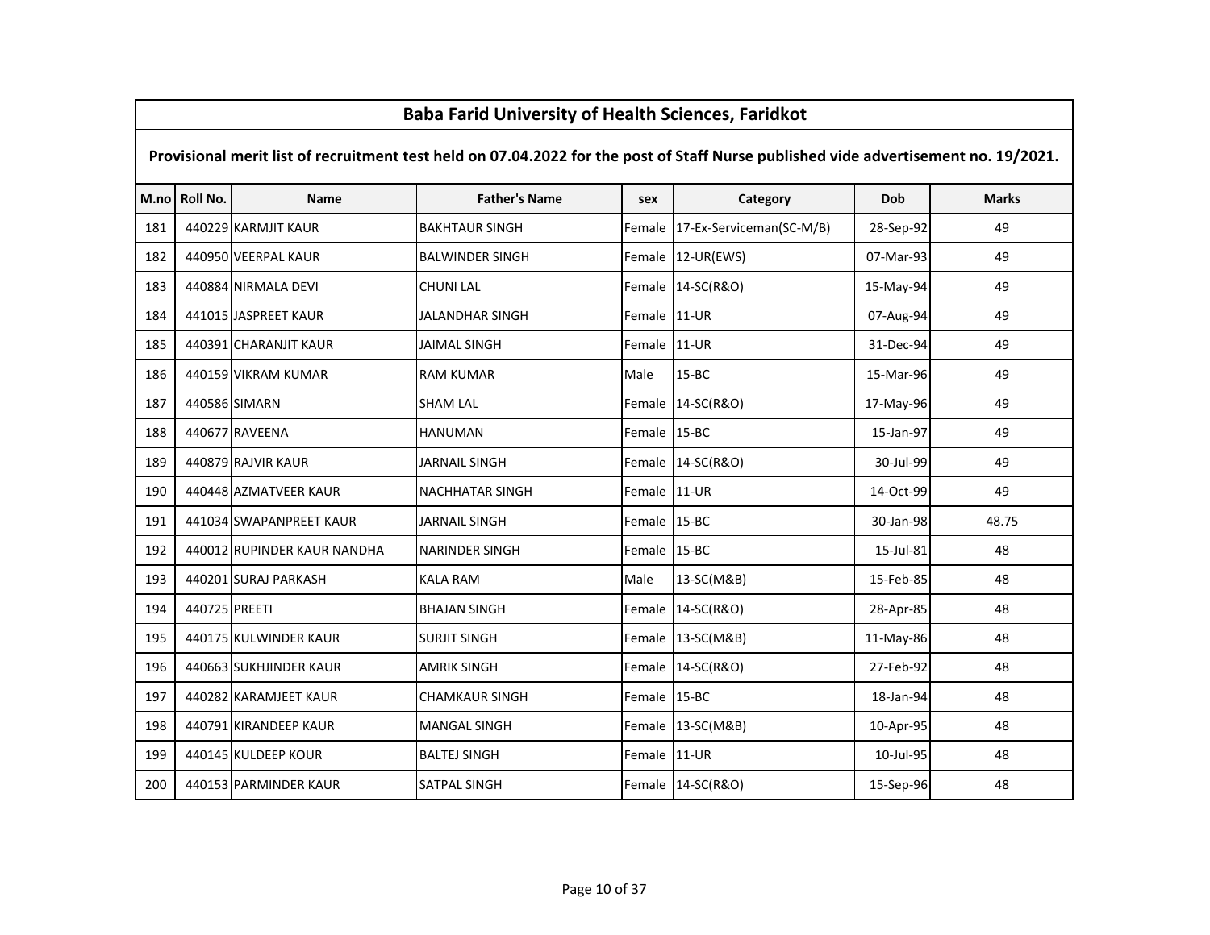# Baba Farid University of Health Sciences, Faridkot

## Provisional merit list of recruitment test held on 07.04.2022 for the post of Staff Nurse published vide advertisement no. 19/2021.

| M.no | Roll No. | Name | Father's Name | sex | Category | Dob | Marks |
|---|---|---|---|---|---|---|---|
| 181 | 440229 | KARMJIT KAUR | BAKHTAUR SINGH | Female | 17-Ex-Serviceman(SC-M/B) | 28-Sep-92 | 49 |
| 182 | 440950 | VEERPAL KAUR | BALWINDER SINGH | Female | 12-UR(EWS) | 07-Mar-93 | 49 |
| 183 | 440884 | NIRMALA DEVI | CHUNI LAL | Female | 14-SC(R&O) | 15-May-94 | 49 |
| 184 | 441015 | JASPREET KAUR | JALANDHAR SINGH | Female | 11-UR | 07-Aug-94 | 49 |
| 185 | 440391 | CHARANJIT KAUR | JAIMAL SINGH | Female | 11-UR | 31-Dec-94 | 49 |
| 186 | 440159 | VIKRAM KUMAR | RAM KUMAR | Male | 15-BC | 15-Mar-96 | 49 |
| 187 | 440586 | SIMARN | SHAM LAL | Female | 14-SC(R&O) | 17-May-96 | 49 |
| 188 | 440677 | RAVEENA | HANUMAN | Female | 15-BC | 15-Jan-97 | 49 |
| 189 | 440879 | RAJVIR KAUR | JARNAIL SINGH | Female | 14-SC(R&O) | 30-Jul-99 | 49 |
| 190 | 440448 | AZMATVEER KAUR | NACHHATAR SINGH | Female | 11-UR | 14-Oct-99 | 49 |
| 191 | 441034 | SWAPANPREET KAUR | JARNAIL SINGH | Female | 15-BC | 30-Jan-98 | 48.75 |
| 192 | 440012 | RUPINDER KAUR NANDHA | NARINDER SINGH | Female | 15-BC | 15-Jul-81 | 48 |
| 193 | 440201 | SURAJ PARKASH | KALA RAM | Male | 13-SC(M&B) | 15-Feb-85 | 48 |
| 194 | 440725 | PREETI | BHAJAN SINGH | Female | 14-SC(R&O) | 28-Apr-85 | 48 |
| 195 | 440175 | KULWINDER KAUR | SURJIT SINGH | Female | 13-SC(M&B) | 11-May-86 | 48 |
| 196 | 440663 | SUKHJINDER KAUR | AMRIK SINGH | Female | 14-SC(R&O) | 27-Feb-92 | 48 |
| 197 | 440282 | KARAMJEET KAUR | CHAMKAUR SINGH | Female | 15-BC | 18-Jan-94 | 48 |
| 198 | 440791 | KIRANDEEP KAUR | MANGAL SINGH | Female | 13-SC(M&B) | 10-Apr-95 | 48 |
| 199 | 440145 | KULDEEP KOUR | BALTEJ SINGH | Female | 11-UR | 10-Jul-95 | 48 |
| 200 | 440153 | PARMINDER KAUR | SATPAL SINGH | Female | 14-SC(R&O) | 15-Sep-96 | 48 |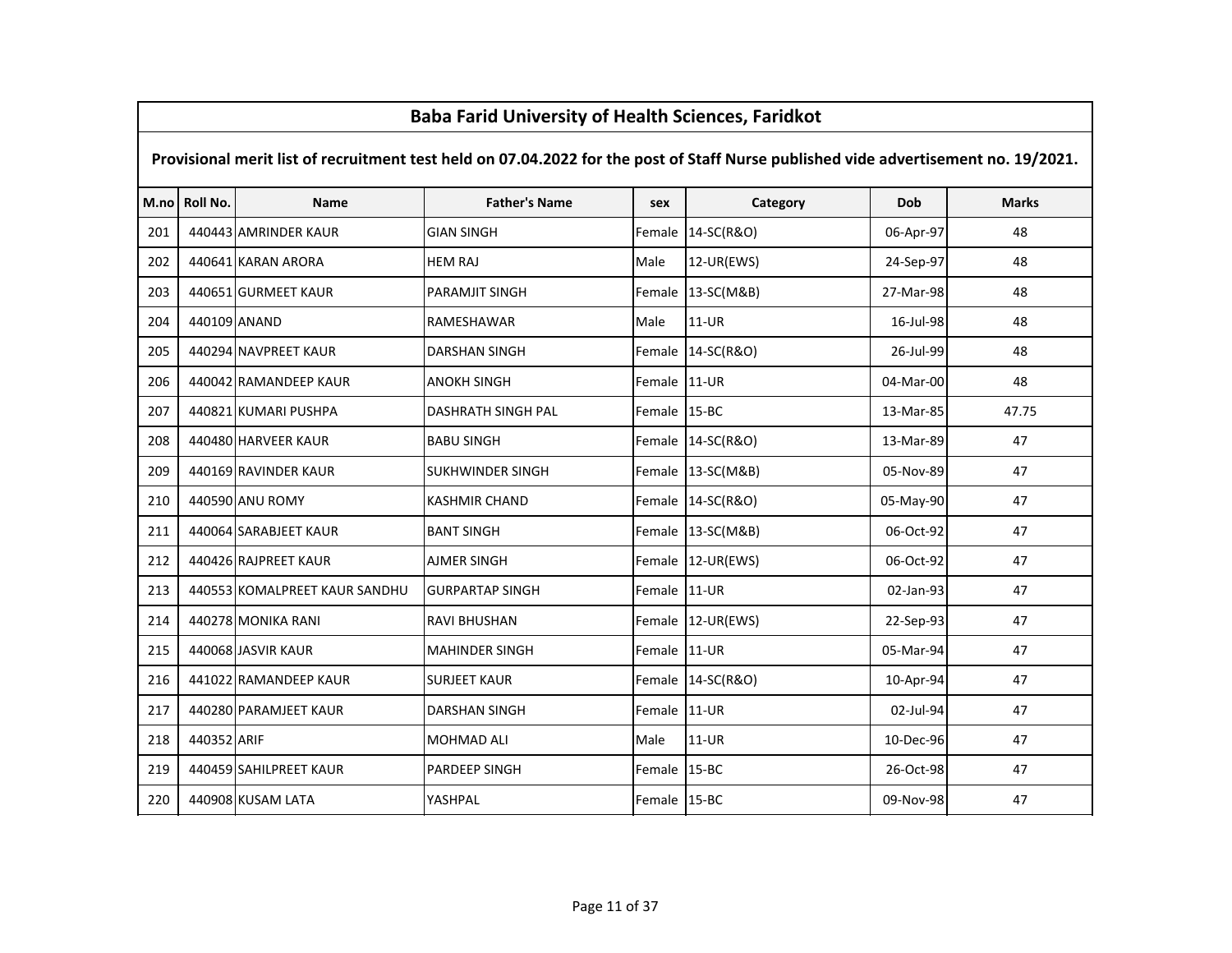| Baba Farid University of Health Sciences, Faridkot | | | | | | | |
|---|---|---|---|---|---|---|---|
| **Provisional merit list of recruitment test held on 07.04.2022 for the post of Staff Nurse published vide advertisement no. 19/2021.** | | | | | | | |
| **M.no** | **Roll No.** | **Name** | **Father's Name** | **sex** | **Category** | **Dob** | **Marks** |
| 201 | 440443 | AMRINDER KAUR | GIAN SINGH | Female | 14-SC(R&O) | 06-Apr-97 | 48 |
| 202 | 440641 | KARAN ARORA | HEM RAJ | Male | 12-UR(EWS) | 24-Sep-97 | 48 |
| 203 | 440651 | GURMEET KAUR | PARAMJIT SINGH | Female | 13-SC(M&B) | 27-Mar-98 | 48 |
| 204 | 440109 | ANAND | RAMESHAWAR | Male | 11-UR | 16-Jul-98 | 48 |
| 205 | 440294 | NAVPREET KAUR | DARSHAN SINGH | Female | 14-SC(R&O) | 26-Jul-99 | 48 |
| 206 | 440042 | RAMANDEEP KAUR | ANOKH SINGH | Female | 11-UR | 04-Mar-00 | 48 |
| 207 | 440821 | KUMARI PUSHPA | DASHRATH SINGH PAL | Female | 15-BC | 13-Mar-85 | 47.75 |
| 208 | 440480 | HARVEER KAUR | BABU SINGH | Female | 14-SC(R&O) | 13-Mar-89 | 47 |
| 209 | 440169 | RAVINDER KAUR | SUKHWINDER SINGH | Female | 13-SC(M&B) | 05-Nov-89 | 47 |
| 210 | 440590 | ANU ROMY | KASHMIR CHAND | Female | 14-SC(R&O) | 05-May-90 | 47 |
| 211 | 440064 | SARABJEET KAUR | BANT SINGH | Female | 13-SC(M&B) | 06-Oct-92 | 47 |
| 212 | 440426 | RAJPREET KAUR | AJMER SINGH | Female | 12-UR(EWS) | 06-Oct-92 | 47 |
| 213 | 440553 | KOMALPREET KAUR SANDHU | GURPARTAP SINGH | Female | 11-UR | 02-Jan-93 | 47 |
| 214 | 440278 | MONIKA RANI | RAVI BHUSHAN | Female | 12-UR(EWS) | 22-Sep-93 | 47 |
| 215 | 440068 | JASVIR KAUR | MAHINDER SINGH | Female | 11-UR | 05-Mar-94 | 47 |
| 216 | 441022 | RAMANDEEP KAUR | SURJEET KAUR | Female | 14-SC(R&O) | 10-Apr-94 | 47 |
| 217 | 440280 | PARAMJEET KAUR | DARSHAN SINGH | Female | 11-UR | 02-Jul-94 | 47 |
| 218 | 440352 | ARIF | MOHMAD ALI | Male | 11-UR | 10-Dec-96 | 47 |
| 219 | 440459 | SAHILPREET KAUR | PARDEEP SINGH | Female | 15-BC | 26-Oct-98 | 47 |
| 220 | 440908 | KUSAM LATA | YASHPAL | Female | 15-BC | 09-Nov-98 | 47 |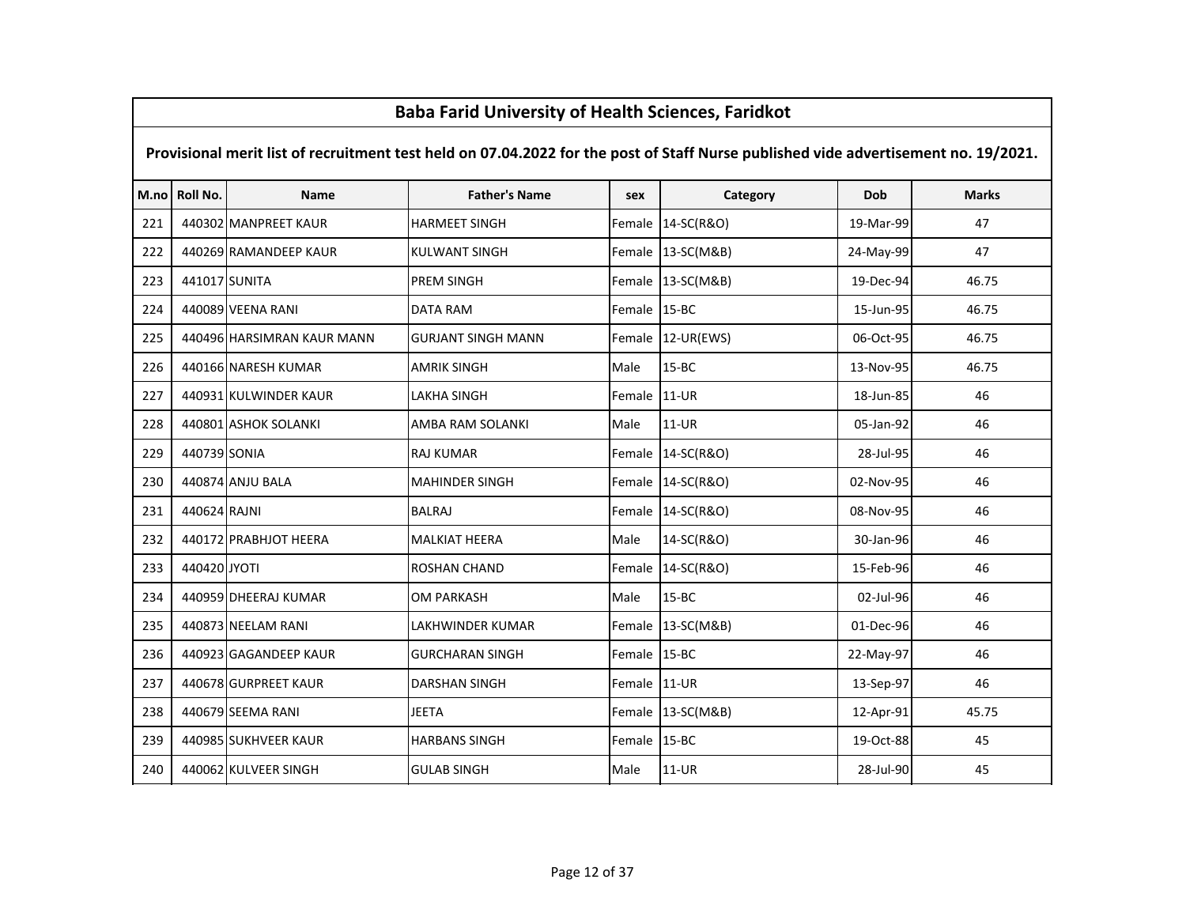## Baba Farid University of Health Sciences, Faridkot

**Provisional merit list of recruitment test held on 07.04.2022 for the post of Staff Nurse published vide advertisement no. 19/2021.**

| M.no | Roll No. | Name | Father's Name | sex | Category | Dob | Marks |
|---|---|---|---|---|---|---|---|
| 221 | 440302 | MANPREET KAUR | HARMEET SINGH | Female | 14-SC(R&O) | 19-Mar-99 | 47 |
| 222 | 440269 | RAMANDEEP KAUR | KULWANT SINGH | Female | 13-SC(M&B) | 24-May-99 | 47 |
| 223 | 441017 | SUNITA | PREM SINGH | Female | 13-SC(M&B) | 19-Dec-94 | 46.75 |
| 224 | 440089 | VEENA RANI | DATA RAM | Female | 15-BC | 15-Jun-95 | 46.75 |
| 225 | 440496 | HARSIMRAN KAUR MANN | GURJANT SINGH MANN | Female | 12-UR(EWS) | 06-Oct-95 | 46.75 |
| 226 | 440166 | NARESH KUMAR | AMRIK SINGH | Male | 15-BC | 13-Nov-95 | 46.75 |
| 227 | 440931 | KULWINDER KAUR | LAKHA SINGH | Female | 11-UR | 18-Jun-85 | 46 |
| 228 | 440801 | ASHOK SOLANKI | AMBA RAM SOLANKI | Male | 11-UR | 05-Jan-92 | 46 |
| 229 | 440739 | SONIA | RAJ KUMAR | Female | 14-SC(R&O) | 28-Jul-95 | 46 |
| 230 | 440874 | ANJU BALA | MAHINDER SINGH | Female | 14-SC(R&O) | 02-Nov-95 | 46 |
| 231 | 440624 | RAJNI | BALRAJ | Female | 14-SC(R&O) | 08-Nov-95 | 46 |
| 232 | 440172 | PRABHJOT HEERA | MALKIAT HEERA | Male | 14-SC(R&O) | 30-Jan-96 | 46 |
| 233 | 440420 | JYOTI | ROSHAN CHAND | Female | 14-SC(R&O) | 15-Feb-96 | 46 |
| 234 | 440959 | DHEERAJ KUMAR | OM PARKASH | Male | 15-BC | 02-Jul-96 | 46 |
| 235 | 440873 | NEELAM RANI | LAKHWINDER KUMAR | Female | 13-SC(M&B) | 01-Dec-96 | 46 |
| 236 | 440923 | GAGANDEEP KAUR | GURCHARAN SINGH | Female | 15-BC | 22-May-97 | 46 |
| 237 | 440678 | GURPREET KAUR | DARSHAN SINGH | Female | 11-UR | 13-Sep-97 | 46 |
| 238 | 440679 | SEEMA RANI | JEETA | Female | 13-SC(M&B) | 12-Apr-91 | 45.75 |
| 239 | 440985 | SUKHVEER KAUR | HARBANS SINGH | Female | 15-BC | 19-Oct-88 | 45 |
| 240 | 440062 | KULVEER SINGH | GULAB SINGH | Male | 11-UR | 28-Jul-90 | 45 |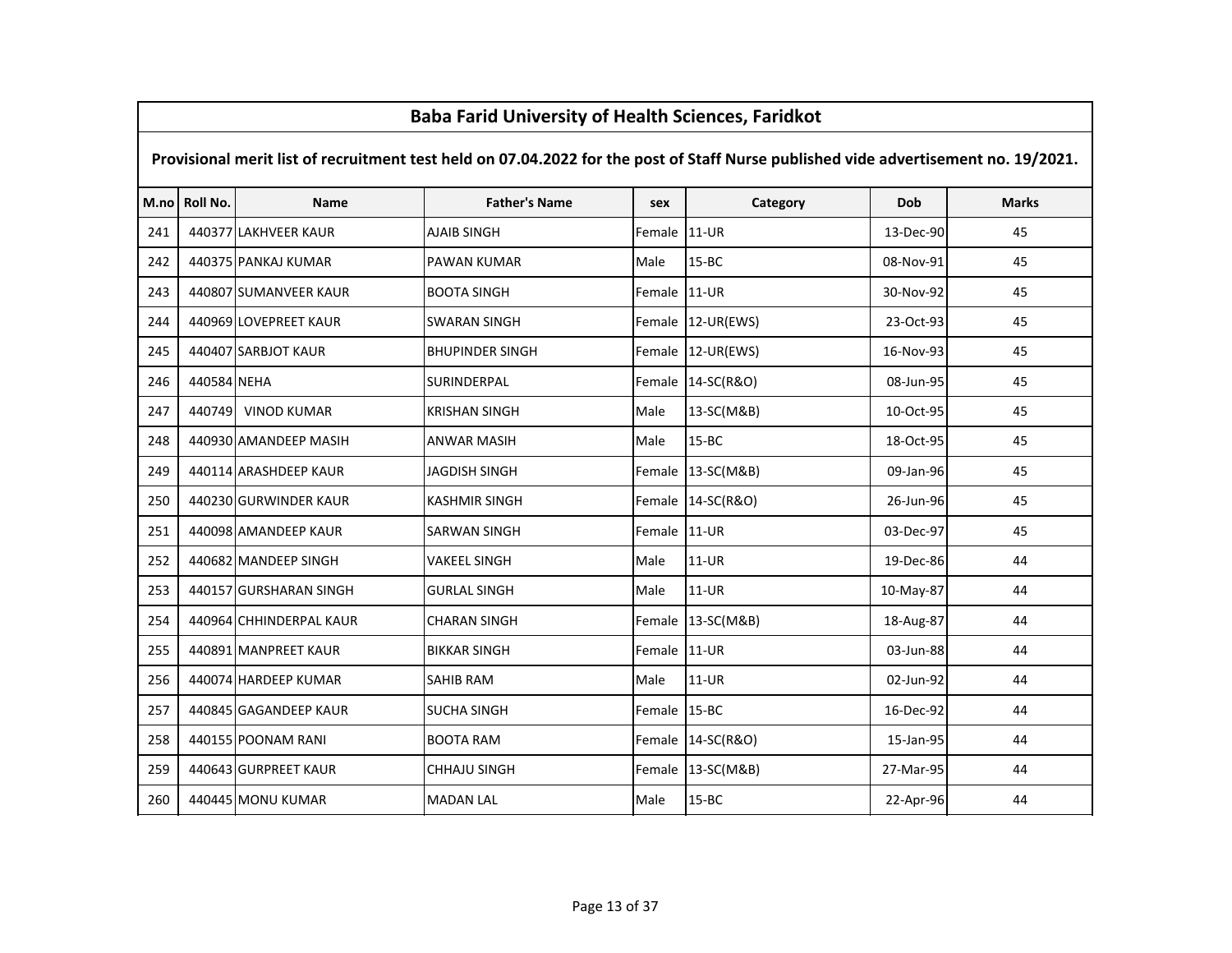# Baba Farid University of Health Sciences, Faridkot

**Provisional merit list of recruitment test held on 07.04.2022 for the post of Staff Nurse published vide advertisement no. 19/2021.**

| M.no | Roll No. | Name | Father's Name | sex | Category | Dob | Marks |
|---|---|---|---|---|---|---|---|
| 241 | 440377 | LAKHVEER KAUR | AJAIB SINGH | Female | 11-UR | 13-Dec-90 | 45 |
| 242 | 440375 | PANKAJ KUMAR | PAWAN KUMAR | Male | 15-BC | 08-Nov-91 | 45 |
| 243 | 440807 | SUMANVEER KAUR | BOOTA SINGH | Female | 11-UR | 30-Nov-92 | 45 |
| 244 | 440969 | LOVEPREET KAUR | SWARAN SINGH | Female | 12-UR(EWS) | 23-Oct-93 | 45 |
| 245 | 440407 | SARBJOT KAUR | BHUPINDER SINGH | Female | 12-UR(EWS) | 16-Nov-93 | 45 |
| 246 | 440584 | NEHA | SURINDERPAL | Female | 14-SC(R&O) | 08-Jun-95 | 45 |
| 247 | 440749 | VINOD KUMAR | KRISHAN SINGH | Male | 13-SC(M&B) | 10-Oct-95 | 45 |
| 248 | 440930 | AMANDEEP MASIH | ANWAR MASIH | Male | 15-BC | 18-Oct-95 | 45 |
| 249 | 440114 | ARASHDEEP KAUR | JAGDISH SINGH | Female | 13-SC(M&B) | 09-Jan-96 | 45 |
| 250 | 440230 | GURWINDER KAUR | KASHMIR SINGH | Female | 14-SC(R&O) | 26-Jun-96 | 45 |
| 251 | 440098 | AMANDEEP KAUR | SARWAN SINGH | Female | 11-UR | 03-Dec-97 | 45 |
| 252 | 440682 | MANDEEP SINGH | VAKEEL SINGH | Male | 11-UR | 19-Dec-86 | 44 |
| 253 | 440157 | GURSHARAN SINGH | GURLAL SINGH | Male | 11-UR | 10-May-87 | 44 |
| 254 | 440964 | CHHINDERPAL KAUR | CHARAN SINGH | Female | 13-SC(M&B) | 18-Aug-87 | 44 |
| 255 | 440891 | MANPREET KAUR | BIKKAR SINGH | Female | 11-UR | 03-Jun-88 | 44 |
| 256 | 440074 | HARDEEP KUMAR | SAHIB RAM | Male | 11-UR | 02-Jun-92 | 44 |
| 257 | 440845 | GAGANDEEP KAUR | SUCHA SINGH | Female | 15-BC | 16-Dec-92 | 44 |
| 258 | 440155 | POONAM RANI | BOOTA RAM | Female | 14-SC(R&O) | 15-Jan-95 | 44 |
| 259 | 440643 | GURPREET KAUR | CHHAJU SINGH | Female | 13-SC(M&B) | 27-Mar-95 | 44 |
| 260 | 440445 | MONU KUMAR | MADAN LAL | Male | 15-BC | 22-Apr-96 | 44 |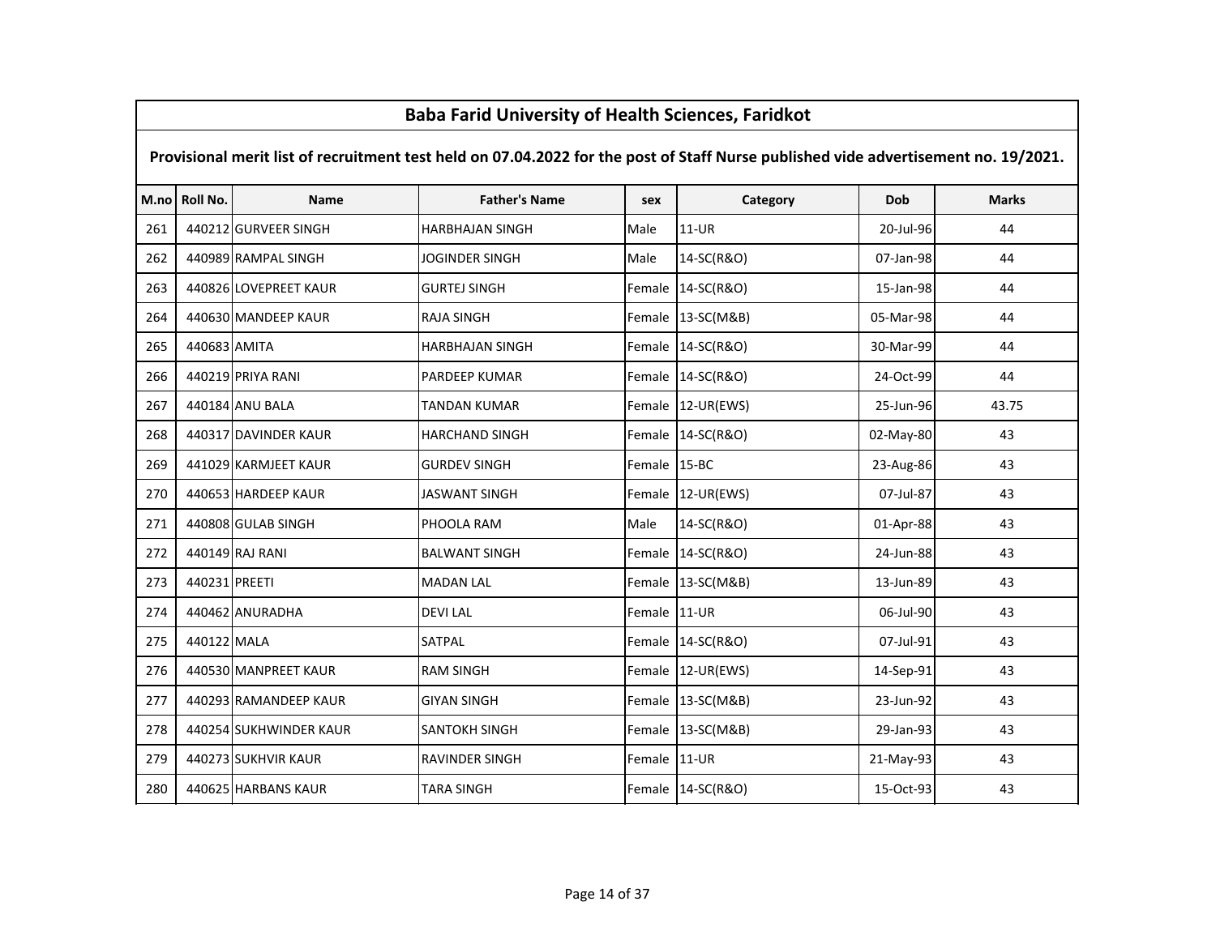| Baba Farid University of Health Sciences, Faridkot | | | | | | | |
|---|---|---|---|---|---|---|---|
| Provisional merit list of recruitment test held on 07.04.2022 for the post of Staff Nurse published vide advertisement no. 19/2021. | | | | | | | |
| M.no | Roll No. | Name | Father's Name | sex | Category | Dob | Marks |
| 261 | 440212 | GURVEER SINGH | HARBHAJAN SINGH | Male | 11-UR | 20-Jul-96 | 44 |
| 262 | 440989 | RAMPAL SINGH | JOGINDER SINGH | Male | 14-SC(R&O) | 07-Jan-98 | 44 |
| 263 | 440826 | LOVEPREET KAUR | GURTEJ SINGH | Female | 14-SC(R&O) | 15-Jan-98 | 44 |
| 264 | 440630 | MANDEEP KAUR | RAJA SINGH | Female | 13-SC(M&B) | 05-Mar-98 | 44 |
| 265 | 440683 | AMITA | HARBHAJAN SINGH | Female | 14-SC(R&O) | 30-Mar-99 | 44 |
| 266 | 440219 | PRIYA RANI | PARDEEP KUMAR | Female | 14-SC(R&O) | 24-Oct-99 | 44 |
| 267 | 440184 | ANU BALA | TANDAN KUMAR | Female | 12-UR(EWS) | 25-Jun-96 | 43.75 |
| 268 | 440317 | DAVINDER KAUR | HARCHAND SINGH | Female | 14-SC(R&O) | 02-May-80 | 43 |
| 269 | 441029 | KARMJEET KAUR | GURDEV SINGH | Female | 15-BC | 23-Aug-86 | 43 |
| 270 | 440653 | HARDEEP KAUR | JASWANT SINGH | Female | 12-UR(EWS) | 07-Jul-87 | 43 |
| 271 | 440808 | GULAB SINGH | PHOOLA RAM | Male | 14-SC(R&O) | 01-Apr-88 | 43 |
| 272 | 440149 | RAJ RANI | BALWANT SINGH | Female | 14-SC(R&O) | 24-Jun-88 | 43 |
| 273 | 440231 | PREETI | MADAN LAL | Female | 13-SC(M&B) | 13-Jun-89 | 43 |
| 274 | 440462 | ANURADHA | DEVI LAL | Female | 11-UR | 06-Jul-90 | 43 |
| 275 | 440122 | MALA | SATPAL | Female | 14-SC(R&O) | 07-Jul-91 | 43 |
| 276 | 440530 | MANPREET KAUR | RAM SINGH | Female | 12-UR(EWS) | 14-Sep-91 | 43 |
| 277 | 440293 | RAMANDEEP KAUR | GIYAN SINGH | Female | 13-SC(M&B) | 23-Jun-92 | 43 |
| 278 | 440254 | SUKHWINDER KAUR | SANTOKH SINGH | Female | 13-SC(M&B) | 29-Jan-93 | 43 |
| 279 | 440273 | SUKHVIR KAUR | RAVINDER SINGH | Female | 11-UR | 21-May-93 | 43 |
| 280 | 440625 | HARBANS KAUR | TARA SINGH | Female | 14-SC(R&O) | 15-Oct-93 | 43 |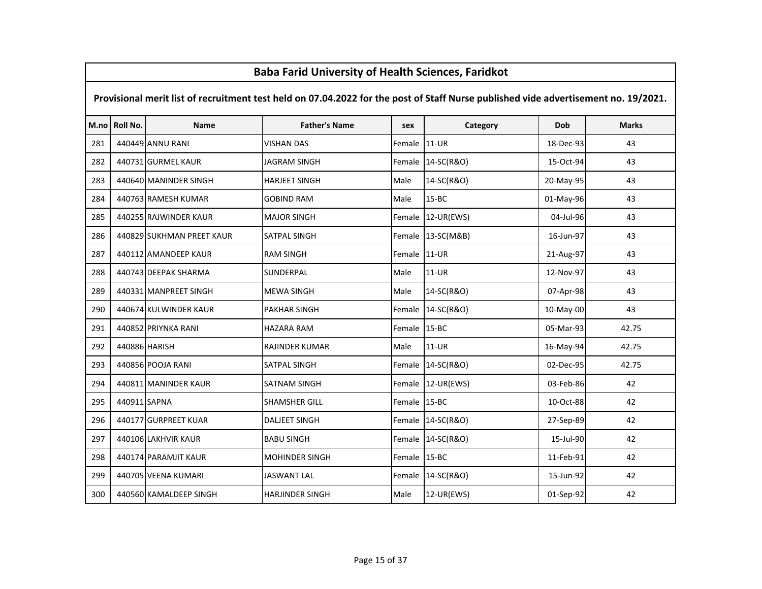## Baba Farid University of Health Sciences, Faridkot

**Provisional merit list of recruitment test held on 07.04.2022 for the post of Staff Nurse published vide advertisement no. 19/2021.**

| M.no | Roll No. | Name | Father's Name | sex | Category | Dob | Marks |
|---|---|---|---|---|---|---|---|
| 281 | 440449 | ANNU RANI | VISHAN DAS | Female | 11-UR | 18-Dec-93 | 43 |
| 282 | 440731 | GURMEL KAUR | JAGRAM SINGH | Female | 14-SC(R&O) | 15-Oct-94 | 43 |
| 283 | 440640 | MANINDER SINGH | HARJEET SINGH | Male | 14-SC(R&O) | 20-May-95 | 43 |
| 284 | 440763 | RAMESH KUMAR | GOBIND RAM | Male | 15-BC | 01-May-96 | 43 |
| 285 | 440255 | RAJWINDER KAUR | MAJOR SINGH | Female | 12-UR(EWS) | 04-Jul-96 | 43 |
| 286 | 440829 | SUKHMAN PREET KAUR | SATPAL SINGH | Female | 13-SC(M&B) | 16-Jun-97 | 43 |
| 287 | 440112 | AMANDEEP KAUR | RAM SINGH | Female | 11-UR | 21-Aug-97 | 43 |
| 288 | 440743 | DEEPAK SHARMA | SUNDERPAL | Male | 11-UR | 12-Nov-97 | 43 |
| 289 | 440331 | MANPREET SINGH | MEWA SINGH | Male | 14-SC(R&O) | 07-Apr-98 | 43 |
| 290 | 440674 | KULWINDER KAUR | PAKHAR SINGH | Female | 14-SC(R&O) | 10-May-00 | 43 |
| 291 | 440852 | PRIYNKA RANI | HAZARA RAM | Female | 15-BC | 05-Mar-93 | 42.75 |
| 292 | 440886 | HARISH | RAJINDER KUMAR | Male | 11-UR | 16-May-94 | 42.75 |
| 293 | 440856 | POOJA RANI | SATPAL SINGH | Female | 14-SC(R&O) | 02-Dec-95 | 42.75 |
| 294 | 440811 | MANINDER KAUR | SATNAM SINGH | Female | 12-UR(EWS) | 03-Feb-86 | 42 |
| 295 | 440911 | SAPNA | SHAMSHER GILL | Female | 15-BC | 10-Oct-88 | 42 |
| 296 | 440177 | GURPREET KUAR | DALJEET SINGH | Female | 14-SC(R&O) | 27-Sep-89 | 42 |
| 297 | 440106 | LAKHVIR KAUR | BABU SINGH | Female | 14-SC(R&O) | 15-Jul-90 | 42 |
| 298 | 440174 | PARAMJIT KAUR | MOHINDER SINGH | Female | 15-BC | 11-Feb-91 | 42 |
| 299 | 440705 | VEENA KUMARI | JASWANT LAL | Female | 14-SC(R&O) | 15-Jun-92 | 42 |
| 300 | 440560 | KAMALDEEP SINGH | HARJINDER SINGH | Male | 12-UR(EWS) | 01-Sep-92 | 42 |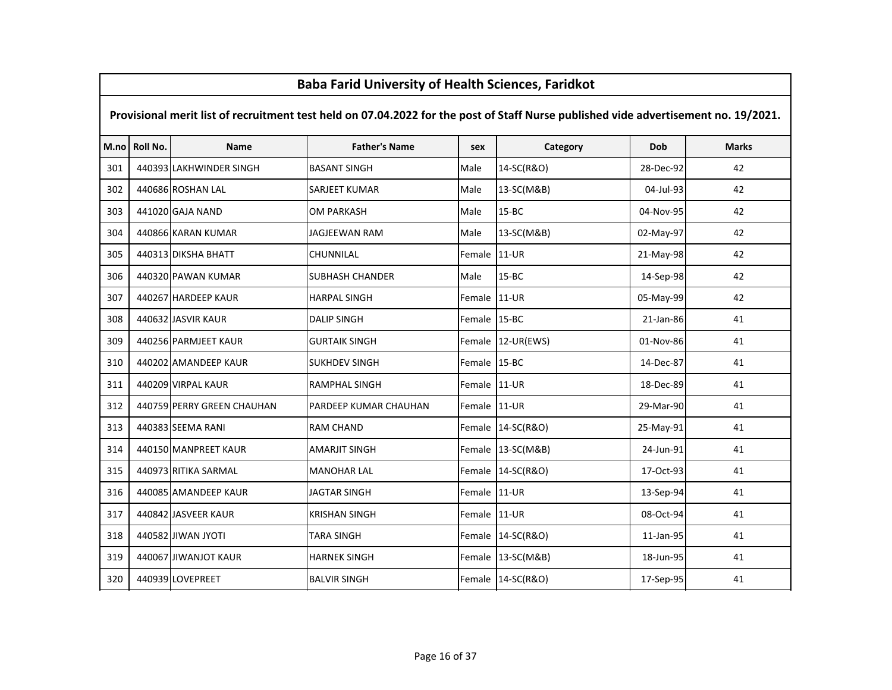# Baba Farid University of Health Sciences, Faridkot

## Provisional merit list of recruitment test held on 07.04.2022 for the post of Staff Nurse published vide advertisement no. 19/2021.

| M.no | Roll No. | Name | Father's Name | sex | Category | Dob | Marks |
|---|---|---|---|---|---|---|---|
| 301 | 440393 | LAKHWINDER SINGH | BASANT SINGH | Male | 14-SC(R&O) | 28-Dec-92 | 42 |
| 302 | 440686 | ROSHAN LAL | SARJEET KUMAR | Male | 13-SC(M&B) | 04-Jul-93 | 42 |
| 303 | 441020 | GAJA NAND | OM PARKASH | Male | 15-BC | 04-Nov-95 | 42 |
| 304 | 440866 | KARAN KUMAR | JAGJEEWAN RAM | Male | 13-SC(M&B) | 02-May-97 | 42 |
| 305 | 440313 | DIKSHA BHATT | CHUNNILAL | Female | 11-UR | 21-May-98 | 42 |
| 306 | 440320 | PAWAN KUMAR | SUBHASH CHANDER | Male | 15-BC | 14-Sep-98 | 42 |
| 307 | 440267 | HARDEEP KAUR | HARPAL SINGH | Female | 11-UR | 05-May-99 | 42 |
| 308 | 440632 | JASVIR KAUR | DALIP SINGH | Female | 15-BC | 21-Jan-86 | 41 |
| 309 | 440256 | PARMJEET KAUR | GURTAIK SINGH | Female | 12-UR(EWS) | 01-Nov-86 | 41 |
| 310 | 440202 | AMANDEEP KAUR | SUKHDEV SINGH | Female | 15-BC | 14-Dec-87 | 41 |
| 311 | 440209 | VIRPAL KAUR | RAMPHAL SINGH | Female | 11-UR | 18-Dec-89 | 41 |
| 312 | 440759 | PERRY GREEN CHAUHAN | PARDEEP KUMAR CHAUHAN | Female | 11-UR | 29-Mar-90 | 41 |
| 313 | 440383 | SEEMA RANI | RAM CHAND | Female | 14-SC(R&O) | 25-May-91 | 41 |
| 314 | 440150 | MANPREET KAUR | AMARJIT SINGH | Female | 13-SC(M&B) | 24-Jun-91 | 41 |
| 315 | 440973 | RITIKA SARMAL | MANOHAR LAL | Female | 14-SC(R&O) | 17-Oct-93 | 41 |
| 316 | 440085 | AMANDEEP KAUR | JAGTAR SINGH | Female | 11-UR | 13-Sep-94 | 41 |
| 317 | 440842 | JASVEER KAUR | KRISHAN SINGH | Female | 11-UR | 08-Oct-94 | 41 |
| 318 | 440582 | JIWAN JYOTI | TARA SINGH | Female | 14-SC(R&O) | 11-Jan-95 | 41 |
| 319 | 440067 | JIWANJOT KAUR | HARNEK SINGH | Female | 13-SC(M&B) | 18-Jun-95 | 41 |
| 320 | 440939 | LOVEPREET | BALVIR SINGH | Female | 14-SC(R&O) | 17-Sep-95 | 41 |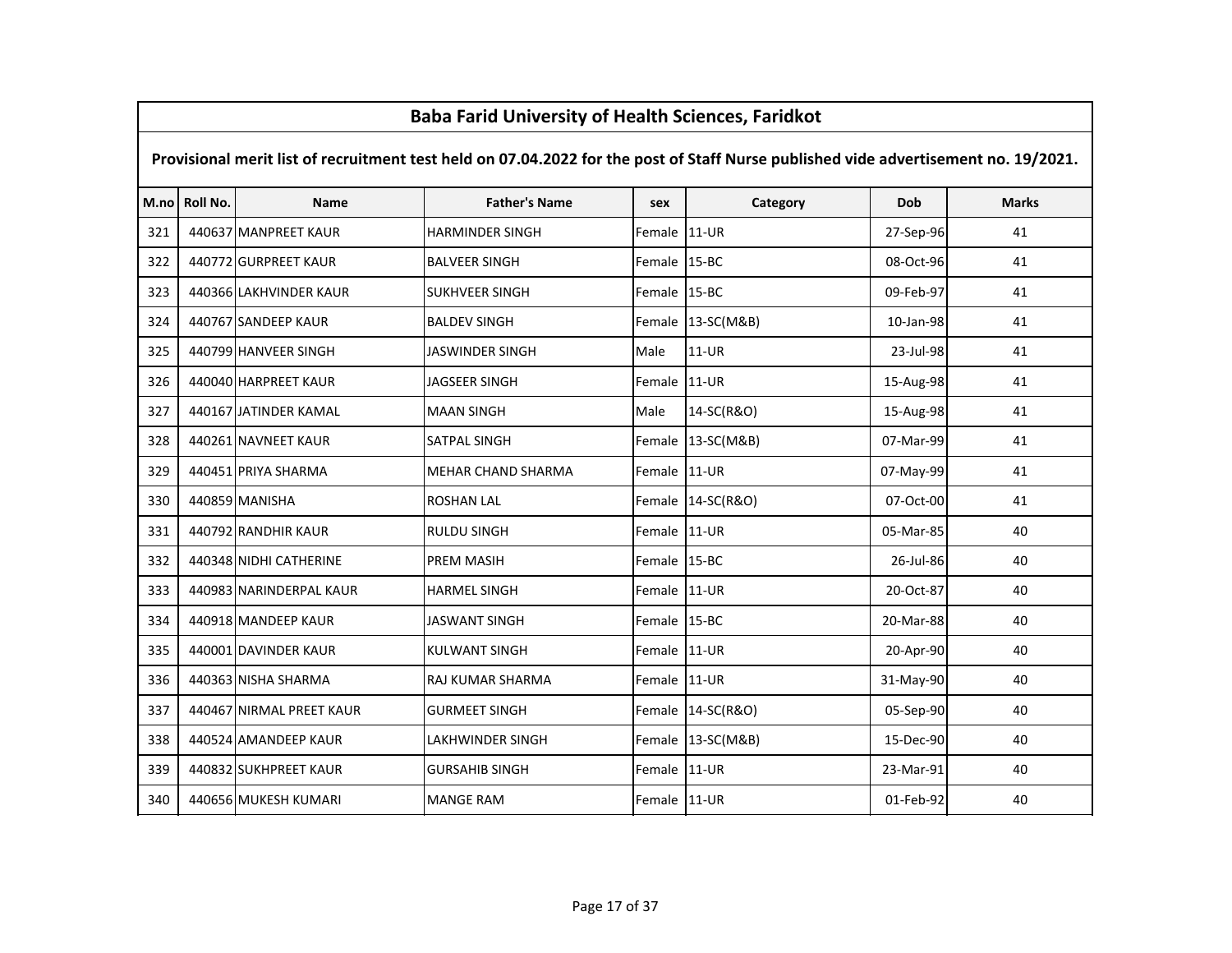# Baba Farid University of Health Sciences, Faridkot

**Provisional merit list of recruitment test held on 07.04.2022 for the post of Staff Nurse published vide advertisement no. 19/2021.**

| M.no | Roll No. | Name | Father's Name | sex | Category | Dob | Marks |
|---|---|---|---|---|---|---|---|
| 321 | 440637 | MANPREET KAUR | HARMINDER SINGH | Female | 11-UR | 27-Sep-96 | 41 |
| 322 | 440772 | GURPREET KAUR | BALVEER SINGH | Female | 15-BC | 08-Oct-96 | 41 |
| 323 | 440366 | LAKHVINDER KAUR | SUKHVEER SINGH | Female | 15-BC | 09-Feb-97 | 41 |
| 324 | 440767 | SANDEEP KAUR | BALDEV SINGH | Female | 13-SC(M&B) | 10-Jan-98 | 41 |
| 325 | 440799 | HANVEER SINGH | JASWINDER SINGH | Male | 11-UR | 23-Jul-98 | 41 |
| 326 | 440040 | HARPREET KAUR | JAGSEER SINGH | Female | 11-UR | 15-Aug-98 | 41 |
| 327 | 440167 | JATINDER KAMAL | MAAN SINGH | Male | 14-SC(R&O) | 15-Aug-98 | 41 |
| 328 | 440261 | NAVNEET KAUR | SATPAL SINGH | Female | 13-SC(M&B) | 07-Mar-99 | 41 |
| 329 | 440451 | PRIYA SHARMA | MEHAR CHAND SHARMA | Female | 11-UR | 07-May-99 | 41 |
| 330 | 440859 | MANISHA | ROSHAN LAL | Female | 14-SC(R&O) | 07-Oct-00 | 41 |
| 331 | 440792 | RANDHIR KAUR | RULDU SINGH | Female | 11-UR | 05-Mar-85 | 40 |
| 332 | 440348 | NIDHI CATHERINE | PREM MASIH | Female | 15-BC | 26-Jul-86 | 40 |
| 333 | 440983 | NARINDERPAL KAUR | HARMEL SINGH | Female | 11-UR | 20-Oct-87 | 40 |
| 334 | 440918 | MANDEEP KAUR | JASWANT SINGH | Female | 15-BC | 20-Mar-88 | 40 |
| 335 | 440001 | DAVINDER KAUR | KULWANT SINGH | Female | 11-UR | 20-Apr-90 | 40 |
| 336 | 440363 | NISHA SHARMA | RAJ KUMAR SHARMA | Female | 11-UR | 31-May-90 | 40 |
| 337 | 440467 | NIRMAL PREET KAUR | GURMEET SINGH | Female | 14-SC(R&O) | 05-Sep-90 | 40 |
| 338 | 440524 | AMANDEEP KAUR | LAKHWINDER SINGH | Female | 13-SC(M&B) | 15-Dec-90 | 40 |
| 339 | 440832 | SUKHPREET KAUR | GURSAHIB SINGH | Female | 11-UR | 23-Mar-91 | 40 |
| 340 | 440656 | MUKESH KUMARI | MANGE RAM | Female | 11-UR | 01-Feb-92 | 40 |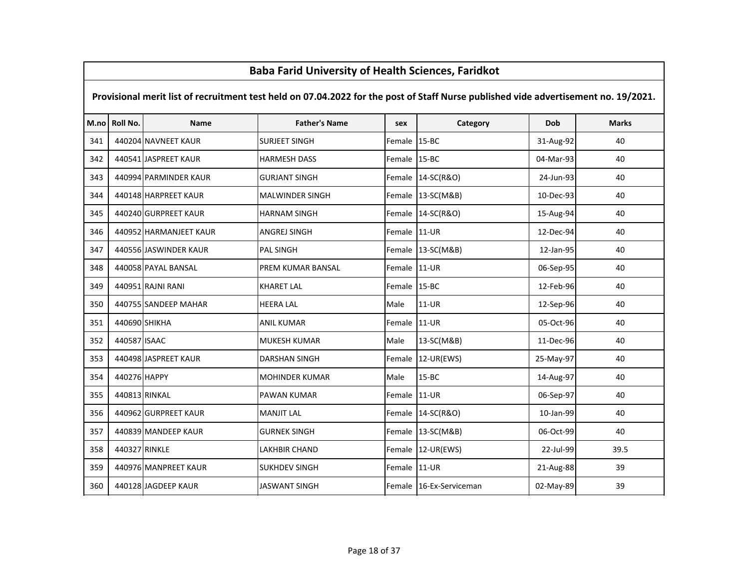# Baba Farid University of Health Sciences, Faridkot

## Provisional merit list of recruitment test held on 07.04.2022 for the post of Staff Nurse published vide advertisement no. 19/2021.

| M.no | Roll No. | Name | Father's Name | sex | Category | Dob | Marks |
|---|---|---|---|---|---|---|---|
| 341 | 440204 | NAVNEET KAUR | SURJEET SINGH | Female | 15-BC | 31-Aug-92 | 40 |
| 342 | 440541 | JASPREET KAUR | HARMESH DASS | Female | 15-BC | 04-Mar-93 | 40 |
| 343 | 440994 | PARMINDER KAUR | GURJANT SINGH | Female | 14-SC(R&O) | 24-Jun-93 | 40 |
| 344 | 440148 | HARPREET KAUR | MALWINDER SINGH | Female | 13-SC(M&B) | 10-Dec-93 | 40 |
| 345 | 440240 | GURPREET KAUR | HARNAM SINGH | Female | 14-SC(R&O) | 15-Aug-94 | 40 |
| 346 | 440952 | HARMANJEET KAUR | ANGREJ SINGH | Female | 11-UR | 12-Dec-94 | 40 |
| 347 | 440556 | JASWINDER KAUR | PAL SINGH | Female | 13-SC(M&B) | 12-Jan-95 | 40 |
| 348 | 440058 | PAYAL BANSAL | PREM KUMAR BANSAL | Female | 11-UR | 06-Sep-95 | 40 |
| 349 | 440951 | RAJNI RANI | KHARET LAL | Female | 15-BC | 12-Feb-96 | 40 |
| 350 | 440755 | SANDEEP MAHAR | HEERA LAL | Male | 11-UR | 12-Sep-96 | 40 |
| 351 | 440690 | SHIKHA | ANIL KUMAR | Female | 11-UR | 05-Oct-96 | 40 |
| 352 | 440587 | ISAAC | MUKESH KUMAR | Male | 13-SC(M&B) | 11-Dec-96 | 40 |
| 353 | 440498 | JASPREET KAUR | DARSHAN SINGH | Female | 12-UR(EWS) | 25-May-97 | 40 |
| 354 | 440276 | HAPPY | MOHINDER KUMAR | Male | 15-BC | 14-Aug-97 | 40 |
| 355 | 440813 | RINKAL | PAWAN KUMAR | Female | 11-UR | 06-Sep-97 | 40 |
| 356 | 440962 | GURPREET KAUR | MANJIT LAL | Female | 14-SC(R&O) | 10-Jan-99 | 40 |
| 357 | 440839 | MANDEEP KAUR | GURNEK SINGH | Female | 13-SC(M&B) | 06-Oct-99 | 40 |
| 358 | 440327 | RINKLE | LAKHBIR CHAND | Female | 12-UR(EWS) | 22-Jul-99 | 39.5 |
| 359 | 440976 | MANPREET KAUR | SUKHDEV SINGH | Female | 11-UR | 21-Aug-88 | 39 |
| 360 | 440128 | JAGDEEP KAUR | JASWANT SINGH | Female | 16-Ex-Serviceman | 02-May-89 | 39 |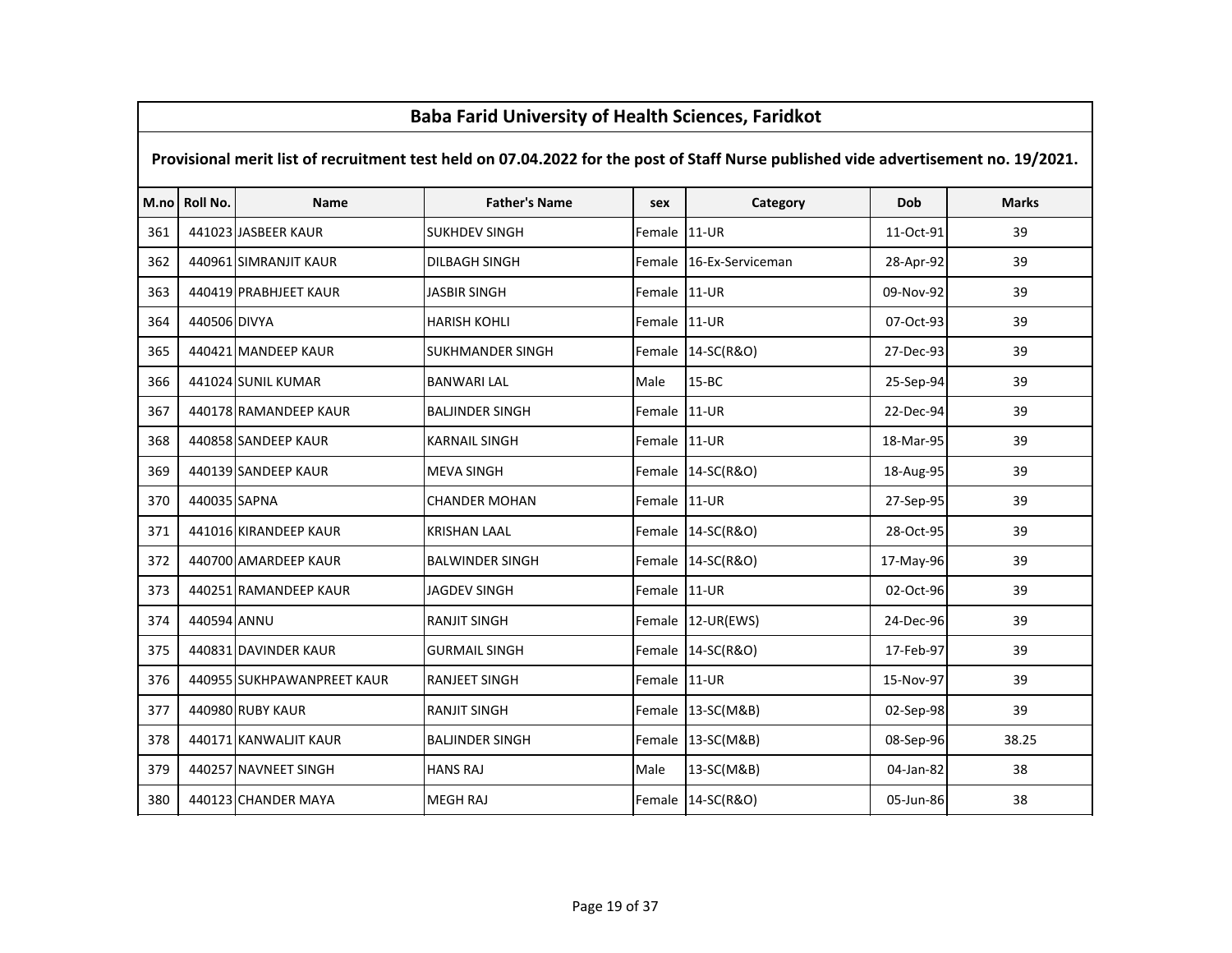# Baba Farid University of Health Sciences, Faridkot

## Provisional merit list of recruitment test held on 07.04.2022 for the post of Staff Nurse published vide advertisement no. 19/2021.

| M.no | Roll No. | Name | Father's Name | sex | Category | Dob | Marks |
|---|---|---|---|---|---|---|---|
| 361 | 441023 | JASBEER KAUR | SUKHDEV SINGH | Female | 11-UR | 11-Oct-91 | 39 |
| 362 | 440961 | SIMRANJIT KAUR | DILBAGH SINGH | Female | 16-Ex-Serviceman | 28-Apr-92 | 39 |
| 363 | 440419 | PRABHJEET KAUR | JASBIR SINGH | Female | 11-UR | 09-Nov-92 | 39 |
| 364 | 440506 | DIVYA | HARISH KOHLI | Female | 11-UR | 07-Oct-93 | 39 |
| 365 | 440421 | MANDEEP KAUR | SUKHMANDER SINGH | Female | 14-SC(R&O) | 27-Dec-93 | 39 |
| 366 | 441024 | SUNIL KUMAR | BANWARI LAL | Male | 15-BC | 25-Sep-94 | 39 |
| 367 | 440178 | RAMANDEEP KAUR | BALJINDER SINGH | Female | 11-UR | 22-Dec-94 | 39 |
| 368 | 440858 | SANDEEP KAUR | KARNAIL SINGH | Female | 11-UR | 18-Mar-95 | 39 |
| 369 | 440139 | SANDEEP KAUR | MEVA SINGH | Female | 14-SC(R&O) | 18-Aug-95 | 39 |
| 370 | 440035 | SAPNA | CHANDER MOHAN | Female | 11-UR | 27-Sep-95 | 39 |
| 371 | 441016 | KIRANDEEP KAUR | KRISHAN LAAL | Female | 14-SC(R&O) | 28-Oct-95 | 39 |
| 372 | 440700 | AMARDEEP KAUR | BALWINDER SINGH | Female | 14-SC(R&O) | 17-May-96 | 39 |
| 373 | 440251 | RAMANDEEP KAUR | JAGDEV SINGH | Female | 11-UR | 02-Oct-96 | 39 |
| 374 | 440594 | ANNU | RANJIT SINGH | Female | 12-UR(EWS) | 24-Dec-96 | 39 |
| 375 | 440831 | DAVINDER KAUR | GURMAIL SINGH | Female | 14-SC(R&O) | 17-Feb-97 | 39 |
| 376 | 440955 | SUKHPAWANPREET KAUR | RANJEET SINGH | Female | 11-UR | 15-Nov-97 | 39 |
| 377 | 440980 | RUBY KAUR | RANJIT SINGH | Female | 13-SC(M&B) | 02-Sep-98 | 39 |
| 378 | 440171 | KANWALJIT KAUR | BALJINDER SINGH | Female | 13-SC(M&B) | 08-Sep-96 | 38.25 |
| 379 | 440257 | NAVNEET SINGH | HANS RAJ | Male | 13-SC(M&B) | 04-Jan-82 | 38 |
| 380 | 440123 | CHANDER MAYA | MEGH RAJ | Female | 14-SC(R&O) | 05-Jun-86 | 38 |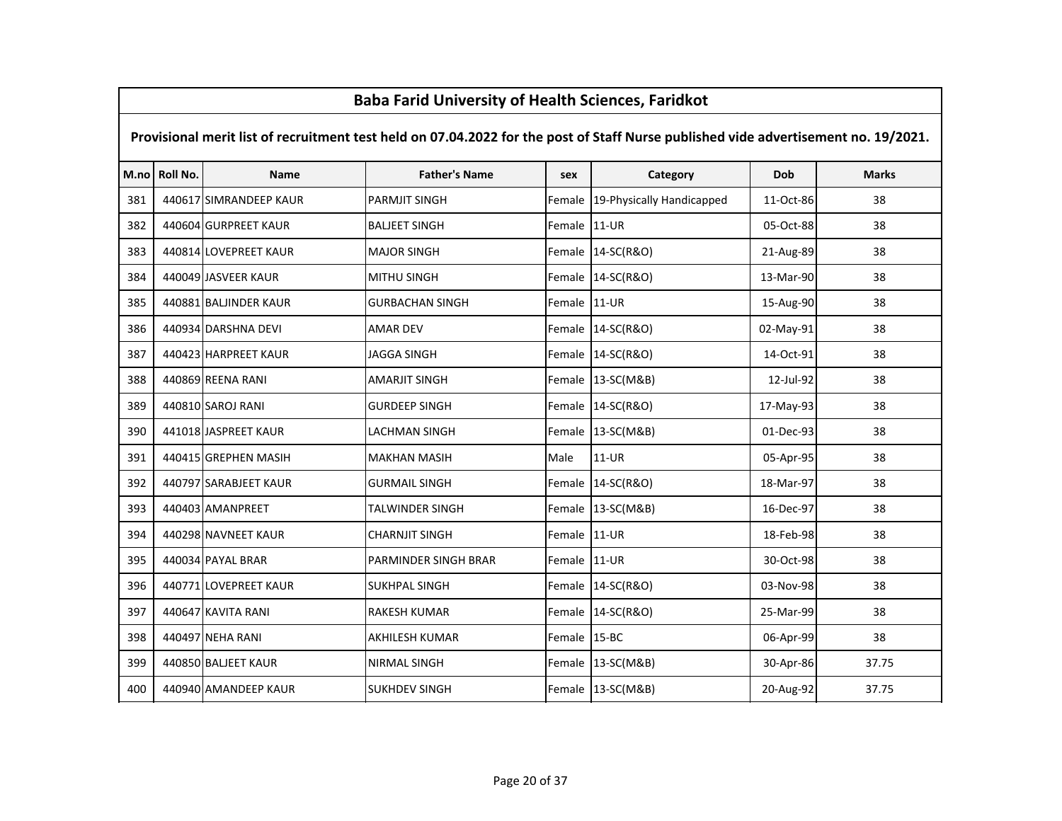# Baba Farid University of Health Sciences, Faridkot

## Provisional merit list of recruitment test held on 07.04.2022 for the post of Staff Nurse published vide advertisement no. 19/2021.

| M.no | Roll No. | Name | Father's Name | sex | Category | Dob | Marks |
|---|---|---|---|---|---|---|---|
| 381 | 440617 | SIMRANDEEP KAUR | PARMJIT SINGH | Female | 19-Physically Handicapped | 11-Oct-86 | 38 |
| 382 | 440604 | GURPREET KAUR | BALJEET SINGH | Female | 11-UR | 05-Oct-88 | 38 |
| 383 | 440814 | LOVEPREET KAUR | MAJOR SINGH | Female | 14-SC(R&O) | 21-Aug-89 | 38 |
| 384 | 440049 | JASVEER KAUR | MITHU SINGH | Female | 14-SC(R&O) | 13-Mar-90 | 38 |
| 385 | 440881 | BALJINDER KAUR | GURBACHAN SINGH | Female | 11-UR | 15-Aug-90 | 38 |
| 386 | 440934 | DARSHNA DEVI | AMAR DEV | Female | 14-SC(R&O) | 02-May-91 | 38 |
| 387 | 440423 | HARPREET KAUR | JAGGA SINGH | Female | 14-SC(R&O) | 14-Oct-91 | 38 |
| 388 | 440869 | REENA RANI | AMARJIT SINGH | Female | 13-SC(M&B) | 12-Jul-92 | 38 |
| 389 | 440810 | SAROJ RANI | GURDEEP SINGH | Female | 14-SC(R&O) | 17-May-93 | 38 |
| 390 | 441018 | JASPREET KAUR | LACHMAN SINGH | Female | 13-SC(M&B) | 01-Dec-93 | 38 |
| 391 | 440415 | GREPHEN MASIH | MAKHAN MASIH | Male | 11-UR | 05-Apr-95 | 38 |
| 392 | 440797 | SARABJEET KAUR | GURMAIL SINGH | Female | 14-SC(R&O) | 18-Mar-97 | 38 |
| 393 | 440403 | AMANPREET | TALWINDER SINGH | Female | 13-SC(M&B) | 16-Dec-97 | 38 |
| 394 | 440298 | NAVNEET KAUR | CHARNJIT SINGH | Female | 11-UR | 18-Feb-98 | 38 |
| 395 | 440034 | PAYAL BRAR | PARMINDER SINGH BRAR | Female | 11-UR | 30-Oct-98 | 38 |
| 396 | 440771 | LOVEPREET KAUR | SUKHPAL SINGH | Female | 14-SC(R&O) | 03-Nov-98 | 38 |
| 397 | 440647 | KAVITA RANI | RAKESH KUMAR | Female | 14-SC(R&O) | 25-Mar-99 | 38 |
| 398 | 440497 | NEHA RANI | AKHILESH KUMAR | Female | 15-BC | 06-Apr-99 | 38 |
| 399 | 440850 | BALJEET KAUR | NIRMAL SINGH | Female | 13-SC(M&B) | 30-Apr-86 | 37.75 |
| 400 | 440940 | AMANDEEP KAUR | SUKHDEV SINGH | Female | 13-SC(M&B) | 20-Aug-92 | 37.75 |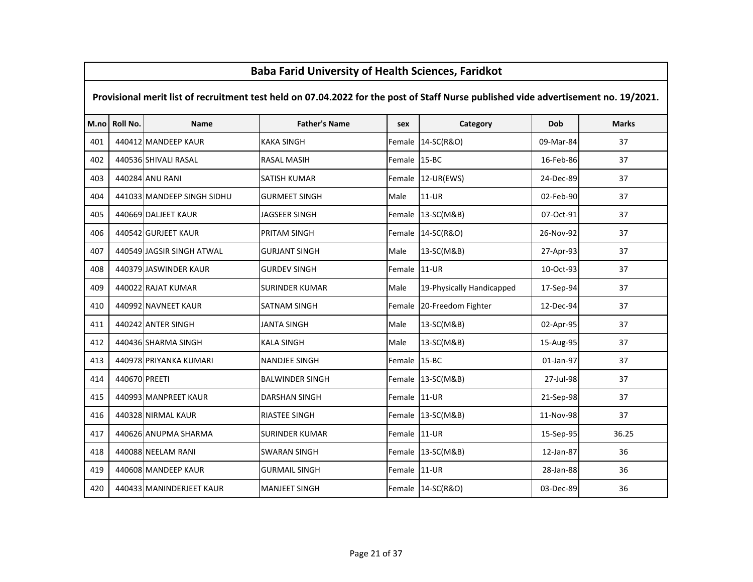## Baba Farid University of Health Sciences, Faridkot

**Provisional merit list of recruitment test held on 07.04.2022 for the post of Staff Nurse published vide advertisement no. 19/2021.**

| M.no | Roll No. | Name | Father's Name | sex | Category | Dob | Marks |
|---|---|---|---|---|---|---|---|
| 401 | 440412 | MANDEEP KAUR | KAKA SINGH | Female | 14-SC(R&O) | 09-Mar-84 | 37 |
| 402 | 440536 | SHIVALI RASAL | RASAL MASIH | Female | 15-BC | 16-Feb-86 | 37 |
| 403 | 440284 | ANU RANI | SATISH KUMAR | Female | 12-UR(EWS) | 24-Dec-89 | 37 |
| 404 | 441033 | MANDEEP SINGH SIDHU | GURMEET SINGH | Male | 11-UR | 02-Feb-90 | 37 |
| 405 | 440669 | DALJEET KAUR | JAGSEER SINGH | Female | 13-SC(M&B) | 07-Oct-91 | 37 |
| 406 | 440542 | GURJEET KAUR | PRITAM SINGH | Female | 14-SC(R&O) | 26-Nov-92 | 37 |
| 407 | 440549 | JAGSIR SINGH ATWAL | GURJANT SINGH | Male | 13-SC(M&B) | 27-Apr-93 | 37 |
| 408 | 440379 | JASWINDER KAUR | GURDEV SINGH | Female | 11-UR | 10-Oct-93 | 37 |
| 409 | 440022 | RAJAT KUMAR | SURINDER KUMAR | Male | 19-Physically Handicapped | 17-Sep-94 | 37 |
| 410 | 440992 | NAVNEET KAUR | SATNAM SINGH | Female | 20-Freedom Fighter | 12-Dec-94 | 37 |
| 411 | 440242 | ANTER SINGH | JANTA SINGH | Male | 13-SC(M&B) | 02-Apr-95 | 37 |
| 412 | 440436 | SHARMA SINGH | KALA SINGH | Male | 13-SC(M&B) | 15-Aug-95 | 37 |
| 413 | 440978 | PRIYANKA KUMARI | NANDJEE SINGH | Female | 15-BC | 01-Jan-97 | 37 |
| 414 | 440670 | PREETI | BALWINDER SINGH | Female | 13-SC(M&B) | 27-Jul-98 | 37 |
| 415 | 440993 | MANPREET KAUR | DARSHAN SINGH | Female | 11-UR | 21-Sep-98 | 37 |
| 416 | 440328 | NIRMAL KAUR | RIASTEE SINGH | Female | 13-SC(M&B) | 11-Nov-98 | 37 |
| 417 | 440626 | ANUPMA SHARMA | SURINDER KUMAR | Female | 11-UR | 15-Sep-95 | 36.25 |
| 418 | 440088 | NEELAM RANI | SWARAN SINGH | Female | 13-SC(M&B) | 12-Jan-87 | 36 |
| 419 | 440608 | MANDEEP KAUR | GURMAIL SINGH | Female | 11-UR | 28-Jan-88 | 36 |
| 420 | 440433 | MANINDERJEET KAUR | MANJEET SINGH | Female | 14-SC(R&O) | 03-Dec-89 | 36 |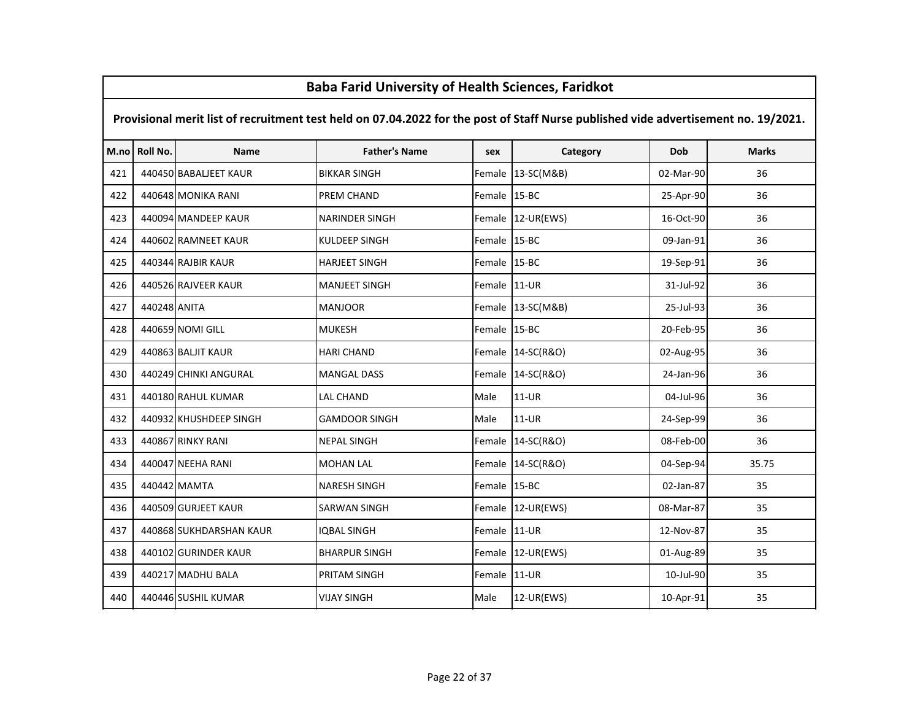## Baba Farid University of Health Sciences, Faridkot

**Provisional merit list of recruitment test held on 07.04.2022 for the post of Staff Nurse published vide advertisement no. 19/2021.**

| M.no | Roll No. | Name | Father's Name | sex | Category | Dob | Marks |
|---|---|---|---|---|---|---|---|
| 421 | 440450 | BABALJEET KAUR | BIKKAR SINGH | Female | 13-SC(M&B) | 02-Mar-90 | 36 |
| 422 | 440648 | MONIKA RANI | PREM CHAND | Female | 15-BC | 25-Apr-90 | 36 |
| 423 | 440094 | MANDEEP KAUR | NARINDER SINGH | Female | 12-UR(EWS) | 16-Oct-90 | 36 |
| 424 | 440602 | RAMNEET KAUR | KULDEEP SINGH | Female | 15-BC | 09-Jan-91 | 36 |
| 425 | 440344 | RAJBIR KAUR | HARJEET SINGH | Female | 15-BC | 19-Sep-91 | 36 |
| 426 | 440526 | RAJVEER KAUR | MANJEET SINGH | Female | 11-UR | 31-Jul-92 | 36 |
| 427 | 440248 | ANITA | MANJOOR | Female | 13-SC(M&B) | 25-Jul-93 | 36 |
| 428 | 440659 | NOMI GILL | MUKESH | Female | 15-BC | 20-Feb-95 | 36 |
| 429 | 440863 | BALJIT KAUR | HARI CHAND | Female | 14-SC(R&O) | 02-Aug-95 | 36 |
| 430 | 440249 | CHINKI ANGURAL | MANGAL DASS | Female | 14-SC(R&O) | 24-Jan-96 | 36 |
| 431 | 440180 | RAHUL KUMAR | LAL CHAND | Male | 11-UR | 04-Jul-96 | 36 |
| 432 | 440932 | KHUSHDEEP SINGH | GAMDOOR SINGH | Male | 11-UR | 24-Sep-99 | 36 |
| 433 | 440867 | RINKY RANI | NEPAL SINGH | Female | 14-SC(R&O) | 08-Feb-00 | 36 |
| 434 | 440047 | NEEHA RANI | MOHAN LAL | Female | 14-SC(R&O) | 04-Sep-94 | 35.75 |
| 435 | 440442 | MAMTA | NARESH SINGH | Female | 15-BC | 02-Jan-87 | 35 |
| 436 | 440509 | GURJEET KAUR | SARWAN SINGH | Female | 12-UR(EWS) | 08-Mar-87 | 35 |
| 437 | 440868 | SUKHDARSHAN KAUR | IQBAL SINGH | Female | 11-UR | 12-Nov-87 | 35 |
| 438 | 440102 | GURINDER KAUR | BHARPUR SINGH | Female | 12-UR(EWS) | 01-Aug-89 | 35 |
| 439 | 440217 | MADHU BALA | PRITAM SINGH | Female | 11-UR | 10-Jul-90 | 35 |
| 440 | 440446 | SUSHIL KUMAR | VIJAY SINGH | Male | 12-UR(EWS) | 10-Apr-91 | 35 |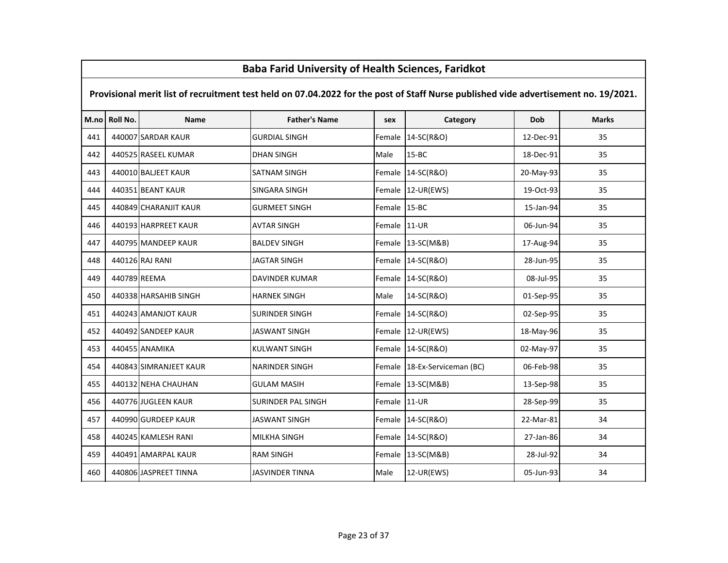## Baba Farid University of Health Sciences, Faridkot

**Provisional merit list of recruitment test held on 07.04.2022 for the post of Staff Nurse published vide advertisement no. 19/2021.**

| M.no | Roll No. | Name | Father's Name | sex | Category | Dob | Marks |
|---|---|---|---|---|---|---|---|
| 441 | 440007 | SARDAR KAUR | GURDIAL SINGH | Female | 14-SC(R&O) | 12-Dec-91 | 35 |
| 442 | 440525 | RASEEL KUMAR | DHAN SINGH | Male | 15-BC | 18-Dec-91 | 35 |
| 443 | 440010 | BALJEET KAUR | SATNAM SINGH | Female | 14-SC(R&O) | 20-May-93 | 35 |
| 444 | 440351 | BEANT KAUR | SINGARA SINGH | Female | 12-UR(EWS) | 19-Oct-93 | 35 |
| 445 | 440849 | CHARANJIT KAUR | GURMEET SINGH | Female | 15-BC | 15-Jan-94 | 35 |
| 446 | 440193 | HARPREET KAUR | AVTAR SINGH | Female | 11-UR | 06-Jun-94 | 35 |
| 447 | 440795 | MANDEEP KAUR | BALDEV SINGH | Female | 13-SC(M&B) | 17-Aug-94 | 35 |
| 448 | 440126 | RAJ RANI | JAGTAR SINGH | Female | 14-SC(R&O) | 28-Jun-95 | 35 |
| 449 | 440789 | REEMA | DAVINDER KUMAR | Female | 14-SC(R&O) | 08-Jul-95 | 35 |
| 450 | 440338 | HARSAHIB SINGH | HARNEK SINGH | Male | 14-SC(R&O) | 01-Sep-95 | 35 |
| 451 | 440243 | AMANJOT KAUR | SURINDER SINGH | Female | 14-SC(R&O) | 02-Sep-95 | 35 |
| 452 | 440492 | SANDEEP KAUR | JASWANT SINGH | Female | 12-UR(EWS) | 18-May-96 | 35 |
| 453 | 440455 | ANAMIKA | KULWANT SINGH | Female | 14-SC(R&O) | 02-May-97 | 35 |
| 454 | 440843 | SIMRANJEET KAUR | NARINDER SINGH | Female | 18-Ex-Serviceman (BC) | 06-Feb-98 | 35 |
| 455 | 440132 | NEHA CHAUHAN | GULAM MASIH | Female | 13-SC(M&B) | 13-Sep-98 | 35 |
| 456 | 440776 | JUGLEEN KAUR | SURINDER PAL SINGH | Female | 11-UR | 28-Sep-99 | 35 |
| 457 | 440990 | GURDEEP KAUR | JASWANT SINGH | Female | 14-SC(R&O) | 22-Mar-81 | 34 |
| 458 | 440245 | KAMLESH RANI | MILKHA SINGH | Female | 14-SC(R&O) | 27-Jan-86 | 34 |
| 459 | 440491 | AMARPAL KAUR | RAM SINGH | Female | 13-SC(M&B) | 28-Jul-92 | 34 |
| 460 | 440806 | JASPREET TINNA | JASVINDER TINNA | Male | 12-UR(EWS) | 05-Jun-93 | 34 |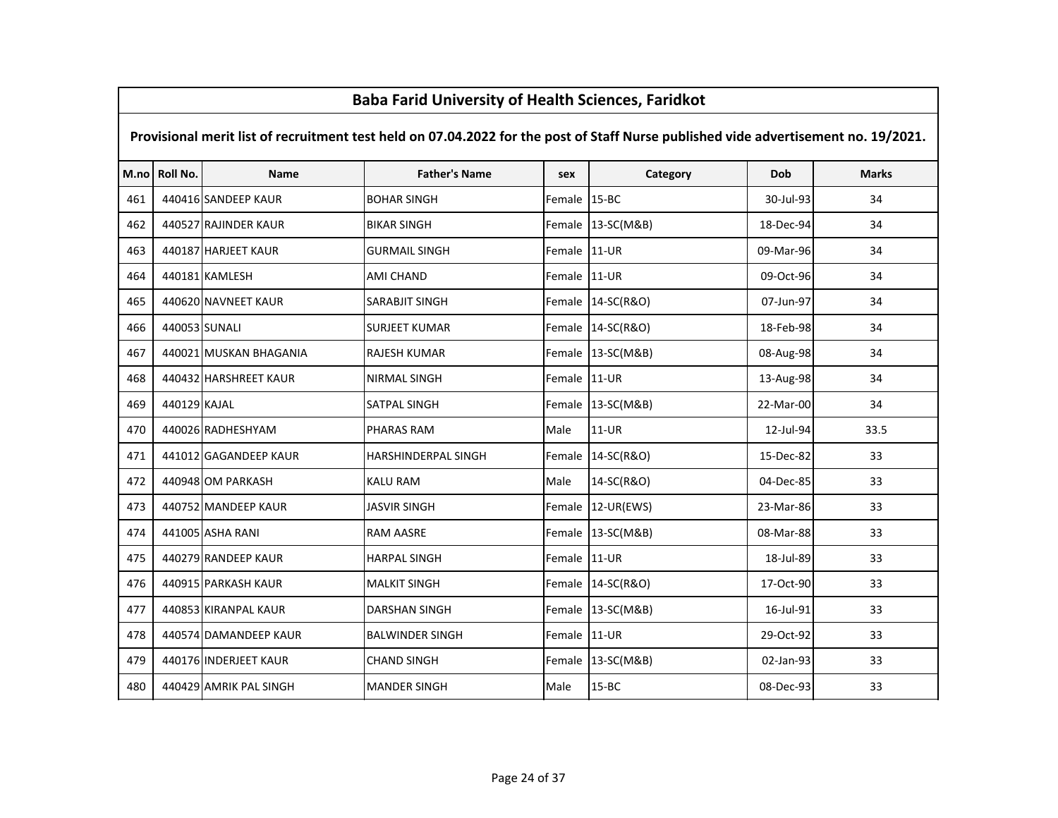## Baba Farid University of Health Sciences, Faridkot

**Provisional merit list of recruitment test held on 07.04.2022 for the post of Staff Nurse published vide advertisement no. 19/2021.**

| M.no | Roll No. | Name | Father's Name | sex | Category | Dob | Marks |
|---|---|---|---|---|---|---|---|
| 461 | 440416 | SANDEEP KAUR | BOHAR SINGH | Female | 15-BC | 30-Jul-93 | 34 |
| 462 | 440527 | RAJINDER KAUR | BIKAR SINGH | Female | 13-SC(M&B) | 18-Dec-94 | 34 |
| 463 | 440187 | HARJEET KAUR | GURMAIL SINGH | Female | 11-UR | 09-Mar-96 | 34 |
| 464 | 440181 | KAMLESH | AMI CHAND | Female | 11-UR | 09-Oct-96 | 34 |
| 465 | 440620 | NAVNEET KAUR | SARABJIT SINGH | Female | 14-SC(R&O) | 07-Jun-97 | 34 |
| 466 | 440053 | SUNALI | SURJEET KUMAR | Female | 14-SC(R&O) | 18-Feb-98 | 34 |
| 467 | 440021 | MUSKAN BHAGANIA | RAJESH KUMAR | Female | 13-SC(M&B) | 08-Aug-98 | 34 |
| 468 | 440432 | HARSHREET KAUR | NIRMAL SINGH | Female | 11-UR | 13-Aug-98 | 34 |
| 469 | 440129 | KAJAL | SATPAL SINGH | Female | 13-SC(M&B) | 22-Mar-00 | 34 |
| 470 | 440026 | RADHESHYAM | PHARAS RAM | Male | 11-UR | 12-Jul-94 | 33.5 |
| 471 | 441012 | GAGANDEEP KAUR | HARSHINDERPAL SINGH | Female | 14-SC(R&O) | 15-Dec-82 | 33 |
| 472 | 440948 | OM PARKASH | KALU RAM | Male | 14-SC(R&O) | 04-Dec-85 | 33 |
| 473 | 440752 | MANDEEP KAUR | JASVIR SINGH | Female | 12-UR(EWS) | 23-Mar-86 | 33 |
| 474 | 441005 | ASHA RANI | RAM AASRE | Female | 13-SC(M&B) | 08-Mar-88 | 33 |
| 475 | 440279 | RANDEEP KAUR | HARPAL SINGH | Female | 11-UR | 18-Jul-89 | 33 |
| 476 | 440915 | PARKASH KAUR | MALKIT SINGH | Female | 14-SC(R&O) | 17-Oct-90 | 33 |
| 477 | 440853 | KIRANPAL KAUR | DARSHAN SINGH | Female | 13-SC(M&B) | 16-Jul-91 | 33 |
| 478 | 440574 | DAMANDEEP KAUR | BALWINDER SINGH | Female | 11-UR | 29-Oct-92 | 33 |
| 479 | 440176 | INDERJEET KAUR | CHAND SINGH | Female | 13-SC(M&B) | 02-Jan-93 | 33 |
| 480 | 440429 | AMRIK PAL SINGH | MANDER SINGH | Male | 15-BC | 08-Dec-93 | 33 |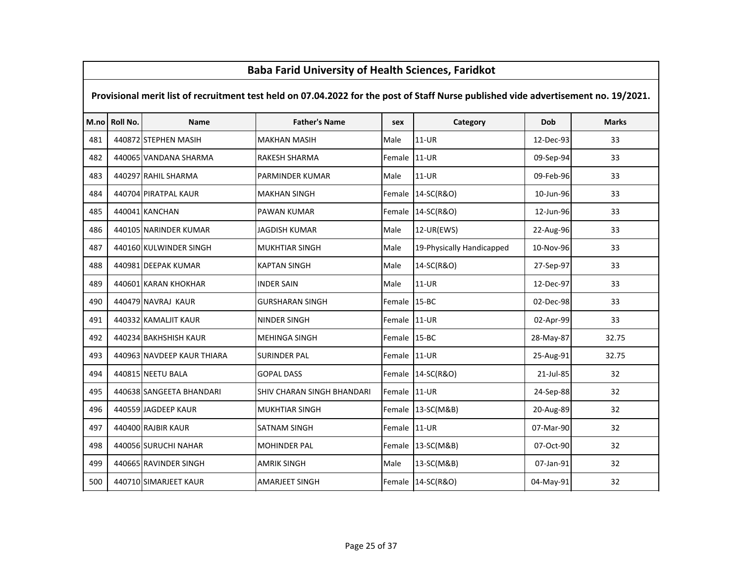# Baba Farid University of Health Sciences, Faridkot

## Provisional merit list of recruitment test held on 07.04.2022 for the post of Staff Nurse published vide advertisement no. 19/2021.

| M.no | Roll No. | Name | Father's Name | sex | Category | Dob | Marks |
|---|---|---|---|---|---|---|---|
| 481 | 440872 | STEPHEN MASIH | MAKHAN MASIH | Male | 11-UR | 12-Dec-93 | 33 |
| 482 | 440065 | VANDANA SHARMA | RAKESH SHARMA | Female | 11-UR | 09-Sep-94 | 33 |
| 483 | 440297 | RAHIL SHARMA | PARMINDER KUMAR | Male | 11-UR | 09-Feb-96 | 33 |
| 484 | 440704 | PIRATPAL KAUR | MAKHAN SINGH | Female | 14-SC(R&O) | 10-Jun-96 | 33 |
| 485 | 440041 | KANCHAN | PAWAN KUMAR | Female | 14-SC(R&O) | 12-Jun-96 | 33 |
| 486 | 440105 | NARINDER KUMAR | JAGDISH KUMAR | Male | 12-UR(EWS) | 22-Aug-96 | 33 |
| 487 | 440160 | KULWINDER SINGH | MUKHTIAR SINGH | Male | 19-Physically Handicapped | 10-Nov-96 | 33 |
| 488 | 440981 | DEEPAK KUMAR | KAPTAN SINGH | Male | 14-SC(R&O) | 27-Sep-97 | 33 |
| 489 | 440601 | KARAN KHOKHAR | INDER SAIN | Male | 11-UR | 12-Dec-97 | 33 |
| 490 | 440479 | NAVRAJ KAUR | GURSHARAN SINGH | Female | 15-BC | 02-Dec-98 | 33 |
| 491 | 440332 | KAMALJIT KAUR | NINDER SINGH | Female | 11-UR | 02-Apr-99 | 33 |
| 492 | 440234 | BAKHSHISH KAUR | MEHINGA SINGH | Female | 15-BC | 28-May-87 | 32.75 |
| 493 | 440963 | NAVDEEP KAUR THIARA | SURINDER PAL | Female | 11-UR | 25-Aug-91 | 32.75 |
| 494 | 440815 | NEETU BALA | GOPAL DASS | Female | 14-SC(R&O) | 21-Jul-85 | 32 |
| 495 | 440638 | SANGEETA BHANDARI | SHIV CHARAN SINGH BHANDARI | Female | 11-UR | 24-Sep-88 | 32 |
| 496 | 440559 | JAGDEEP KAUR | MUKHTIAR SINGH | Female | 13-SC(M&B) | 20-Aug-89 | 32 |
| 497 | 440400 | RAJBIR KAUR | SATNAM SINGH | Female | 11-UR | 07-Mar-90 | 32 |
| 498 | 440056 | SURUCHI NAHAR | MOHINDER PAL | Female | 13-SC(M&B) | 07-Oct-90 | 32 |
| 499 | 440665 | RAVINDER SINGH | AMRIK SINGH | Male | 13-SC(M&B) | 07-Jan-91 | 32 |
| 500 | 440710 | SIMARJEET KAUR | AMARJEET SINGH | Female | 14-SC(R&O) | 04-May-91 | 32 |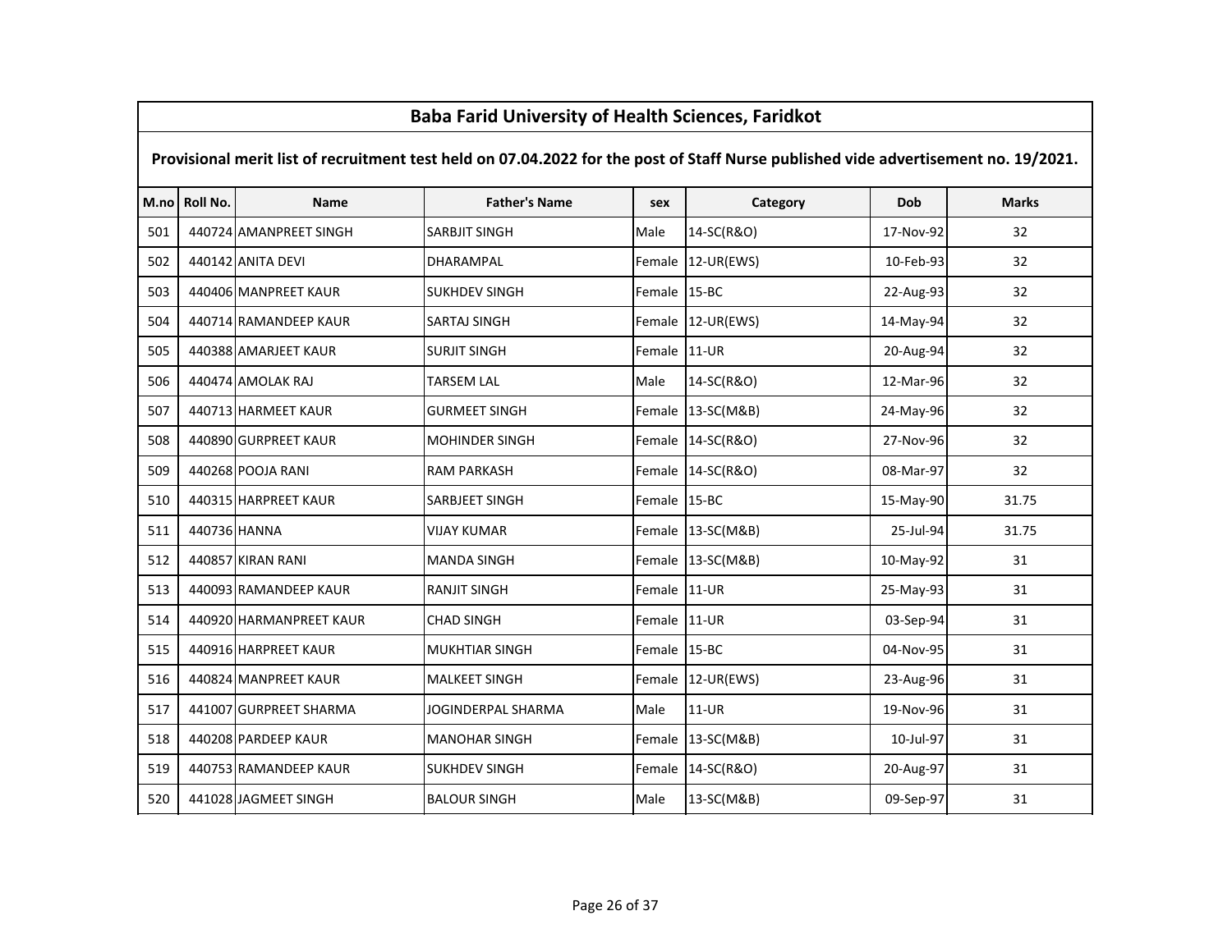## Baba Farid University of Health Sciences, Faridkot

**Provisional merit list of recruitment test held on 07.04.2022 for the post of Staff Nurse published vide advertisement no. 19/2021.**

| M.no | Roll No. | Name | Father's Name | sex | Category | Dob | Marks |
|---|---|---|---|---|---|---|---|
| 501 | 440724 | AMANPREET SINGH | SARBJIT SINGH | Male | 14-SC(R&O) | 17-Nov-92 | 32 |
| 502 | 440142 | ANITA DEVI | DHARAMPAL | Female | 12-UR(EWS) | 10-Feb-93 | 32 |
| 503 | 440406 | MANPREET KAUR | SUKHDEV SINGH | Female | 15-BC | 22-Aug-93 | 32 |
| 504 | 440714 | RAMANDEEP KAUR | SARTAJ SINGH | Female | 12-UR(EWS) | 14-May-94 | 32 |
| 505 | 440388 | AMARJEET KAUR | SURJIT SINGH | Female | 11-UR | 20-Aug-94 | 32 |
| 506 | 440474 | AMOLAK RAJ | TARSEM LAL | Male | 14-SC(R&O) | 12-Mar-96 | 32 |
| 507 | 440713 | HARMEET KAUR | GURMEET SINGH | Female | 13-SC(M&B) | 24-May-96 | 32 |
| 508 | 440890 | GURPREET KAUR | MOHINDER SINGH | Female | 14-SC(R&O) | 27-Nov-96 | 32 |
| 509 | 440268 | POOJA RANI | RAM PARKASH | Female | 14-SC(R&O) | 08-Mar-97 | 32 |
| 510 | 440315 | HARPREET KAUR | SARBJEET SINGH | Female | 15-BC | 15-May-90 | 31.75 |
| 511 | 440736 | HANNA | VIJAY KUMAR | Female | 13-SC(M&B) | 25-Jul-94 | 31.75 |
| 512 | 440857 | KIRAN RANI | MANDA SINGH | Female | 13-SC(M&B) | 10-May-92 | 31 |
| 513 | 440093 | RAMANDEEP KAUR | RANJIT SINGH | Female | 11-UR | 25-May-93 | 31 |
| 514 | 440920 | HARMANPREET KAUR | CHAD SINGH | Female | 11-UR | 03-Sep-94 | 31 |
| 515 | 440916 | HARPREET KAUR | MUKHTIAR SINGH | Female | 15-BC | 04-Nov-95 | 31 |
| 516 | 440824 | MANPREET KAUR | MALKEET SINGH | Female | 12-UR(EWS) | 23-Aug-96 | 31 |
| 517 | 441007 | GURPREET SHARMA | JOGINDERPAL SHARMA | Male | 11-UR | 19-Nov-96 | 31 |
| 518 | 440208 | PARDEEP KAUR | MANOHAR SINGH | Female | 13-SC(M&B) | 10-Jul-97 | 31 |
| 519 | 440753 | RAMANDEEP KAUR | SUKHDEV SINGH | Female | 14-SC(R&O) | 20-Aug-97 | 31 |
| 520 | 441028 | JAGMEET SINGH | BALOUR SINGH | Male | 13-SC(M&B) | 09-Sep-97 | 31 |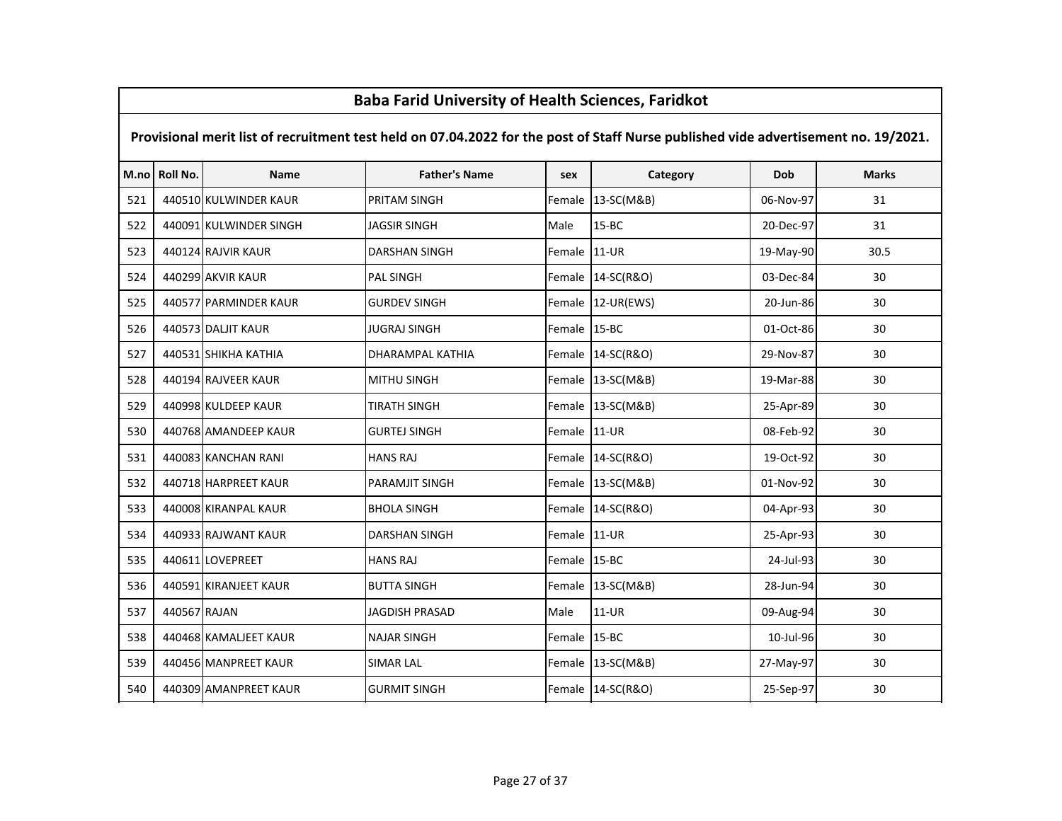# Baba Farid University of Health Sciences, Faridkot

## Provisional merit list of recruitment test held on 07.04.2022 for the post of Staff Nurse published vide advertisement no. 19/2021.

| M.no | Roll No. | Name | Father's Name | sex | Category | Dob | Marks |
|---|---|---|---|---|---|---|---|
| 521 | 440510 | KULWINDER KAUR | PRITAM SINGH | Female | 13-SC(M&B) | 06-Nov-97 | 31 |
| 522 | 440091 | KULWINDER SINGH | JAGSIR SINGH | Male | 15-BC | 20-Dec-97 | 31 |
| 523 | 440124 | RAJVIR KAUR | DARSHAN SINGH | Female | 11-UR | 19-May-90 | 30.5 |
| 524 | 440299 | AKVIR KAUR | PAL SINGH | Female | 14-SC(R&O) | 03-Dec-84 | 30 |
| 525 | 440577 | PARMINDER KAUR | GURDEV SINGH | Female | 12-UR(EWS) | 20-Jun-86 | 30 |
| 526 | 440573 | DALJIT KAUR | JUGRAJ SINGH | Female | 15-BC | 01-Oct-86 | 30 |
| 527 | 440531 | SHIKHA KATHIA | DHARAMPAL KATHIA | Female | 14-SC(R&O) | 29-Nov-87 | 30 |
| 528 | 440194 | RAJVEER KAUR | MITHU SINGH | Female | 13-SC(M&B) | 19-Mar-88 | 30 |
| 529 | 440998 | KULDEEP KAUR | TIRATH SINGH | Female | 13-SC(M&B) | 25-Apr-89 | 30 |
| 530 | 440768 | AMANDEEP KAUR | GURTEJ SINGH | Female | 11-UR | 08-Feb-92 | 30 |
| 531 | 440083 | KANCHAN RANI | HANS RAJ | Female | 14-SC(R&O) | 19-Oct-92 | 30 |
| 532 | 440718 | HARPREET KAUR | PARAMJIT SINGH | Female | 13-SC(M&B) | 01-Nov-92 | 30 |
| 533 | 440008 | KIRANPAL KAUR | BHOLA SINGH | Female | 14-SC(R&O) | 04-Apr-93 | 30 |
| 534 | 440933 | RAJWANT KAUR | DARSHAN SINGH | Female | 11-UR | 25-Apr-93 | 30 |
| 535 | 440611 | LOVEPREET | HANS RAJ | Female | 15-BC | 24-Jul-93 | 30 |
| 536 | 440591 | KIRANJEET KAUR | BUTTA SINGH | Female | 13-SC(M&B) | 28-Jun-94 | 30 |
| 537 | 440567 | RAJAN | JAGDISH PRASAD | Male | 11-UR | 09-Aug-94 | 30 |
| 538 | 440468 | KAMALJEET KAUR | NAJAR SINGH | Female | 15-BC | 10-Jul-96 | 30 |
| 539 | 440456 | MANPREET KAUR | SIMAR LAL | Female | 13-SC(M&B) | 27-May-97 | 30 |
| 540 | 440309 | AMANPREET KAUR | GURMIT SINGH | Female | 14-SC(R&O) | 25-Sep-97 | 30 |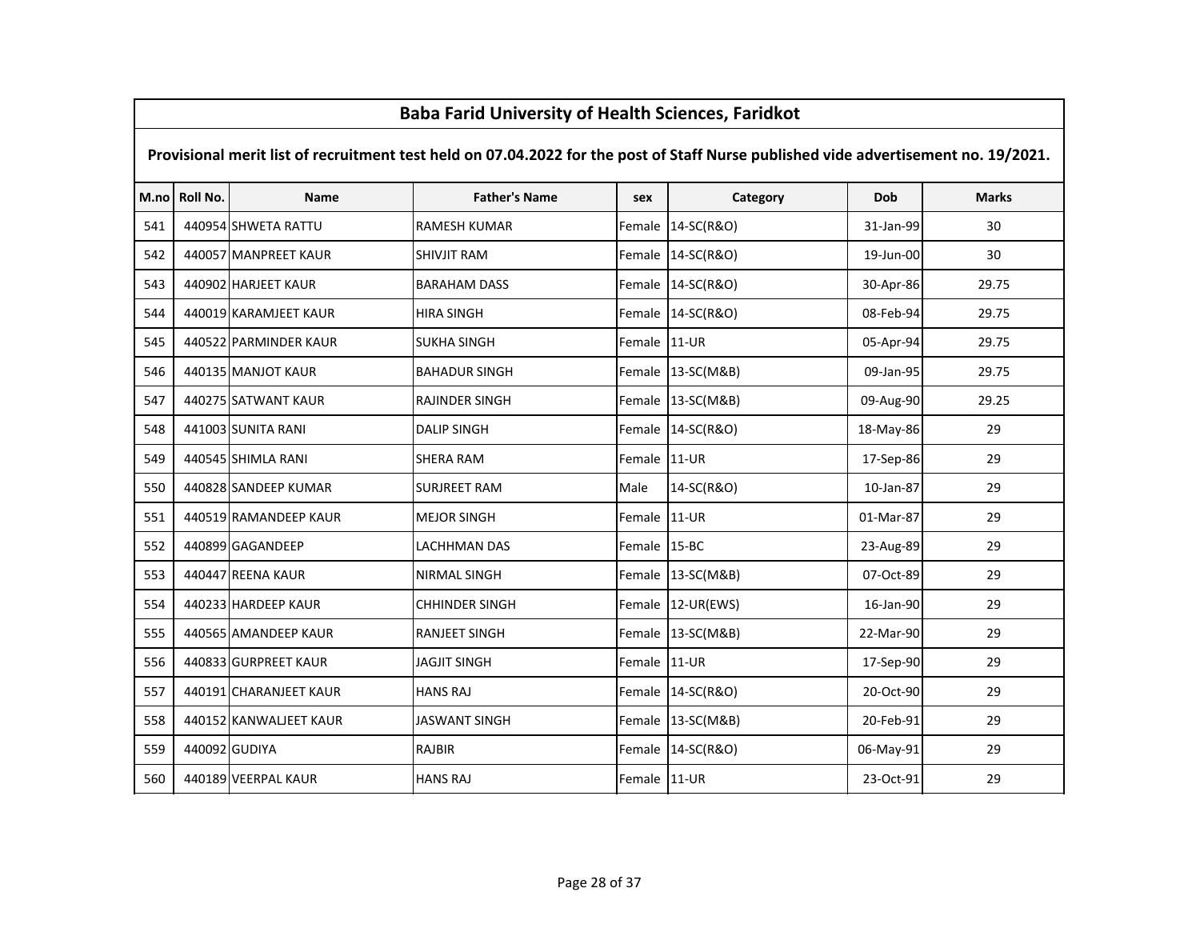| Baba Farid University of Health Sciences, Faridkot | | | | | | | |
|---|---|---|---|---|---|---|---|
| **Provisional merit list of recruitment test held on 07.04.2022 for the post of Staff Nurse published vide advertisement no. 19/2021.** | | | | | | | |
| **M.no** | **Roll No.** | **Name** | **Father's Name** | **sex** | **Category** | **Dob** | **Marks** |
| 541 | 440954 | SHWETA RATTU | RAMESH KUMAR | Female | 14-SC(R&O) | 31-Jan-99 | 30 |
| 542 | 440057 | MANPREET KAUR | SHIVJIT RAM | Female | 14-SC(R&O) | 19-Jun-00 | 30 |
| 543 | 440902 | HARJEET KAUR | BARAHAM DASS | Female | 14-SC(R&O) | 30-Apr-86 | 29.75 |
| 544 | 440019 | KARAMJEET KAUR | HIRA SINGH | Female | 14-SC(R&O) | 08-Feb-94 | 29.75 |
| 545 | 440522 | PARMINDER KAUR | SUKHA SINGH | Female | 11-UR | 05-Apr-94 | 29.75 |
| 546 | 440135 | MANJOT KAUR | BAHADUR SINGH | Female | 13-SC(M&B) | 09-Jan-95 | 29.75 |
| 547 | 440275 | SATWANT KAUR | RAJINDER SINGH | Female | 13-SC(M&B) | 09-Aug-90 | 29.25 |
| 548 | 441003 | SUNITA RANI | DALIP SINGH | Female | 14-SC(R&O) | 18-May-86 | 29 |
| 549 | 440545 | SHIMLA RANI | SHERA RAM | Female | 11-UR | 17-Sep-86 | 29 |
| 550 | 440828 | SANDEEP KUMAR | SURJREET RAM | Male | 14-SC(R&O) | 10-Jan-87 | 29 |
| 551 | 440519 | RAMANDEEP KAUR | MEJOR SINGH | Female | 11-UR | 01-Mar-87 | 29 |
| 552 | 440899 | GAGANDEEP | LACHHMAN DAS | Female | 15-BC | 23-Aug-89 | 29 |
| 553 | 440447 | REENA KAUR | NIRMAL SINGH | Female | 13-SC(M&B) | 07-Oct-89 | 29 |
| 554 | 440233 | HARDEEP KAUR | CHHINDER SINGH | Female | 12-UR(EWS) | 16-Jan-90 | 29 |
| 555 | 440565 | AMANDEEP KAUR | RANJEET SINGH | Female | 13-SC(M&B) | 22-Mar-90 | 29 |
| 556 | 440833 | GURPREET KAUR | JAGJIT SINGH | Female | 11-UR | 17-Sep-90 | 29 |
| 557 | 440191 | CHARANJEET KAUR | HANS RAJ | Female | 14-SC(R&O) | 20-Oct-90 | 29 |
| 558 | 440152 | KANWALJEET KAUR | JASWANT SINGH | Female | 13-SC(M&B) | 20-Feb-91 | 29 |
| 559 | 440092 | GUDIYA | RAJBIR | Female | 14-SC(R&O) | 06-May-91 | 29 |
| 560 | 440189 | VEERPAL KAUR | HANS RAJ | Female | 11-UR | 23-Oct-91 | 29 |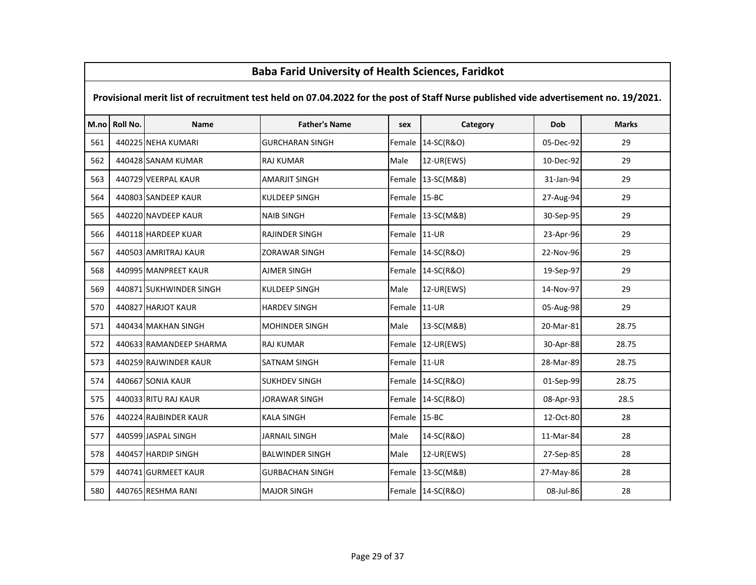## Baba Farid University of Health Sciences, Faridkot

**Provisional merit list of recruitment test held on 07.04.2022 for the post of Staff Nurse published vide advertisement no. 19/2021.**

| M.no | Roll No. | Name | Father's Name | sex | Category | Dob | Marks |
|---|---|---|---|---|---|---|---|
| 561 | 440225 | NEHA KUMARI | GURCHARAN SINGH | Female | 14-SC(R&O) | 05-Dec-92 | 29 |
| 562 | 440428 | SANAM KUMAR | RAJ KUMAR | Male | 12-UR(EWS) | 10-Dec-92 | 29 |
| 563 | 440729 | VEERPAL KAUR | AMARJIT SINGH | Female | 13-SC(M&B) | 31-Jan-94 | 29 |
| 564 | 440803 | SANDEEP KAUR | KULDEEP SINGH | Female | 15-BC | 27-Aug-94 | 29 |
| 565 | 440220 | NAVDEEP KAUR | NAIB SINGH | Female | 13-SC(M&B) | 30-Sep-95 | 29 |
| 566 | 440118 | HARDEEP KUAR | RAJINDER SINGH | Female | 11-UR | 23-Apr-96 | 29 |
| 567 | 440503 | AMRITRAJ KAUR | ZORAWAR SINGH | Female | 14-SC(R&O) | 22-Nov-96 | 29 |
| 568 | 440995 | MANPREET KAUR | AJMER SINGH | Female | 14-SC(R&O) | 19-Sep-97 | 29 |
| 569 | 440871 | SUKHWINDER SINGH | KULDEEP SINGH | Male | 12-UR(EWS) | 14-Nov-97 | 29 |
| 570 | 440827 | HARJOT KAUR | HARDEV SINGH | Female | 11-UR | 05-Aug-98 | 29 |
| 571 | 440434 | MAKHAN SINGH | MOHINDER SINGH | Male | 13-SC(M&B) | 20-Mar-81 | 28.75 |
| 572 | 440633 | RAMANDEEP SHARMA | RAJ KUMAR | Female | 12-UR(EWS) | 30-Apr-88 | 28.75 |
| 573 | 440259 | RAJWINDER KAUR | SATNAM SINGH | Female | 11-UR | 28-Mar-89 | 28.75 |
| 574 | 440667 | SONIA KAUR | SUKHDEV SINGH | Female | 14-SC(R&O) | 01-Sep-99 | 28.75 |
| 575 | 440033 | RITU RAJ KAUR | JORAWAR SINGH | Female | 14-SC(R&O) | 08-Apr-93 | 28.5 |
| 576 | 440224 | RAJBINDER KAUR | KALA SINGH | Female | 15-BC | 12-Oct-80 | 28 |
| 577 | 440599 | JASPAL SINGH | JARNAIL SINGH | Male | 14-SC(R&O) | 11-Mar-84 | 28 |
| 578 | 440457 | HARDIP SINGH | BALWINDER SINGH | Male | 12-UR(EWS) | 27-Sep-85 | 28 |
| 579 | 440741 | GURMEET KAUR | GURBACHAN SINGH | Female | 13-SC(M&B) | 27-May-86 | 28 |
| 580 | 440765 | RESHMA RANI | MAJOR SINGH | Female | 14-SC(R&O) | 08-Jul-86 | 28 |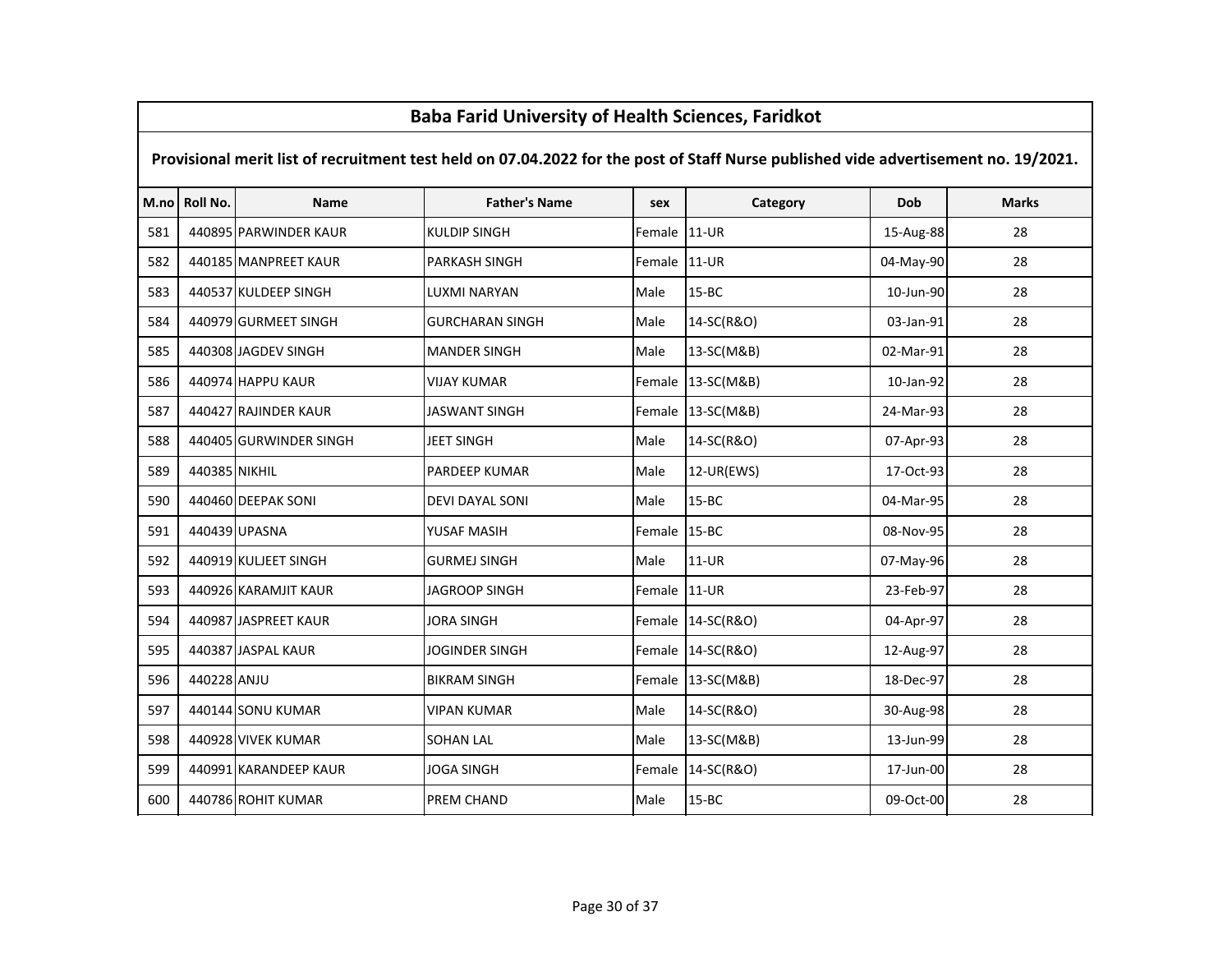| Baba Farid University of Health Sciences, Faridkot | | | | | | | |
|---|---|---|---|---|---|---|---|
| **Provisional merit list of recruitment test held on 07.04.2022 for the post of Staff Nurse published vide advertisement no. 19/2021.** | | | | | | | |
| **M.no** | **Roll No.** | **Name** | **Father's Name** | **sex** | **Category** | **Dob** | **Marks** |
| 581 | 440895 | PARWINDER KAUR | KULDIP SINGH | Female | 11-UR | 15-Aug-88 | 28 |
| 582 | 440185 | MANPREET KAUR | PARKASH SINGH | Female | 11-UR | 04-May-90 | 28 |
| 583 | 440537 | KULDEEP SINGH | LUXMI NARYAN | Male | 15-BC | 10-Jun-90 | 28 |
| 584 | 440979 | GURMEET SINGH | GURCHARAN SINGH | Male | 14-SC(R&O) | 03-Jan-91 | 28 |
| 585 | 440308 | JAGDEV SINGH | MANDER SINGH | Male | 13-SC(M&B) | 02-Mar-91 | 28 |
| 586 | 440974 | HAPPU KAUR | VIJAY KUMAR | Female | 13-SC(M&B) | 10-Jan-92 | 28 |
| 587 | 440427 | RAJINDER KAUR | JASWANT SINGH | Female | 13-SC(M&B) | 24-Mar-93 | 28 |
| 588 | 440405 | GURWINDER SINGH | JEET SINGH | Male | 14-SC(R&O) | 07-Apr-93 | 28 |
| 589 | 440385 | NIKHIL | PARDEEP KUMAR | Male | 12-UR(EWS) | 17-Oct-93 | 28 |
| 590 | 440460 | DEEPAK SONI | DEVI DAYAL SONI | Male | 15-BC | 04-Mar-95 | 28 |
| 591 | 440439 | UPASNA | YUSAF MASIH | Female | 15-BC | 08-Nov-95 | 28 |
| 592 | 440919 | KULJEET SINGH | GURMEJ SINGH | Male | 11-UR | 07-May-96 | 28 |
| 593 | 440926 | KARAMJIT KAUR | JAGROOP SINGH | Female | 11-UR | 23-Feb-97 | 28 |
| 594 | 440987 | JASPREET KAUR | JORA SINGH | Female | 14-SC(R&O) | 04-Apr-97 | 28 |
| 595 | 440387 | JASPAL KAUR | JOGINDER SINGH | Female | 14-SC(R&O) | 12-Aug-97 | 28 |
| 596 | 440228 | ANJU | BIKRAM SINGH | Female | 13-SC(M&B) | 18-Dec-97 | 28 |
| 597 | 440144 | SONU KUMAR | VIPAN KUMAR | Male | 14-SC(R&O) | 30-Aug-98 | 28 |
| 598 | 440928 | VIVEK KUMAR | SOHAN LAL | Male | 13-SC(M&B) | 13-Jun-99 | 28 |
| 599 | 440991 | KARANDEEP KAUR | JOGA SINGH | Female | 14-SC(R&O) | 17-Jun-00 | 28 |
| 600 | 440786 | ROHIT KUMAR | PREM CHAND | Male | 15-BC | 09-Oct-00 | 28 |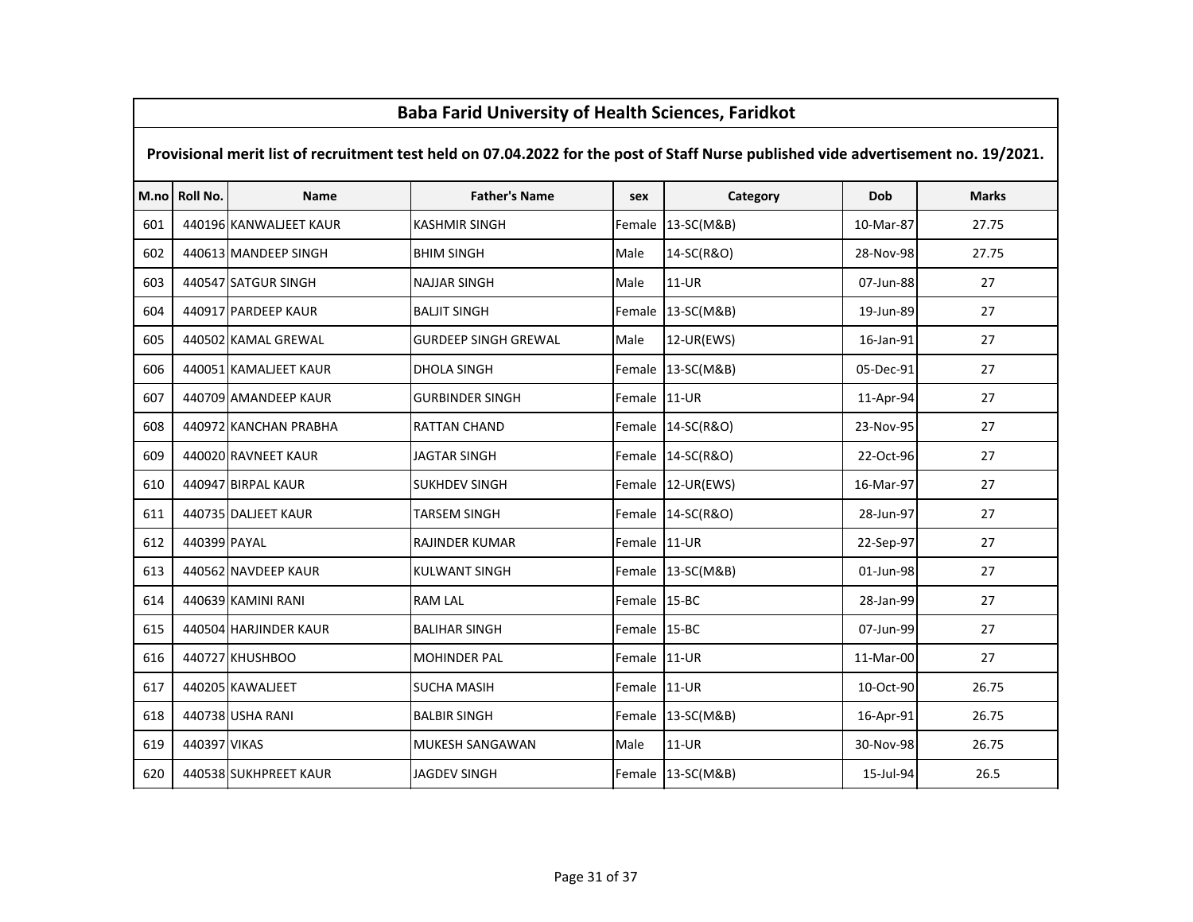## Baba Farid University of Health Sciences, Faridkot

**Provisional merit list of recruitment test held on 07.04.2022 for the post of Staff Nurse published vide advertisement no. 19/2021.**

| M.no | Roll No. | Name | Father's Name | sex | Category | Dob | Marks |
|---|---|---|---|---|---|---|---|
| 601 | 440196 | KANWALJEET KAUR | KASHMIR SINGH | Female | 13-SC(M&B) | 10-Mar-87 | 27.75 |
| 602 | 440613 | MANDEEP SINGH | BHIM SINGH | Male | 14-SC(R&O) | 28-Nov-98 | 27.75 |
| 603 | 440547 | SATGUR SINGH | NAJJAR SINGH | Male | 11-UR | 07-Jun-88 | 27 |
| 604 | 440917 | PARDEEP KAUR | BALJIT SINGH | Female | 13-SC(M&B) | 19-Jun-89 | 27 |
| 605 | 440502 | KAMAL GREWAL | GURDEEP SINGH GREWAL | Male | 12-UR(EWS) | 16-Jan-91 | 27 |
| 606 | 440051 | KAMALJEET KAUR | DHOLA SINGH | Female | 13-SC(M&B) | 05-Dec-91 | 27 |
| 607 | 440709 | AMANDEEP KAUR | GURBINDER SINGH | Female | 11-UR | 11-Apr-94 | 27 |
| 608 | 440972 | KANCHAN PRABHA | RATTAN CHAND | Female | 14-SC(R&O) | 23-Nov-95 | 27 |
| 609 | 440020 | RAVNEET KAUR | JAGTAR SINGH | Female | 14-SC(R&O) | 22-Oct-96 | 27 |
| 610 | 440947 | BIRPAL KAUR | SUKHDEV SINGH | Female | 12-UR(EWS) | 16-Mar-97 | 27 |
| 611 | 440735 | DALJEET KAUR | TARSEM SINGH | Female | 14-SC(R&O) | 28-Jun-97 | 27 |
| 612 | 440399 | PAYAL | RAJINDER KUMAR | Female | 11-UR | 22-Sep-97 | 27 |
| 613 | 440562 | NAVDEEP KAUR | KULWANT SINGH | Female | 13-SC(M&B) | 01-Jun-98 | 27 |
| 614 | 440639 | KAMINI RANI | RAM LAL | Female | 15-BC | 28-Jan-99 | 27 |
| 615 | 440504 | HARJINDER KAUR | BALIHAR SINGH | Female | 15-BC | 07-Jun-99 | 27 |
| 616 | 440727 | KHUSHBOO | MOHINDER PAL | Female | 11-UR | 11-Mar-00 | 27 |
| 617 | 440205 | KAWALJEET | SUCHA MASIH | Female | 11-UR | 10-Oct-90 | 26.75 |
| 618 | 440738 | USHA RANI | BALBIR SINGH | Female | 13-SC(M&B) | 16-Apr-91 | 26.75 |
| 619 | 440397 | VIKAS | MUKESH SANGAWAN | Male | 11-UR | 30-Nov-98 | 26.75 |
| 620 | 440538 | SUKHPREET KAUR | JAGDEV SINGH | Female | 13-SC(M&B) | 15-Jul-94 | 26.5 |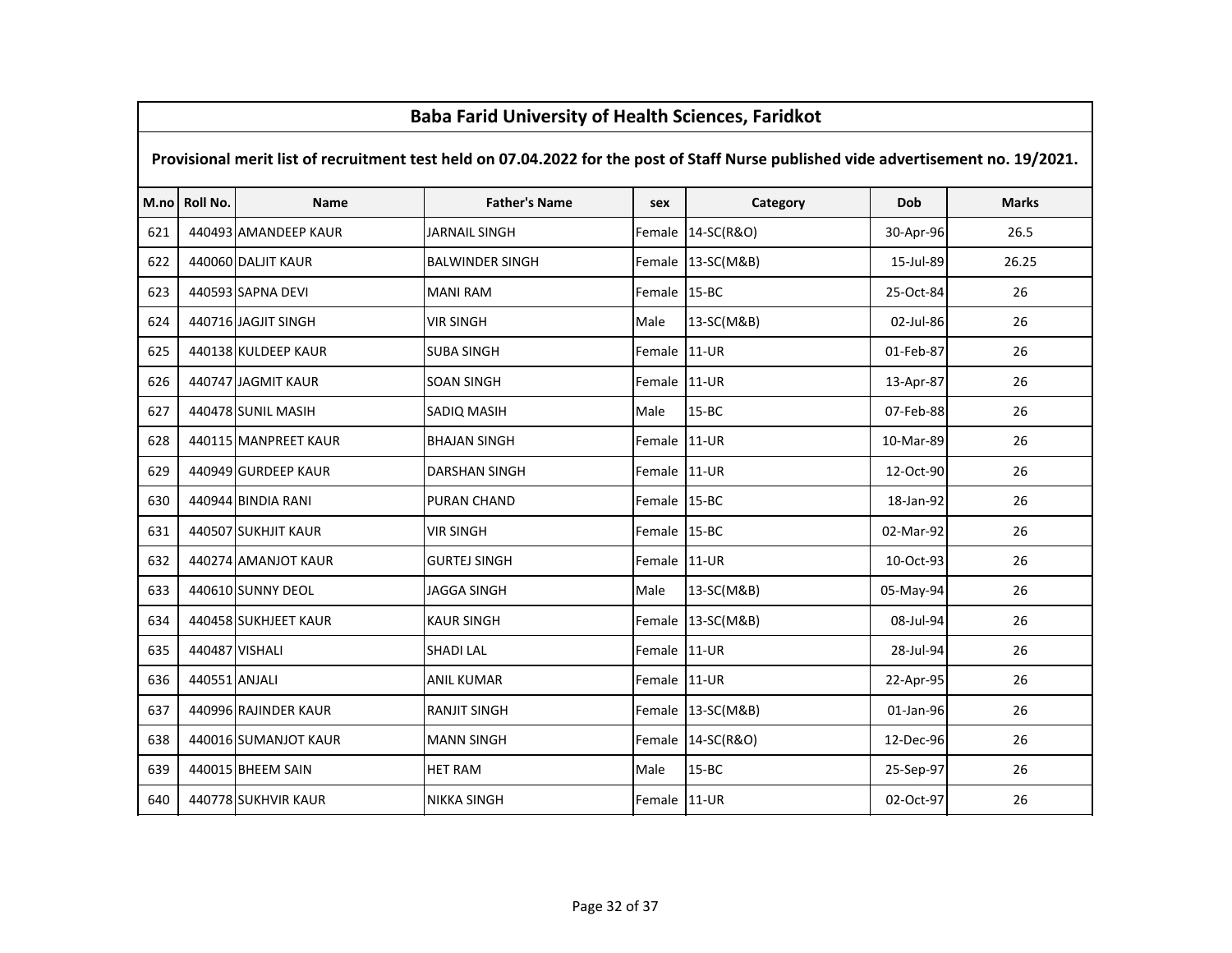# Baba Farid University of Health Sciences, Faridkot

**Provisional merit list of recruitment test held on 07.04.2022 for the post of Staff Nurse published vide advertisement no. 19/2021.**

| M.no | Roll No. | Name | Father's Name | sex | Category | Dob | Marks |
|---|---|---|---|---|---|---|---|
| 621 | 440493 | AMANDEEP KAUR | JARNAIL SINGH | Female | 14-SC(R&O) | 30-Apr-96 | 26.5 |
| 622 | 440060 | DALJIT KAUR | BALWINDER SINGH | Female | 13-SC(M&B) | 15-Jul-89 | 26.25 |
| 623 | 440593 | SAPNA DEVI | MANI RAM | Female | 15-BC | 25-Oct-84 | 26 |
| 624 | 440716 | JAGJIT SINGH | VIR SINGH | Male | 13-SC(M&B) | 02-Jul-86 | 26 |
| 625 | 440138 | KULDEEP KAUR | SUBA SINGH | Female | 11-UR | 01-Feb-87 | 26 |
| 626 | 440747 | JAGMIT KAUR | SOAN SINGH | Female | 11-UR | 13-Apr-87 | 26 |
| 627 | 440478 | SUNIL MASIH | SADIQ MASIH | Male | 15-BC | 07-Feb-88 | 26 |
| 628 | 440115 | MANPREET KAUR | BHAJAN SINGH | Female | 11-UR | 10-Mar-89 | 26 |
| 629 | 440949 | GURDEEP KAUR | DARSHAN SINGH | Female | 11-UR | 12-Oct-90 | 26 |
| 630 | 440944 | BINDIA RANI | PURAN CHAND | Female | 15-BC | 18-Jan-92 | 26 |
| 631 | 440507 | SUKHJIT KAUR | VIR SINGH | Female | 15-BC | 02-Mar-92 | 26 |
| 632 | 440274 | AMANJOT KAUR | GURTEJ SINGH | Female | 11-UR | 10-Oct-93 | 26 |
| 633 | 440610 | SUNNY DEOL | JAGGA SINGH | Male | 13-SC(M&B) | 05-May-94 | 26 |
| 634 | 440458 | SUKHJEET KAUR | KAUR SINGH | Female | 13-SC(M&B) | 08-Jul-94 | 26 |
| 635 | 440487 | VISHALI | SHADI LAL | Female | 11-UR | 28-Jul-94 | 26 |
| 636 | 440551 | ANJALI | ANIL KUMAR | Female | 11-UR | 22-Apr-95 | 26 |
| 637 | 440996 | RAJINDER KAUR | RANJIT SINGH | Female | 13-SC(M&B) | 01-Jan-96 | 26 |
| 638 | 440016 | SUMANJOT KAUR | MANN SINGH | Female | 14-SC(R&O) | 12-Dec-96 | 26 |
| 639 | 440015 | BHEEM SAIN | HET RAM | Male | 15-BC | 25-Sep-97 | 26 |
| 640 | 440778 | SUKHVIR KAUR | NIKKA SINGH | Female | 11-UR | 02-Oct-97 | 26 |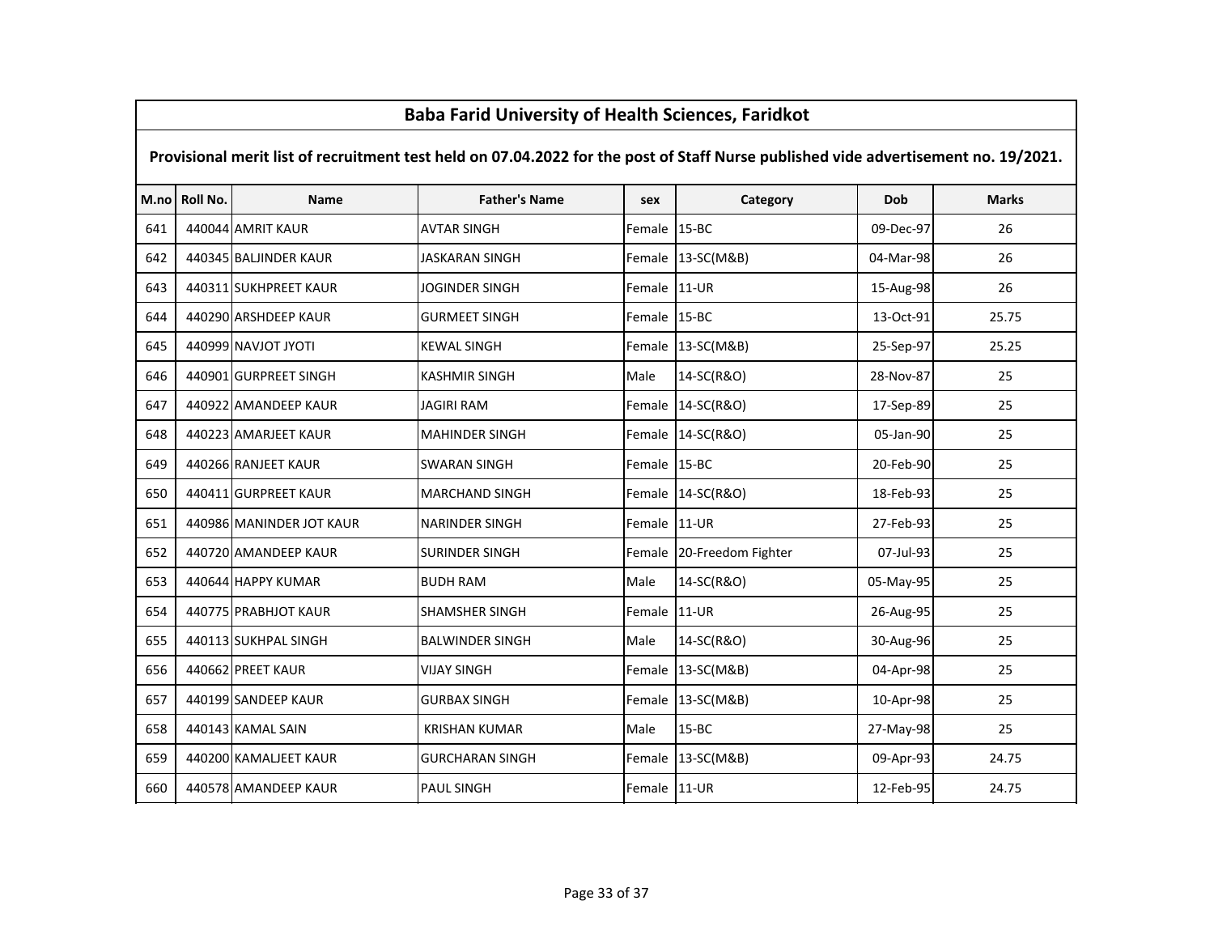# Baba Farid University of Health Sciences, Faridkot

**Provisional merit list of recruitment test held on 07.04.2022 for the post of Staff Nurse published vide advertisement no. 19/2021.**

| M.no | Roll No. | Name | Father's Name | sex | Category | Dob | Marks |
|---|---|---|---|---|---|---|---|
| 641 | 440044 | AMRIT KAUR | AVTAR SINGH | Female | 15-BC | 09-Dec-97 | 26 |
| 642 | 440345 | BALJINDER KAUR | JASKARAN SINGH | Female | 13-SC(M&B) | 04-Mar-98 | 26 |
| 643 | 440311 | SUKHPREET KAUR | JOGINDER SINGH | Female | 11-UR | 15-Aug-98 | 26 |
| 644 | 440290 | ARSHDEEP KAUR | GURMEET SINGH | Female | 15-BC | 13-Oct-91 | 25.75 |
| 645 | 440999 | NAVJOT JYOTI | KEWAL SINGH | Female | 13-SC(M&B) | 25-Sep-97 | 25.25 |
| 646 | 440901 | GURPREET SINGH | KASHMIR SINGH | Male | 14-SC(R&O) | 28-Nov-87 | 25 |
| 647 | 440922 | AMANDEEP KAUR | JAGIRI RAM | Female | 14-SC(R&O) | 17-Sep-89 | 25 |
| 648 | 440223 | AMARJEET KAUR | MAHINDER SINGH | Female | 14-SC(R&O) | 05-Jan-90 | 25 |
| 649 | 440266 | RANJEET KAUR | SWARAN SINGH | Female | 15-BC | 20-Feb-90 | 25 |
| 650 | 440411 | GURPREET KAUR | MARCHAND SINGH | Female | 14-SC(R&O) | 18-Feb-93 | 25 |
| 651 | 440986 | MANINDER JOT KAUR | NARINDER SINGH | Female | 11-UR | 27-Feb-93 | 25 |
| 652 | 440720 | AMANDEEP KAUR | SURINDER SINGH | Female | 20-Freedom Fighter | 07-Jul-93 | 25 |
| 653 | 440644 | HAPPY KUMAR | BUDH RAM | Male | 14-SC(R&O) | 05-May-95 | 25 |
| 654 | 440775 | PRABHJOT KAUR | SHAMSHER SINGH | Female | 11-UR | 26-Aug-95 | 25 |
| 655 | 440113 | SUKHPAL SINGH | BALWINDER SINGH | Male | 14-SC(R&O) | 30-Aug-96 | 25 |
| 656 | 440662 | PREET KAUR | VIJAY SINGH | Female | 13-SC(M&B) | 04-Apr-98 | 25 |
| 657 | 440199 | SANDEEP KAUR | GURBAX SINGH | Female | 13-SC(M&B) | 10-Apr-98 | 25 |
| 658 | 440143 | KAMAL SAIN | KRISHAN KUMAR | Male | 15-BC | 27-May-98 | 25 |
| 659 | 440200 | KAMALJEET KAUR | GURCHARAN SINGH | Female | 13-SC(M&B) | 09-Apr-93 | 24.75 |
| 660 | 440578 | AMANDEEP KAUR | PAUL SINGH | Female | 11-UR | 12-Feb-95 | 24.75 |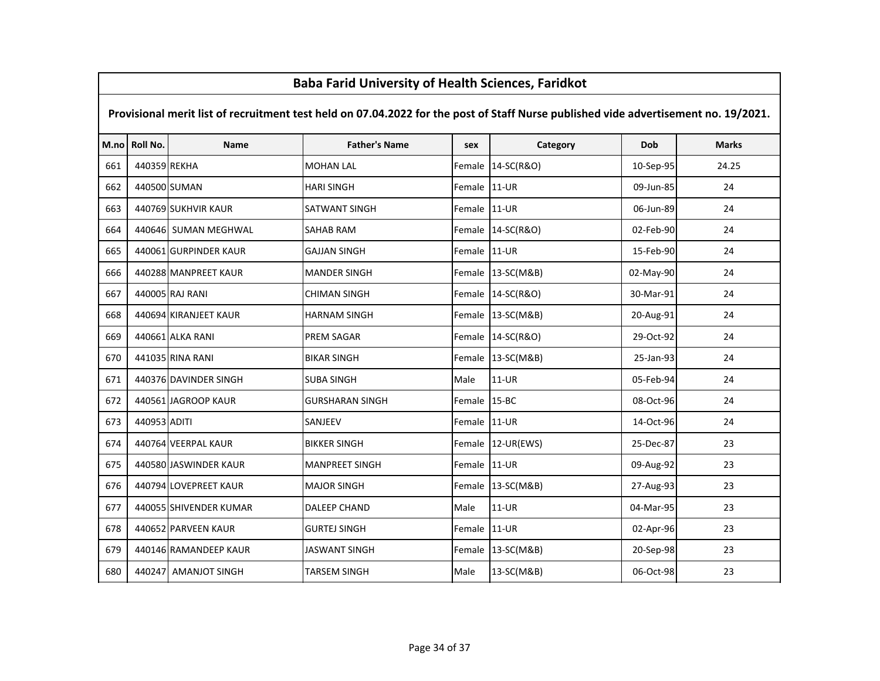# Baba Farid University of Health Sciences, Faridkot

## Provisional merit list of recruitment test held on 07.04.2022 for the post of Staff Nurse published vide advertisement no. 19/2021.

| M.no | Roll No. | Name | Father's Name | sex | Category | Dob | Marks |
|---|---|---|---|---|---|---|---|
| 661 | 440359 | REKHA | MOHAN LAL | Female | 14-SC(R&O) | 10-Sep-95 | 24.25 |
| 662 | 440500 | SUMAN | HARI SINGH | Female | 11-UR | 09-Jun-85 | 24 |
| 663 | 440769 | SUKHVIR KAUR | SATWANT SINGH | Female | 11-UR | 06-Jun-89 | 24 |
| 664 | 440646 | SUMAN MEGHWAL | SAHAB RAM | Female | 14-SC(R&O) | 02-Feb-90 | 24 |
| 665 | 440061 | GURPINDER KAUR | GAJJAN SINGH | Female | 11-UR | 15-Feb-90 | 24 |
| 666 | 440288 | MANPREET KAUR | MANDER SINGH | Female | 13-SC(M&B) | 02-May-90 | 24 |
| 667 | 440005 | RAJ RANI | CHIMAN SINGH | Female | 14-SC(R&O) | 30-Mar-91 | 24 |
| 668 | 440694 | KIRANJEET KAUR | HARNAM SINGH | Female | 13-SC(M&B) | 20-Aug-91 | 24 |
| 669 | 440661 | ALKA RANI | PREM SAGAR | Female | 14-SC(R&O) | 29-Oct-92 | 24 |
| 670 | 441035 | RINA RANI | BIKAR SINGH | Female | 13-SC(M&B) | 25-Jan-93 | 24 |
| 671 | 440376 | DAVINDER SINGH | SUBA SINGH | Male | 11-UR | 05-Feb-94 | 24 |
| 672 | 440561 | JAGROOP KAUR | GURSHARAN SINGH | Female | 15-BC | 08-Oct-96 | 24 |
| 673 | 440953 | ADITI | SANJEEV | Female | 11-UR | 14-Oct-96 | 24 |
| 674 | 440764 | VEERPAL KAUR | BIKKER SINGH | Female | 12-UR(EWS) | 25-Dec-87 | 23 |
| 675 | 440580 | JASWINDER KAUR | MANPREET SINGH | Female | 11-UR | 09-Aug-92 | 23 |
| 676 | 440794 | LOVEPREET KAUR | MAJOR SINGH | Female | 13-SC(M&B) | 27-Aug-93 | 23 |
| 677 | 440055 | SHIVENDER KUMAR | DALEEP CHAND | Male | 11-UR | 04-Mar-95 | 23 |
| 678 | 440652 | PARVEEN KAUR | GURTEJ SINGH | Female | 11-UR | 02-Apr-96 | 23 |
| 679 | 440146 | RAMANDEEP KAUR | JASWANT SINGH | Female | 13-SC(M&B) | 20-Sep-98 | 23 |
| 680 | 440247 | AMANJOT SINGH | TARSEM SINGH | Male | 13-SC(M&B) | 06-Oct-98 | 23 |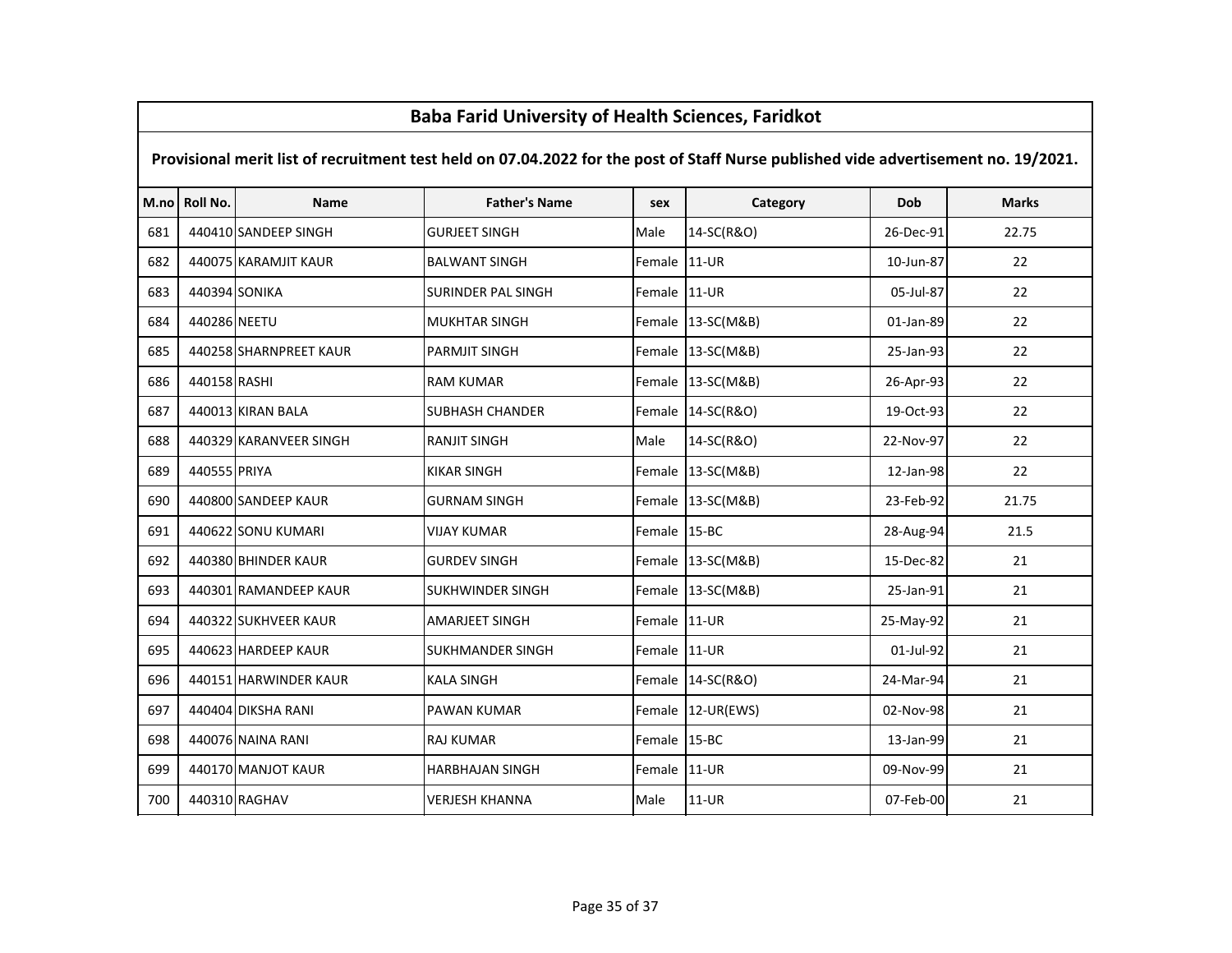| Baba Farid University of Health Sciences, Faridkot | | | | | | | |
|---|---|---|---|---|---|---|---|
| **Provisional merit list of recruitment test held on 07.04.2022 for the post of Staff Nurse published vide advertisement no. 19/2021.** | | | | | | | |
| **M.no** | **Roll No.** | **Name** | **Father's Name** | **sex** | **Category** | **Dob** | **Marks** |
| 681 | 440410 | SANDEEP SINGH | GURJEET SINGH | Male | 14-SC(R&O) | 26-Dec-91 | 22.75 |
| 682 | 440075 | KARAMJIT KAUR | BALWANT SINGH | Female | 11-UR | 10-Jun-87 | 22 |
| 683 | 440394 | SONIKA | SURINDER PAL SINGH | Female | 11-UR | 05-Jul-87 | 22 |
| 684 | 440286 | NEETU | MUKHTAR SINGH | Female | 13-SC(M&B) | 01-Jan-89 | 22 |
| 685 | 440258 | SHARNPREET KAUR | PARMJIT SINGH | Female | 13-SC(M&B) | 25-Jan-93 | 22 |
| 686 | 440158 | RASHI | RAM KUMAR | Female | 13-SC(M&B) | 26-Apr-93 | 22 |
| 687 | 440013 | KIRAN BALA | SUBHASH CHANDER | Female | 14-SC(R&O) | 19-Oct-93 | 22 |
| 688 | 440329 | KARANVEER SINGH | RANJIT SINGH | Male | 14-SC(R&O) | 22-Nov-97 | 22 |
| 689 | 440555 | PRIYA | KIKAR SINGH | Female | 13-SC(M&B) | 12-Jan-98 | 22 |
| 690 | 440800 | SANDEEP KAUR | GURNAM SINGH | Female | 13-SC(M&B) | 23-Feb-92 | 21.75 |
| 691 | 440622 | SONU KUMARI | VIJAY KUMAR | Female | 15-BC | 28-Aug-94 | 21.5 |
| 692 | 440380 | BHINDER KAUR | GURDEV SINGH | Female | 13-SC(M&B) | 15-Dec-82 | 21 |
| 693 | 440301 | RAMANDEEP KAUR | SUKHWINDER SINGH | Female | 13-SC(M&B) | 25-Jan-91 | 21 |
| 694 | 440322 | SUKHVEER KAUR | AMARJEET SINGH | Female | 11-UR | 25-May-92 | 21 |
| 695 | 440623 | HARDEEP KAUR | SUKHMANDER SINGH | Female | 11-UR | 01-Jul-92 | 21 |
| 696 | 440151 | HARWINDER KAUR | KALA SINGH | Female | 14-SC(R&O) | 24-Mar-94 | 21 |
| 697 | 440404 | DIKSHA RANI | PAWAN KUMAR | Female | 12-UR(EWS) | 02-Nov-98 | 21 |
| 698 | 440076 | NAINA RANI | RAJ KUMAR | Female | 15-BC | 13-Jan-99 | 21 |
| 699 | 440170 | MANJOT KAUR | HARBHAJAN SINGH | Female | 11-UR | 09-Nov-99 | 21 |
| 700 | 440310 | RAGHAV | VERJESH KHANNA | Male | 11-UR | 07-Feb-00 | 21 |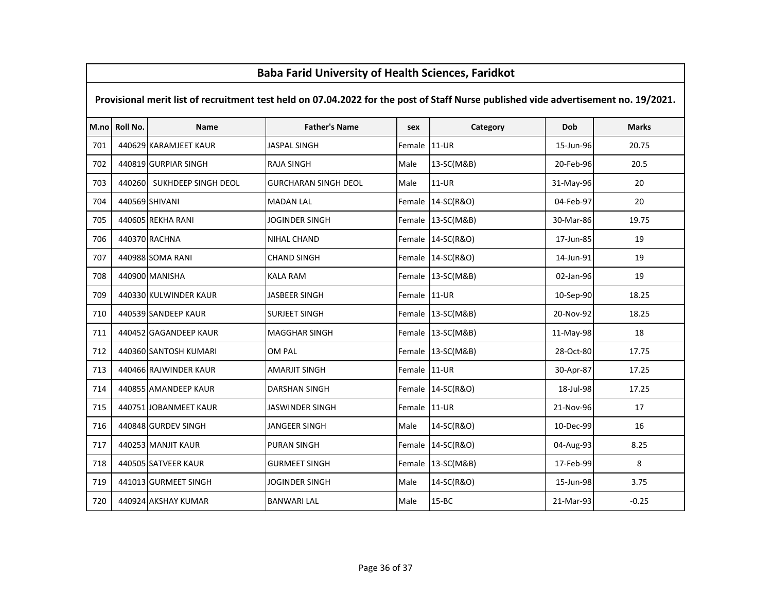| Baba Farid University of Health Sciences, Faridkot | | | | | | | |
|---|---|---|---|---|---|---|---|
| Provisional merit list of recruitment test held on 07.04.2022 for the post of Staff Nurse published vide advertisement no. 19/2021. | | | | | | | |
| M.no | Roll No. | Name | Father's Name | sex | Category | Dob | Marks |
| 701 | 440629 | KARAMJEET KAUR | JASPAL SINGH | Female | 11-UR | 15-Jun-96 | 20.75 |
| 702 | 440819 | GURPIAR SINGH | RAJA SINGH | Male | 13-SC(M&B) | 20-Feb-96 | 20.5 |
| 703 | 440260 | SUKHDEEP SINGH DEOL | GURCHARAN SINGH DEOL | Male | 11-UR | 31-May-96 | 20 |
| 704 | 440569 | SHIVANI | MADAN LAL | Female | 14-SC(R&O) | 04-Feb-97 | 20 |
| 705 | 440605 | REKHA RANI | JOGINDER SINGH | Female | 13-SC(M&B) | 30-Mar-86 | 19.75 |
| 706 | 440370 | RACHNA | NIHAL CHAND | Female | 14-SC(R&O) | 17-Jun-85 | 19 |
| 707 | 440988 | SOMA RANI | CHAND SINGH | Female | 14-SC(R&O) | 14-Jun-91 | 19 |
| 708 | 440900 | MANISHA | KALA RAM | Female | 13-SC(M&B) | 02-Jan-96 | 19 |
| 709 | 440330 | KULWINDER KAUR | JASBEER SINGH | Female | 11-UR | 10-Sep-90 | 18.25 |
| 710 | 440539 | SANDEEP KAUR | SURJEET SINGH | Female | 13-SC(M&B) | 20-Nov-92 | 18.25 |
| 711 | 440452 | GAGANDEEP KAUR | MAGGHAR SINGH | Female | 13-SC(M&B) | 11-May-98 | 18 |
| 712 | 440360 | SANTOSH KUMARI | OM PAL | Female | 13-SC(M&B) | 28-Oct-80 | 17.75 |
| 713 | 440466 | RAJWINDER KAUR | AMARJIT SINGH | Female | 11-UR | 30-Apr-87 | 17.25 |
| 714 | 440855 | AMANDEEP KAUR | DARSHAN SINGH | Female | 14-SC(R&O) | 18-Jul-98 | 17.25 |
| 715 | 440751 | JOBANMEET KAUR | JASWINDER SINGH | Female | 11-UR | 21-Nov-96 | 17 |
| 716 | 440848 | GURDEV SINGH | JANGEER SINGH | Male | 14-SC(R&O) | 10-Dec-99 | 16 |
| 717 | 440253 | MANJIT KAUR | PURAN SINGH | Female | 14-SC(R&O) | 04-Aug-93 | 8.25 |
| 718 | 440505 | SATVEER KAUR | GURMEET SINGH | Female | 13-SC(M&B) | 17-Feb-99 | 8 |
| 719 | 441013 | GURMEET SINGH | JOGINDER SINGH | Male | 14-SC(R&O) | 15-Jun-98 | 3.75 |
| 720 | 440924 | AKSHAY KUMAR | BANWARI LAL | Male | 15-BC | 21-Mar-93 | -0.25 |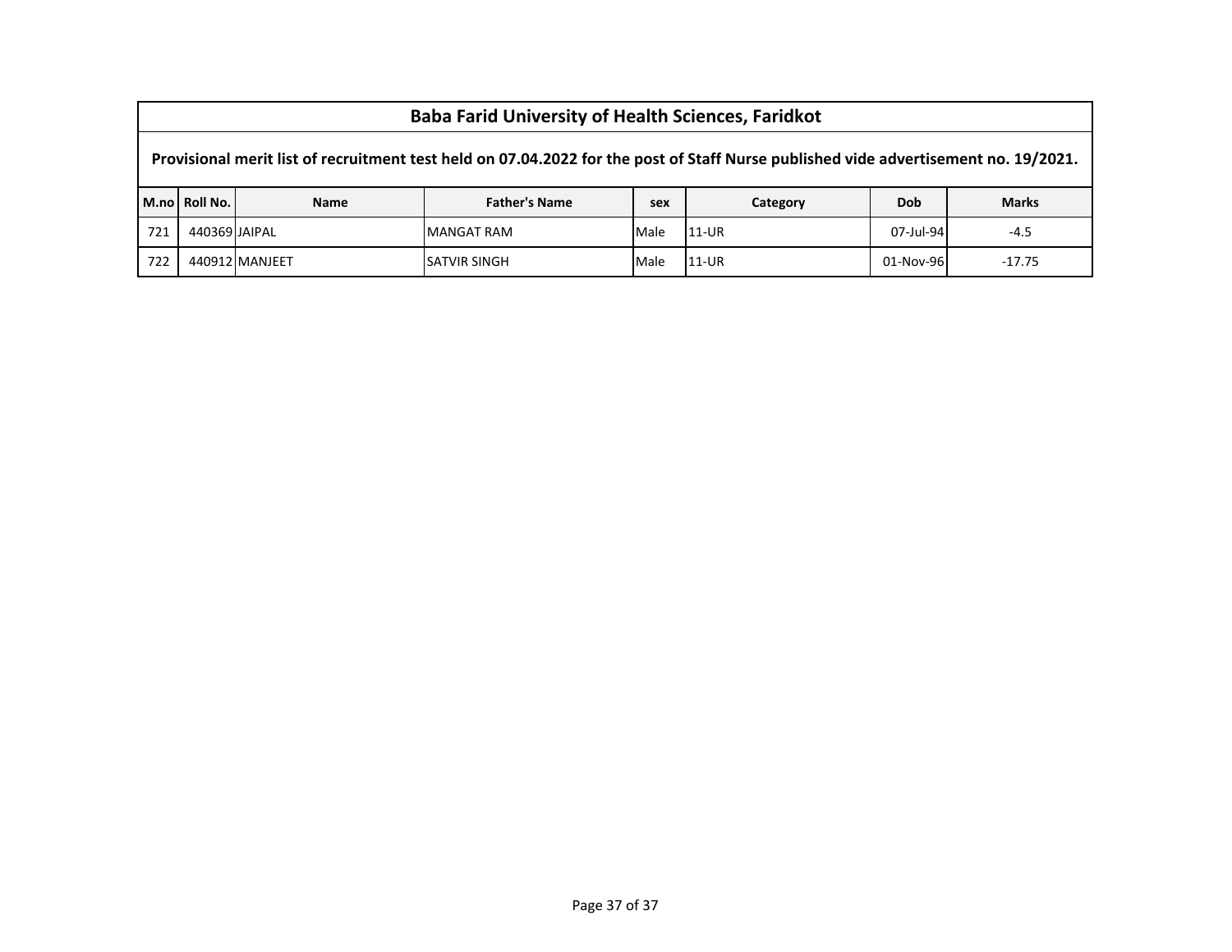# Baba Farid University of Health Sciences, Faridkot

## Provisional merit list of recruitment test held on 07.04.2022 for the post of Staff Nurse published vide advertisement no. 19/2021.

| M.no | Roll No. | Name | Father's Name | sex | Category | Dob | Marks |
|---|---|---|---|---|---|---|---|
| 721 | 440369 | JAIPAL | MANGAT RAM | Male | 11-UR | 07-Jul-94 | -4.5 |
| 722 | 440912 | MANJEET | SATVIR SINGH | Male | 11-UR | 01-Nov-96 | -17.75 |